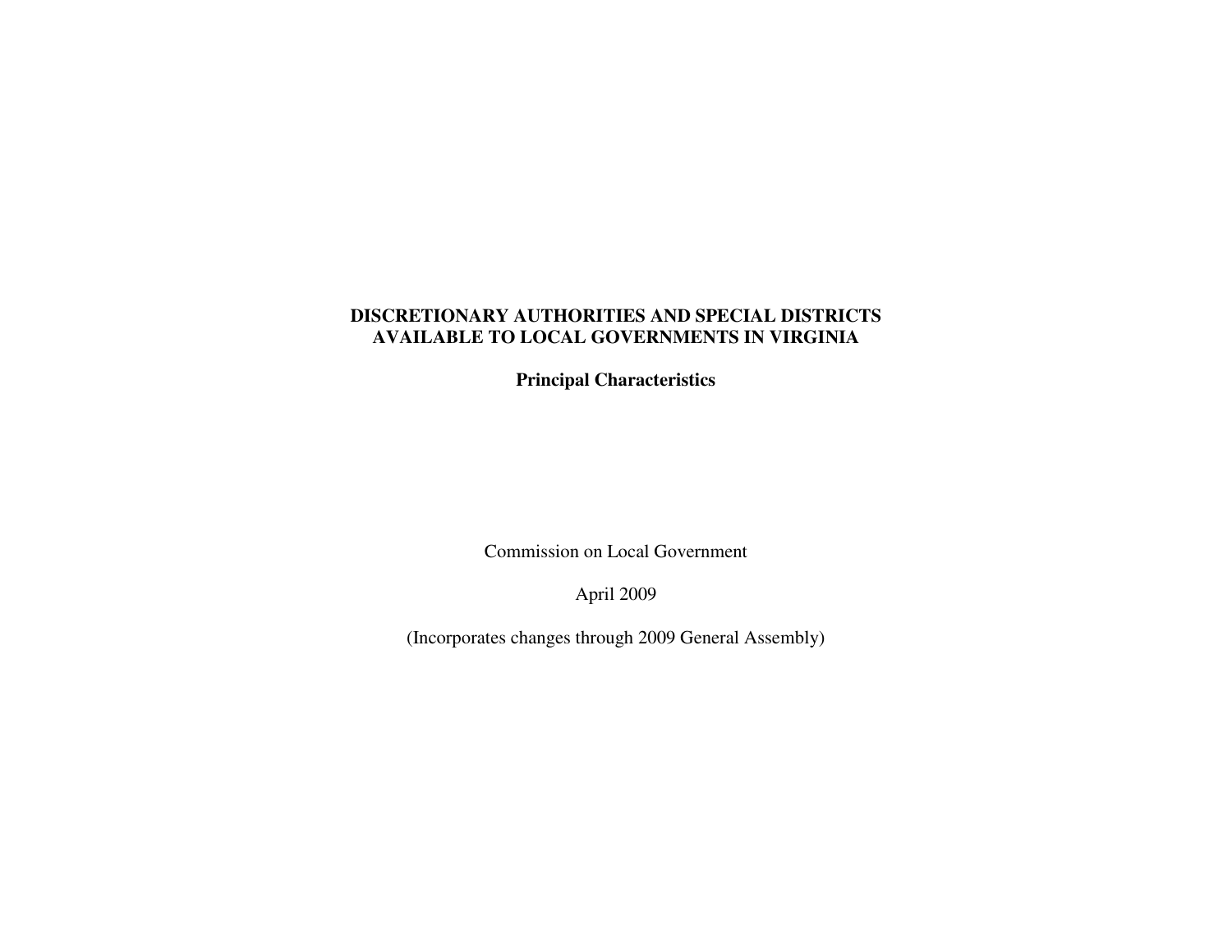# DISCRETIONARY AUTHORITIES AND SPECIAL DISTRICTS AVAILABLE TO LOCAL GOVERNMENTS IN VIRGINIA

## Principal Characteristics

Commission on Local Government

April 2009

(Incorporates changes through 2009 General Assembly)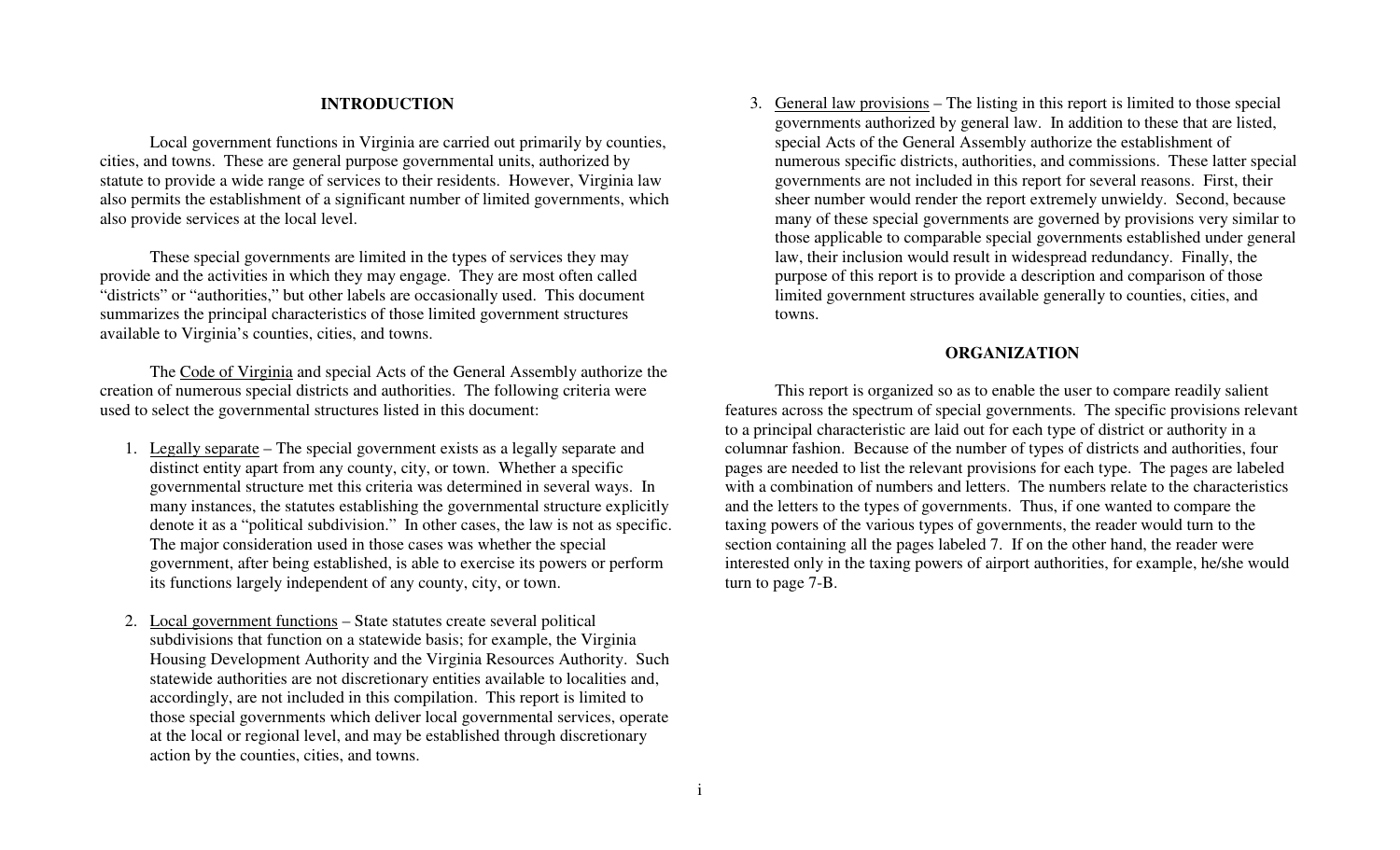## INTRODUCTION

Local government functions in Virginia are carried out primarily by counties, cities, and towns. These are general purpose governmental units, authorized by statute to provide a wide range of services to their residents. However, Virginia law also permits the establishment of a significant number of limited governments, which also provide services at the local level.

These special governments are limited in the types of services they may provide and the activities in which they may engage. They are most often called "districts" or "authorities," but other labels are occasionally used. This document summarizes the principal characteristics of those limited government structures available to Virginia's counties, cities, and towns.

The Code of Virginia and special Acts of the General Assembly authorize the creation of numerous special districts and authorities. The following criteria were used to select the governmental structures listed in this document:

1. Legally separate – The special government exists as a legally separate and distinct entity apart from any county, city, or town. Whether a specific governmental structure met this criteria was determined in several ways. In many instances, the statutes establishing the governmental structure explicitly denote it as a "political subdivision." In other cases, the law is not as specific. The major consideration used in those cases was whether the special government, after being established, is able to exercise its powers or perform its functions largely independent of any county, city, or town.

2. Local government functions – State statutes create several political subdivisions that function on a statewide basis; for example, the Virginia Housing Development Authority and the Virginia Resources Authority. Such statewide authorities are not discretionary entities available to localities and, accordingly, are not included in this compilation. This report is limited to those special governments which deliver local governmental services, operate at the local or regional level, and may be established through discretionary action by the counties, cities, and towns.

3. General law provisions – The listing in this report is limited to those special governments authorized by general law. In addition to these that are listed, special Acts of the General Assembly authorize the establishment of numerous specific districts, authorities, and commissions. These latter special governments are not included in this report for several reasons. First, their sheer number would render the report extremely unwieldy. Second, because many of these special governments are governed by provisions very similar to those applicable to comparable special governments established under general law, their inclusion would result in widespread redundancy. Finally, the purpose of this report is to provide a description and comparison of those limited government structures available generally to counties, cities, and towns.

## ORGANIZATION

This report is organized so as to enable the user to compare readily salient features across the spectrum of special governments. The specific provisions relevant to a principal characteristic are laid out for each type of district or authority in a columnar fashion. Because of the number of types of districts and authorities, four pages are needed to list the relevant provisions for each type. The pages are labeled with a combination of numbers and letters. The numbers relate to the characteristics and the letters to the types of governments. Thus, if one wanted to compare the taxing powers of the various types of governments, the reader would turn to the section containing all the pages labeled 7. If on the other hand, the reader were interested only in the taxing powers of airport authorities, for example, he/she would turn to page 7-B.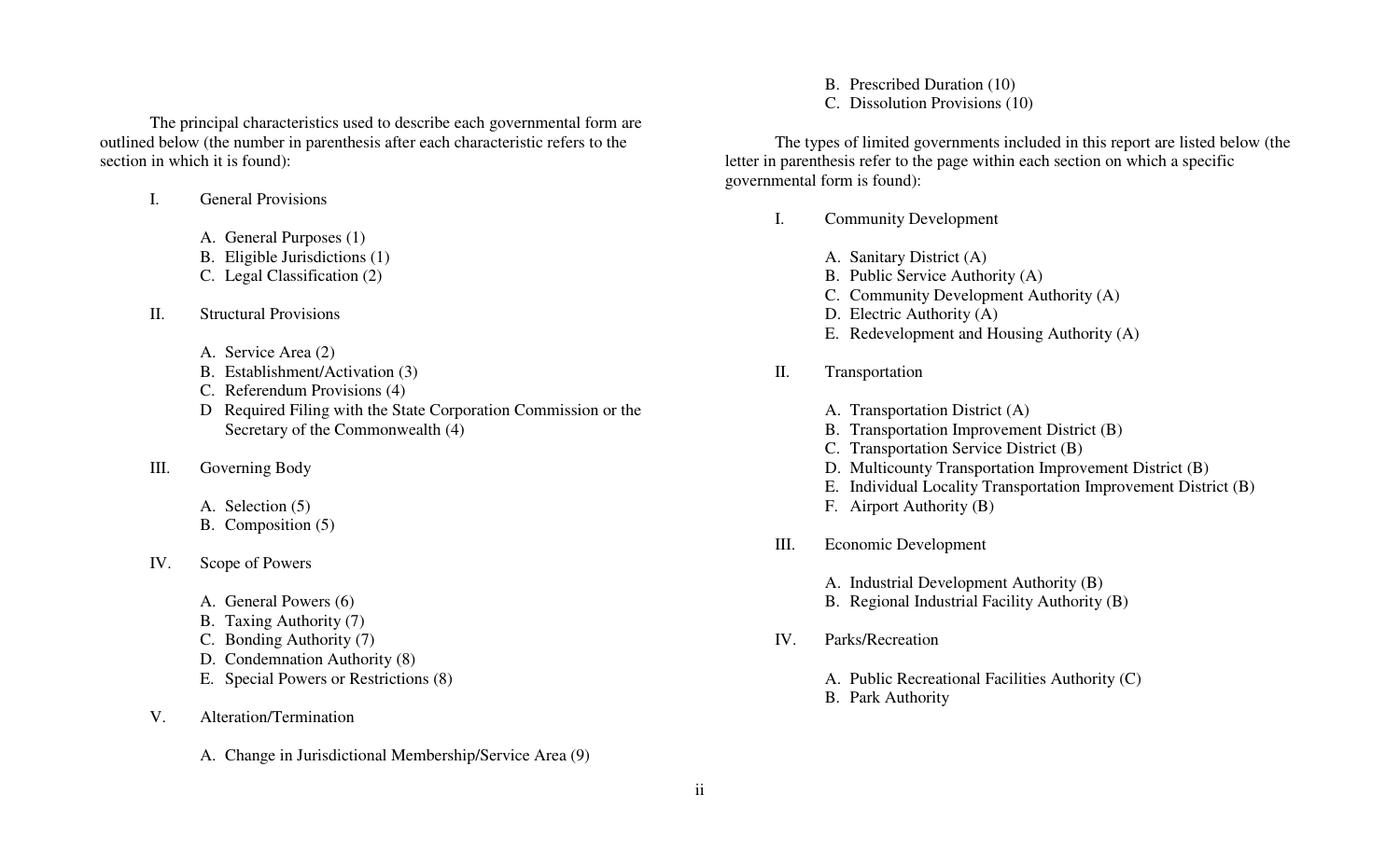The principal characteristics used to describe each governmental form are outlined below (the number in parenthesis after each characteristic refers to the section in which it is found):

I. General Provisions

- A. General Purposes (1)
- B. Eligible Jurisdictions (1)
- C. Legal Classification (2)

II. Structural Provisions

- A. Service Area (2)
- B. Establishment/Activation (3)
- C. Referendum Provisions (4)
- D Required Filing with the State Corporation Commission or the Secretary of the Commonwealth (4)

III. Governing Body

- A. Selection (5)
- B. Composition (5)

IV. Scope of Powers

- A. General Powers (6)
- B. Taxing Authority (7)
- C. Bonding Authority (7)
- D. Condemnation Authority (8)
- E. Special Powers or Restrictions (8)

V. Alteration/Termination

- A. Change in Jurisdictional Membership/Service Area (9)
- B. Prescribed Duration (10)
- C. Dissolution Provisions (10)

The types of limited governments included in this report are listed below (the letter in parenthesis refer to the page within each section on which a specific governmental form is found):

I. Community Development

- A. Sanitary District (A)
- B. Public Service Authority (A)
- C. Community Development Authority (A)
- D. Electric Authority (A)
- E. Redevelopment and Housing Authority (A)

II. Transportation

- A. Transportation District (A)
- B. Transportation Improvement District (B)
- C. Transportation Service District (B)
- D. Multicounty Transportation Improvement District (B)
- E. Individual Locality Transportation Improvement District (B)
- F. Airport Authority (B)

III. Economic Development

- A. Industrial Development Authority (B)
- B. Regional Industrial Facility Authority (B)

IV. Parks/Recreation

- A. Public Recreational Facilities Authority (C)
- B. Park Authority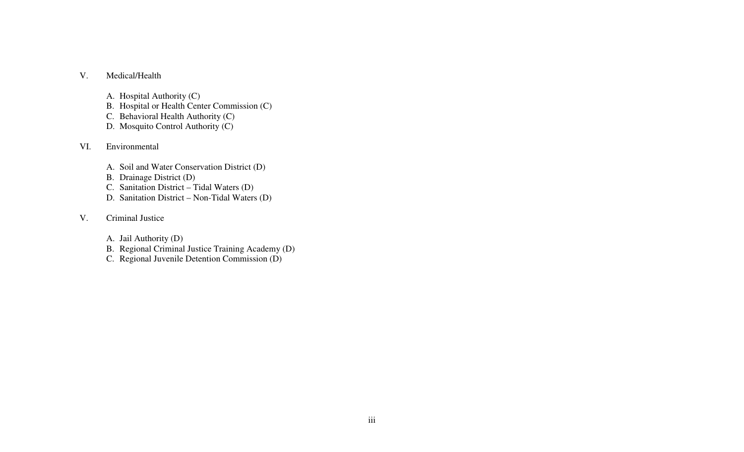V. Medical/Health

A. Hospital Authority (C)
B. Hospital or Health Center Commission (C)
C. Behavioral Health Authority (C)
D. Mosquito Control Authority (C)

VI. Environmental

A. Soil and Water Conservation District (D)
B. Drainage District (D)
C. Sanitation District – Tidal Waters (D)
D. Sanitation District – Non-Tidal Waters (D)

V. Criminal Justice

A. Jail Authority (D)
B. Regional Criminal Justice Training Academy (D)
C. Regional Juvenile Detention Commission (D)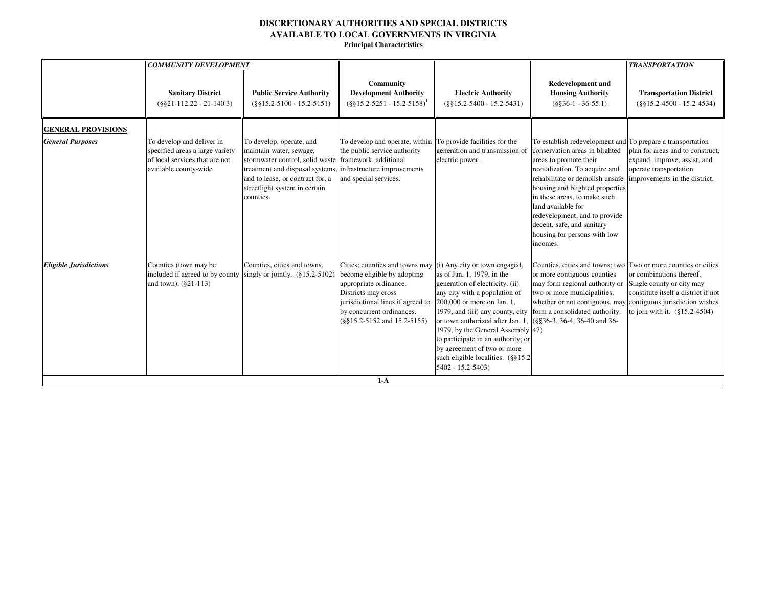# DISCRETIONARY AUTHORITIES AND SPECIAL DISTRICTS AVAILABLE TO LOCAL GOVERNMENTS IN VIRGINIA

**Principal Characteristics**

| | *COMMUNITY DEVELOPMENT* | | | | | *TRANSPORTATION* |
|---|---|---|---|---|---|---|
| | **Sanitary District** (§§21-112.22 - 21-140.3) | **Public Service Authority** (§§15.2-5100 - 15.2-5151) | **Community Development Authority** (§§15.2-5251 - 15.2-5158)[1] | **Electric Authority** (§§15.2-5400 - 15.2-5431) | **Redevelopment and Housing Authority** (§§36-1 - 36-55.1) | **Transportation District** (§§15.2-4500 - 15.2-4534) |
| **GENERAL PROVISIONS** | | | | | | |
| ***General Purposes*** | To develop and deliver in specified areas a large variety of local services that are not available county-wide | To develop, operate, and maintain water, sewage, stormwater control, solid waste treatment and disposal systems, and to lease, or contract for, a streetlight system in certain counties. | To develop and operate, within the public service authority framework, additional infrastructure improvements and special services. | To provide facilities for the generation and transmission of electric power. | To establish redevelopment and conservation areas in blighted areas to promote their revitalization. To acquire and rehabilitate or demolish unsafe housing and blighted properties in these areas, to make such land available for redevelopment, and to provide decent, safe, and sanitary housing for persons with low incomes. | To prepare a transportation plan for areas and to construct, expand, improve, assist, and operate transportation improvements in the district. |
| ***Eligible Jurisdictions*** | Counties (town may be included if agreed to by county and town). (§21-113) | Counties, cities and towns, singly or jointly. (§15.2-5102) | Cities; counties and towns may become eligible by adopting appropriate ordinance. Districts may cross jurisdictional lines if agreed to by concurrent ordinances. (§§15.2-5152 and 15.2-5155) | (i) Any city or town engaged, as of Jan. 1, 1979, in the generation of electricity, (ii) any city with a population of 200,000 or more on Jan. 1, 1979, and (iii) any county, city or town authorized after Jan. 1, 1979, by the General Assembly to participate in an authority; or by agreement of two or more such eligible localities. (§§15.2 5402 - 15.2-5403) | Counties, cities and towns; two or more contiguous counties may form regional authority or two or more municipalities, whether or not contiguous, may form a consolidated authority. (§§36-3, 36-4, 36-40 and 36-47) | Two or more counties or cities or combinations thereof. Single county or city may constitute itself a district if not contiguous jurisdiction wishes to join with it. (§15.2-4504) |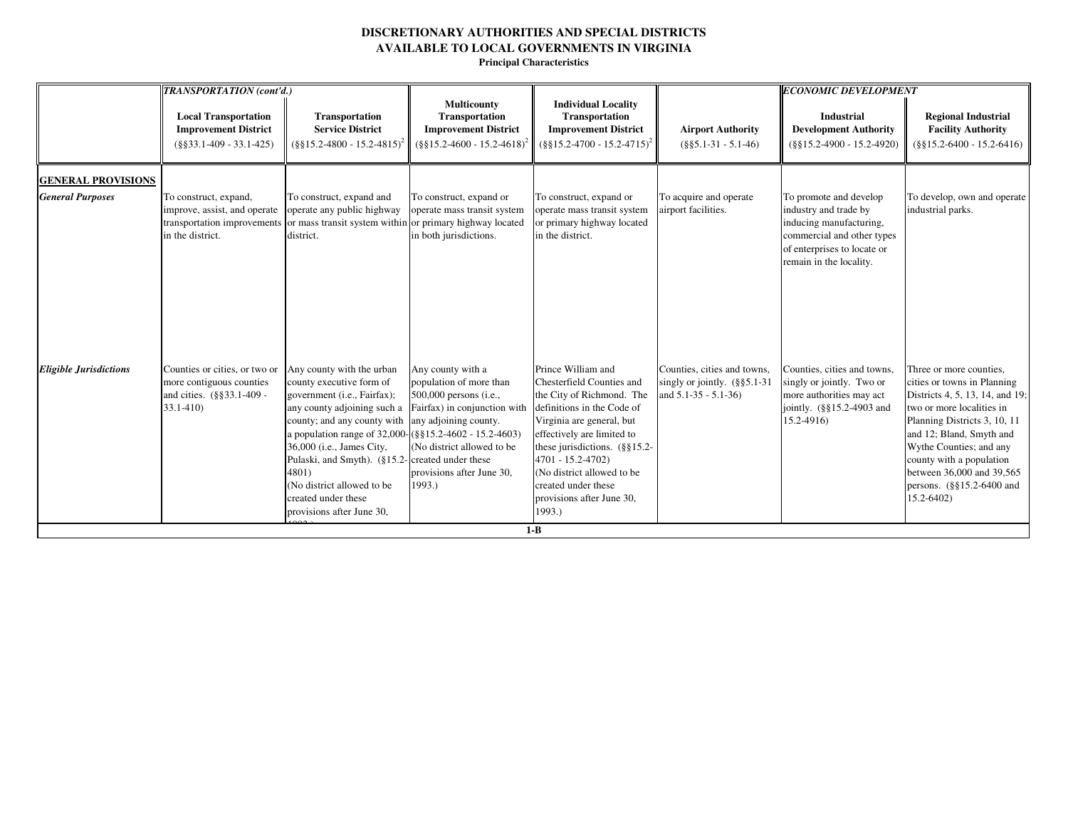# DISCRETIONARY AUTHORITIES AND SPECIAL DISTRICTS AVAILABLE TO LOCAL GOVERNMENTS IN VIRGINIA

**Principal Characteristics**

| | *TRANSPORTATION (cont'd.)* | | | | | *ECONOMIC DEVELOPMENT* | |
|---|---|---|---|---|---|---|---|
| | **Local Transportation Improvement District** (§§33.1-409 - 33.1-425) | **Transportation Service District** (§§15.2-4800 - 15.2-4815)[2] | **Multicounty Transportation Improvement District** (§§15.2-4600 - 15.2-4618)[2] | **Individual Locality Transportation Improvement District** (§§15.2-4700 - 15.2-4715)[2] | **Airport Authority** (§§5.1-31 - 5.1-46) | **Industrial Development Authority** (§§15.2-4900 - 15.2-4920) | **Regional Industrial Facility Authority** (§§15.2-6400 - 15.2-6416) |
| **GENERAL PROVISIONS** | | | | | | | |
| ***General Purposes*** | To construct, expand, improve, assist, and operate transportation improvements in the district. | To construct, expand and operate any public highway or mass transit system within district. | To construct, expand or operate mass transit system or primary highway located in both jurisdictions. | To construct, expand or operate mass transit system or primary highway located in the district. | To acquire and operate airport facilities. | To promote and develop industry and trade by inducing manufacturing, commercial and other types of enterprises to locate or remain in the locality. | To develop, own and operate industrial parks. |
| ***Eligible Jurisdictions*** | Counties or cities, or two or more contiguous counties and cities. (§§33.1-409 - 33.1-410) | Any county with the urban county executive form of government (i.e., Fairfax); any county adjoining such a county; and any county with a population range of 32,000-36,000 (i.e., James City, Pulaski, and Smyth). (§15.2-4801) (No district allowed to be created under these provisions after June 30, 1993.) | Any county with a population of more than 500,000 persons (i.e., Fairfax) in conjunction with any adjoining county. (§§15.2-4602 - 15.2-4603) (No district allowed to be created under these provisions after June 30, 1993.) | Prince William and Chesterfield Counties and the City of Richmond. The definitions in the Code of Virginia are general, but effectively are limited to these jurisdictions. (§§15.2-4701 - 15.2-4702) (No district allowed to be created under these provisions after June 30, 1993.) | Counties, cities and towns, singly or jointly. (§§5.1-31 and 5.1-35 - 5.1-36) | Counties, cities and towns, singly or jointly. Two or more authorities may act jointly. (§§15.2-4903 and 15.2-4916) | Three or more counties, cities or towns in Planning Districts 4, 5, 13, 14, and 19; two or more localities in Planning Districts 3, 10, 11 and 12; Bland, Smyth and Wythe Counties; and any county with a population between 36,000 and 39,565 persons. (§§15.2-6400 and 15.2-6402) |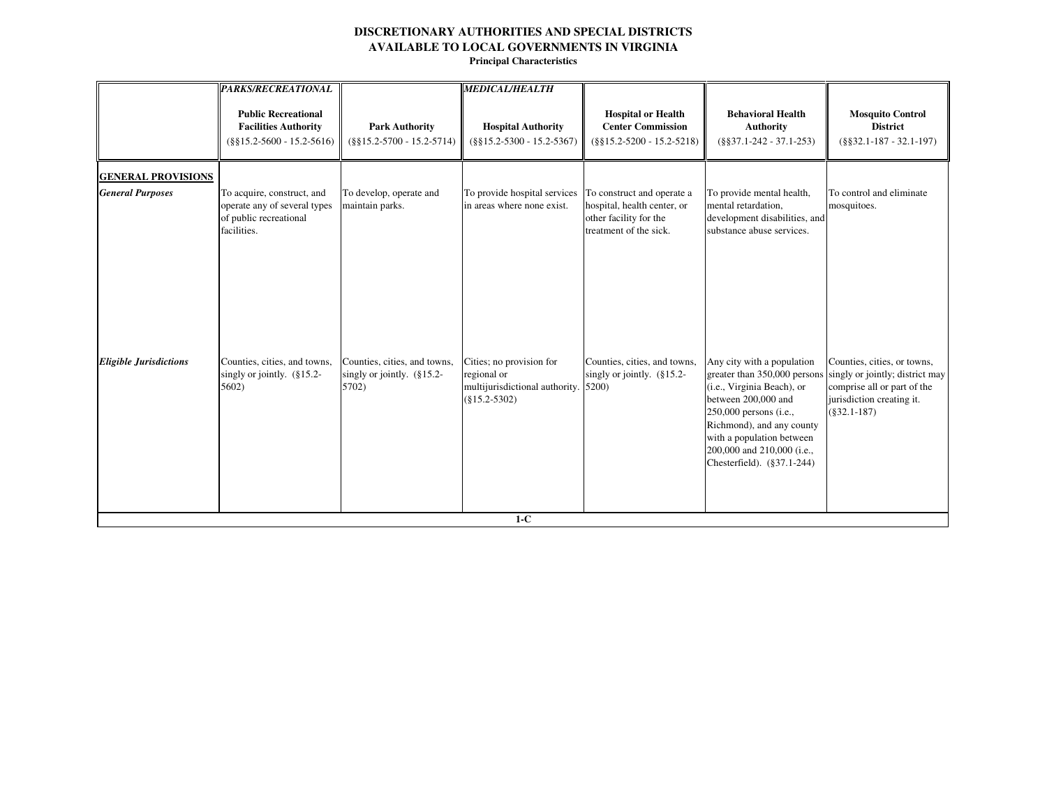# DISCRETIONARY AUTHORITIES AND SPECIAL DISTRICTS AVAILABLE TO LOCAL GOVERNMENTS IN VIRGINIA

**Principal Characteristics**

| | ***PARKS/RECREATIONAL*** **Public Recreational Facilities Authority** (§§15.2-5600 - 15.2-5616) | **Park Authority** (§§15.2-5700 - 15.2-5714) | ***MEDICAL/HEALTH*** **Hospital Authority** (§§15.2-5300 - 15.2-5367) | **Hospital or Health Center Commission** (§§15.2-5200 - 15.2-5218) | **Behavioral Health Authority** (§§37.1-242 - 37.1-253) | **Mosquito Control District** (§§32.1-187 - 32.1-197) |
|---|---|---|---|---|---|---|
| **GENERAL PROVISIONS** | | | | | | |
| ***General Purposes*** | To acquire, construct, and operate any of several types of public recreational facilities. | To develop, operate and maintain parks. | To provide hospital services in areas where none exist. | To construct and operate a hospital, health center, or other facility for the treatment of the sick. | To provide mental health, mental retardation, development disabilities, and substance abuse services. | To control and eliminate mosquitoes. |
| ***Eligible Jurisdictions*** | Counties, cities, and towns, singly or jointly. (§15.2-5602) | Counties, cities, and towns, singly or jointly. (§15.2-5702) | Cities; no provision for regional or multijurisdictional authority. (§15.2-5302) | Counties, cities, and towns, singly or jointly. (§15.2-5200) | Any city with a population greater than 350,000 persons (i.e., Virginia Beach), or between 200,000 and 250,000 persons (i.e., Richmond), and any county with a population between 200,000 and 210,000 (i.e., Chesterfield). (§37.1-244) | Counties, cities, or towns, singly or jointly; district may comprise all or part of the jurisdiction creating it. (§32.1-187) |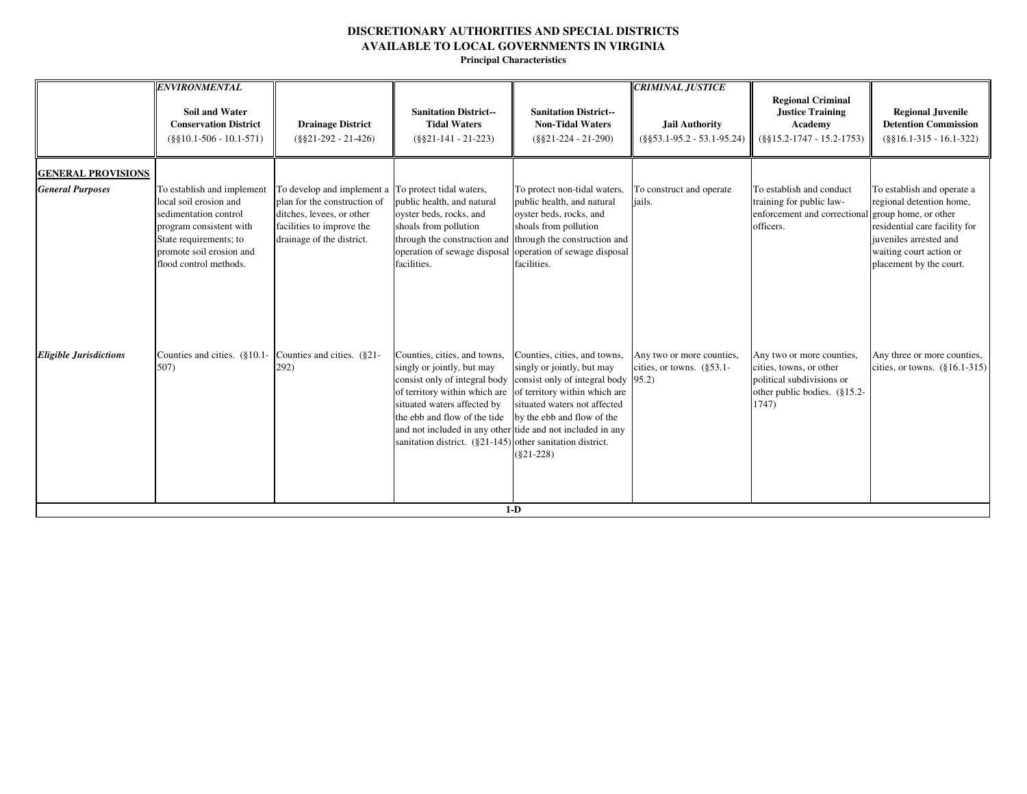# DISCRETIONARY AUTHORITIES AND SPECIAL DISTRICTS AVAILABLE TO LOCAL GOVERNMENTS IN VIRGINIA

**Principal Characteristics**

| | *ENVIRONMENTAL* | | | | *CRIMINAL JUSTICE* | | |
|---|---|---|---|---|---|---|---|
| | **Soil and Water Conservation District** (§§10.1-506 - 10.1-571) | **Drainage District** (§§21-292 - 21-426) | **Sanitation District--Tidal Waters** (§§21-141 - 21-223) | **Sanitation District--Non-Tidal Waters** (§§21-224 - 21-290) | **Jail Authority** (§§53.1-95.2 - 53.1-95.24) | **Regional Criminal Justice Training Academy** (§§15.2-1747 - 15.2-1753) | **Regional Juvenile Detention Commission** (§§16.1-315 - 16.1-322) |
| **GENERAL PROVISIONS** | | | | | | | |
| ***General Purposes*** | To establish and implement local soil erosion and sedimentation control program consistent with State requirements; to promote soil erosion and flood control methods. | To develop and implement a plan for the construction of ditches, levees, or other facilities to improve the drainage of the district. | To protect tidal waters, public health, and natural oyster beds, rocks, and shoals from pollution through the construction and operation of sewage disposal facilities. | To protect non-tidal waters, public health, and natural oyster beds, rocks, and shoals from pollution through the construction and operation of sewage disposal facilities. | To construct and operate jails. | To establish and conduct training for public law-enforcement and correctional officers. | To establish and operate a regional detention home, group home, or other residential care facility for juveniles arrested and waiting court action or placement by the court. |
| ***Eligible Jurisdictions*** | Counties and cities. (§10.1-507) | Counties and cities. (§21-292) | Counties, cities, and towns, singly or jointly, but may consist only of integral body of territory within which are situated waters affected by the ebb and flow of the tide and not included in any other sanitation district. (§21-145) | Counties, cities, and towns, singly or jointly, but may consist only of integral body of territory within which are situated waters not affected by the ebb and flow of the tide and not included in any other sanitation district. (§21-228) | Any two or more counties, cities, or towns. (§53.1-95.2) | Any two or more counties, cities, towns, or other political subdivisions or other public bodies. (§15.2-1747) | Any three or more counties, cities, or towns. (§16.1-315) |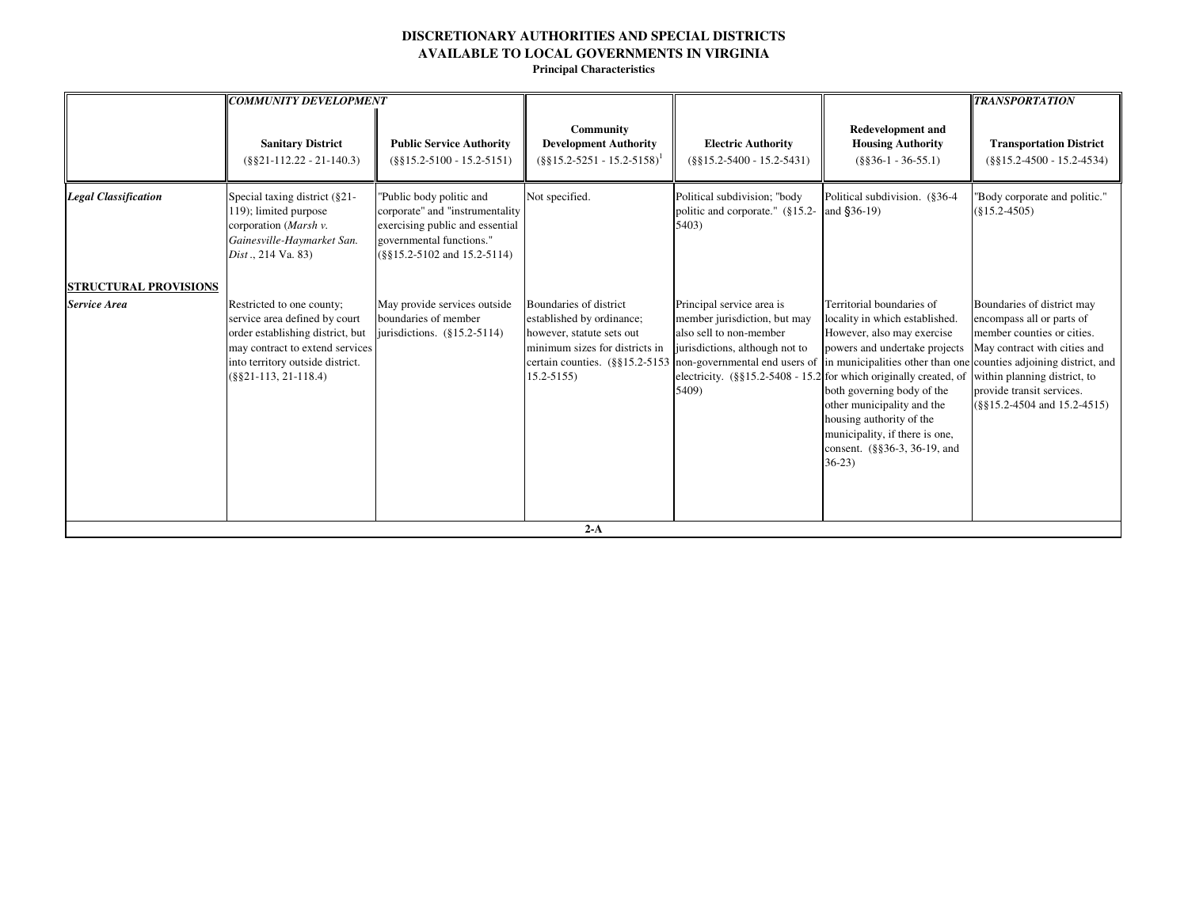# DISCRETIONARY AUTHORITIES AND SPECIAL DISTRICTS AVAILABLE TO LOCAL GOVERNMENTS IN VIRGINIA

**Principal Characteristics**

| | *COMMUNITY DEVELOPMENT* | | | | | *TRANSPORTATION* |
|---|---|---|---|---|---|---|
| | **Sanitary District** (§§21-112.22 - 21-140.3) | **Public Service Authority** (§§15.2-5100 - 15.2-5151) | **Community Development Authority** (§§15.2-5251 - 15.2-5158)[1] | **Electric Authority** (§§15.2-5400 - 15.2-5431) | **Redevelopment and Housing Authority** (§§36-1 - 36-55.1) | **Transportation District** (§§15.2-4500 - 15.2-4534) |
| ***Legal Classification*** | Special taxing district (§21-119); limited purpose corporation (*Marsh v. Gainesville-Haymarket San. Dist*., 214 Va. 83) | "Public body politic and corporate" and "instrumentality exercising public and essential governmental functions." (§§15.2-5102 and 15.2-5114) | Not specified. | Political subdivision; "body politic and corporate." (§15.2-5403) | Political subdivision. (§36-4 and §36-19) | "Body corporate and politic." (§15.2-4505) |
| **STRUCTURAL PROVISIONS** | | | | | | |
| ***Service Area*** | Restricted to one county; service area defined by court order establishing district, but may contract to extend services into territory outside district. (§§21-113, 21-118.4) | May provide services outside boundaries of member jurisdictions. (§15.2-5114) | Boundaries of district established by ordinance; however, statute sets out minimum sizes for districts in certain counties. (§§15.2-5153 15.2-5155) | Principal service area is member jurisdiction, but may also sell to non-member jurisdictions, although not to non-governmental end users of electricity. (§§15.2-5408 - 15.2-5409) | Territorial boundaries of locality in which established. However, also may exercise powers and undertake projects in municipalities other than one for which originally created, of both governing body of the other municipality and the housing authority of the municipality, if there is one, consent. (§§36-3, 36-19, and 36-23) | Boundaries of district may encompass all or parts of member counties or cities. May contract with cities and counties adjoining district, and within planning district, to provide transit services. (§§15.2-4504 and 15.2-4515) |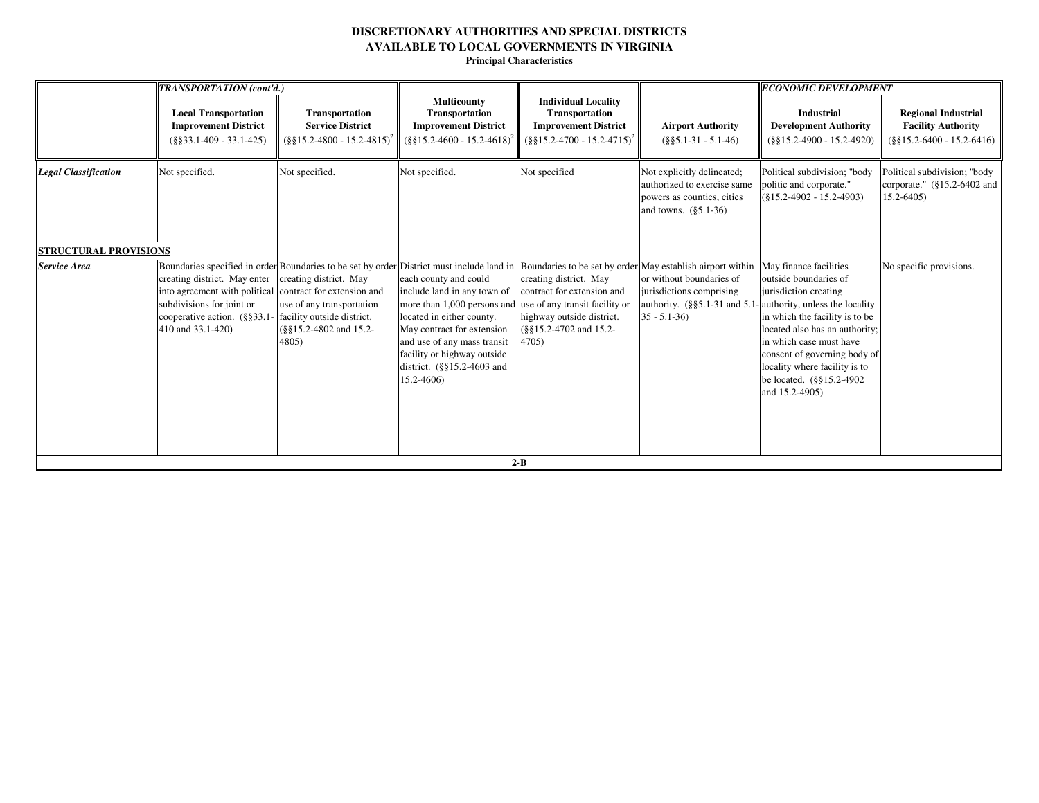# DISCRETIONARY AUTHORITIES AND SPECIAL DISTRICTS AVAILABLE TO LOCAL GOVERNMENTS IN VIRGINIA

**Principal Characteristics**

| | *TRANSPORTATION (cont'd.)* | | | | | *ECONOMIC DEVELOPMENT* | |
|---|---|---|---|---|---|---|---|
| | **Local Transportation Improvement District** (§§33.1-409 - 33.1-425) | **Transportation Service District** (§§15.2-4800 - 15.2-4815)[2] | **Multicounty Transportation Improvement District** (§§15.2-4600 - 15.2-4618)[2] | **Individual Locality Transportation Improvement District** (§§15.2-4700 - 15.2-4715)[2] | **Airport Authority** (§§5.1-31 - 5.1-46) | **Industrial Development Authority** (§§15.2-4900 - 15.2-4920) | **Regional Industrial Facility Authority** (§§15.2-6400 - 15.2-6416) |
| ***Legal Classification*** | Not specified. | Not specified. | Not specified. | Not specified | Not explicitly delineated; authorized to exercise same powers as counties, cities and towns. (§5.1-36) | Political subdivision; "body politic and corporate." (§15.2-4902 - 15.2-4903) | Political subdivision; "body corporate." (§15.2-6402 and 15.2-6405) |
| **STRUCTURAL PROVISIONS** | | | | | | | |
| ***Service Area*** | Boundaries specified in order creating district. May enter into agreement with political subdivisions for joint or cooperative action. (§§33.1-410 and 33.1-420) | Boundaries to be set by order creating district. May contract for extension and use of any transportation facility outside district. (§§15.2-4802 and 15.2-4805) | District must include land in each county and could include land in any town of more than 1,000 persons and located in either county. May contract for extension and use of any mass transit facility or highway outside district. (§§15.2-4603 and 15.2-4606) | Boundaries to be set by order creating district. May contract for extension and use of any transit facility or highway outside district. (§§15.2-4702 and 15.2-4705) | May establish airport within or without boundaries of jurisdictions comprising authority. (§§5.1-31 and 5.1-35 - 5.1-36) | May finance facilities outside boundaries of jurisdiction creating authority, unless the locality in which the facility is to be located also has an authority; in which case must have consent of governing body of locality where facility is to be located. (§§15.2-4902 and 15.2-4905) | No specific provisions. |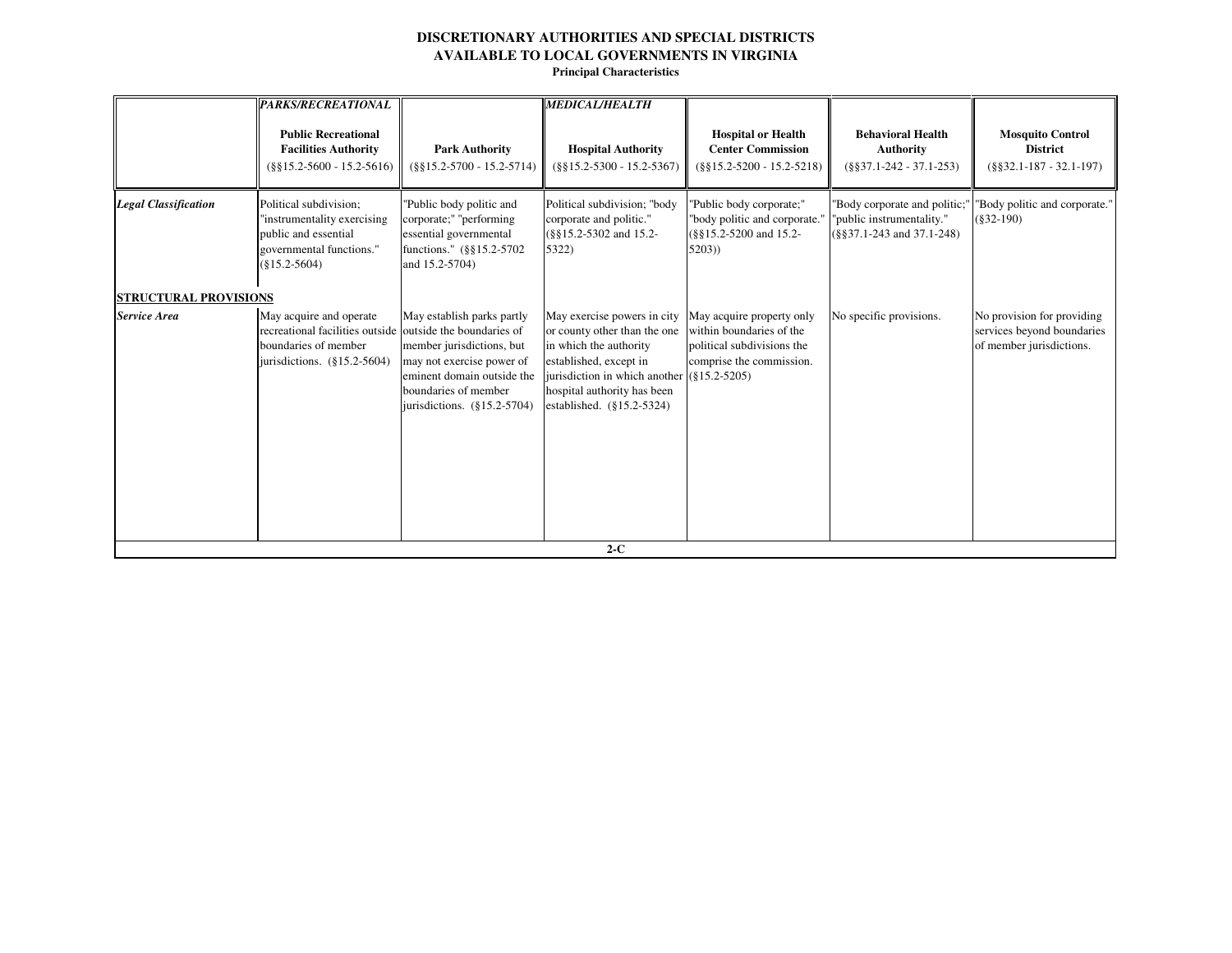# DISCRETIONARY AUTHORITIES AND SPECIAL DISTRICTS AVAILABLE TO LOCAL GOVERNMENTS IN VIRGINIA

**Principal Characteristics**

| | *PARKS/RECREATIONAL* | | *MEDICAL/HEALTH* | | | |
|---|---|---|---|---|---|---|
| | **Public Recreational Facilities Authority** (§§15.2-5600 - 15.2-5616) | **Park Authority** (§§15.2-5700 - 15.2-5714) | **Hospital Authority** (§§15.2-5300 - 15.2-5367) | **Hospital or Health Center Commission** (§§15.2-5200 - 15.2-5218) | **Behavioral Health Authority** (§§37.1-242 - 37.1-253) | **Mosquito Control District** (§§32.1-187 - 32.1-197) |
| ***Legal Classification*** | Political subdivision; "instrumentality exercising public and essential governmental functions." (§15.2-5604) | "Public body politic and corporate;" "performing essential governmental functions." (§§15.2-5702 and 15.2-5704) | Political subdivision; "body corporate and politic." (§§15.2-5302 and 15.2-5322) | "Public body corporate;" "body politic and corporate." (§§15.2-5200 and 15.2-5203)) | "Body corporate and politic;" "public instrumentality." (§§37.1-243 and 37.1-248) | "Body politic and corporate." (§32-190) |
| **STRUCTURAL PROVISIONS** | | | | | | |
| ***Service Area*** | May acquire and operate recreational facilities outside boundaries of member jurisdictions. (§15.2-5604) | May establish parks partly outside the boundaries of member jurisdictions, but may not exercise power of eminent domain outside the boundaries of member jurisdictions. (§15.2-5704) | May exercise powers in city or county other than the one in which the authority established, except in jurisdiction in which another hospital authority has been established. (§15.2-5324) | May acquire property only within boundaries of the political subdivisions the comprise the commission. (§15.2-5205) | No specific provisions. | No provision for providing services beyond boundaries of member jurisdictions. |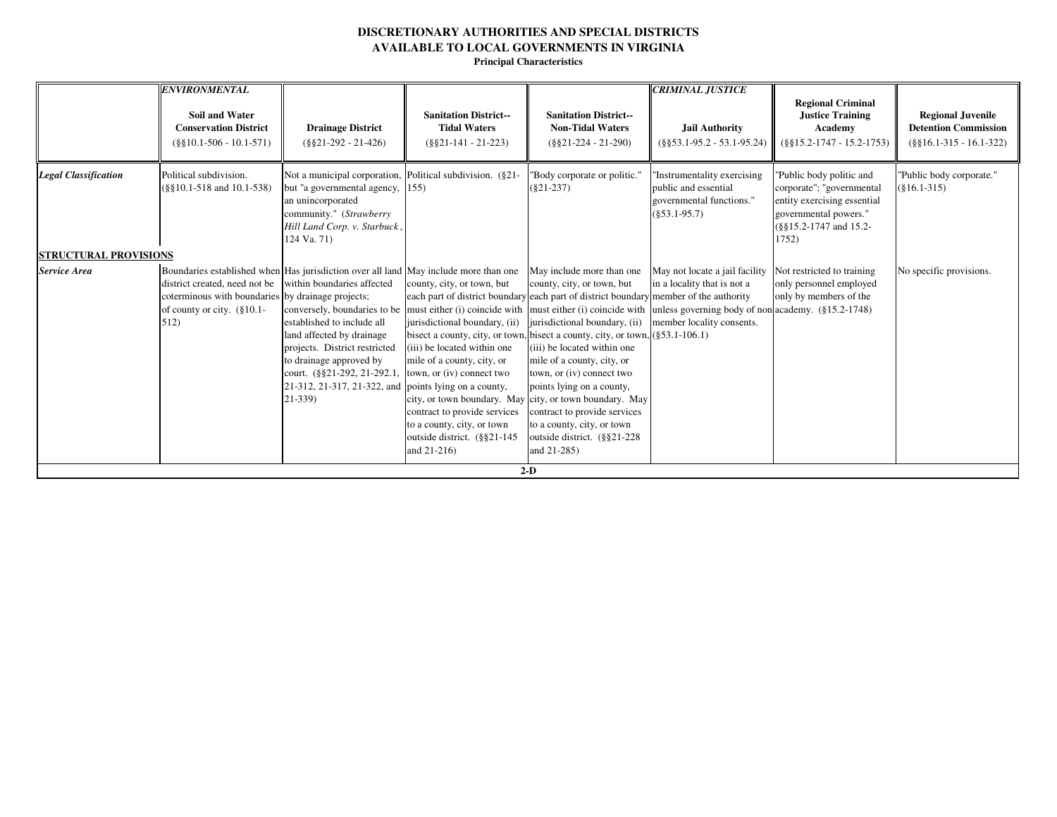# DISCRETIONARY AUTHORITIES AND SPECIAL DISTRICTS AVAILABLE TO LOCAL GOVERNMENTS IN VIRGINIA

**Principal Characteristics**

| | *ENVIRONMENTAL* **Soil and Water Conservation District** (§§10.1-506 - 10.1-571) | **Drainage District** (§§21-292 - 21-426) | **Sanitation District--Tidal Waters** (§§21-141 - 21-223) | **Sanitation District--Non-Tidal Waters** (§§21-224 - 21-290) | *CRIMINAL JUSTICE* **Jail Authority** (§§53.1-95.2 - 53.1-95.24) | **Regional Criminal Justice Training Academy** (§§15.2-1747 - 15.2-1753) | **Regional Juvenile Detention Commission** (§§16.1-315 - 16.1-322) |
|---|---|---|---|---|---|---|---|
| ***Legal Classification*** | Political subdivision. (§§10.1-518 and 10.1-538) | Not a municipal corporation, but "a governmental agency, an unincorporated community." (*Strawberry Hill Land Corp. v. Starbuck*, 124 Va. 71) | Political subdivision. (§21-155) | "Body corporate or politic." (§21-237) | "Instrumentality exercising public and essential governmental functions." (§53.1-95.7) | "Public body politic and corporate"; "governmental entity exercising essential governmental powers." (§§15.2-1747 and 15.2-1752) | "Public body corporate." (§16.1-315) |
| **STRUCTURAL PROVISIONS** | | | | | | | |
| ***Service Area*** | Boundaries established when district created, need not be coterminous with boundaries of county or city. (§10.1-512) | Has jurisdiction over all land within boundaries affected by drainage projects; conversely, boundaries to be established to include all land affected by drainage projects. District restricted to drainage approved by court. (§§21-292, 21-292.1, 21-312, 21-317, 21-322, and 21-339) | May include more than one county, city, or town, but each part of district boundary must either (i) coincide with jurisdictional boundary, (ii) bisect a county, city, or town, (iii) be located within one mile of a county, city, or town, or (iv) connect two points lying on a county, city, or town boundary. May contract to provide services to a county, city, or town outside district. (§§21-145 and 21-216) | May include more than one county, city, or town, but each part of district boundary must either (i) coincide with jurisdictional boundary, (ii) bisect a county, city, or town, (iii) be located within one mile of a county, city, or town, or (iv) connect two points lying on a county, city, or town boundary. May contract to provide services to a county, city, or town outside district. (§§21-228 and 21-285) | May not locate a jail facility in a locality that is not a member of the authority unless governing body of non member locality consents. (§53.1-106.1) | Not restricted to training only personnel employed only by members of the academy. (§15.2-1748) | No specific provisions. |

2-D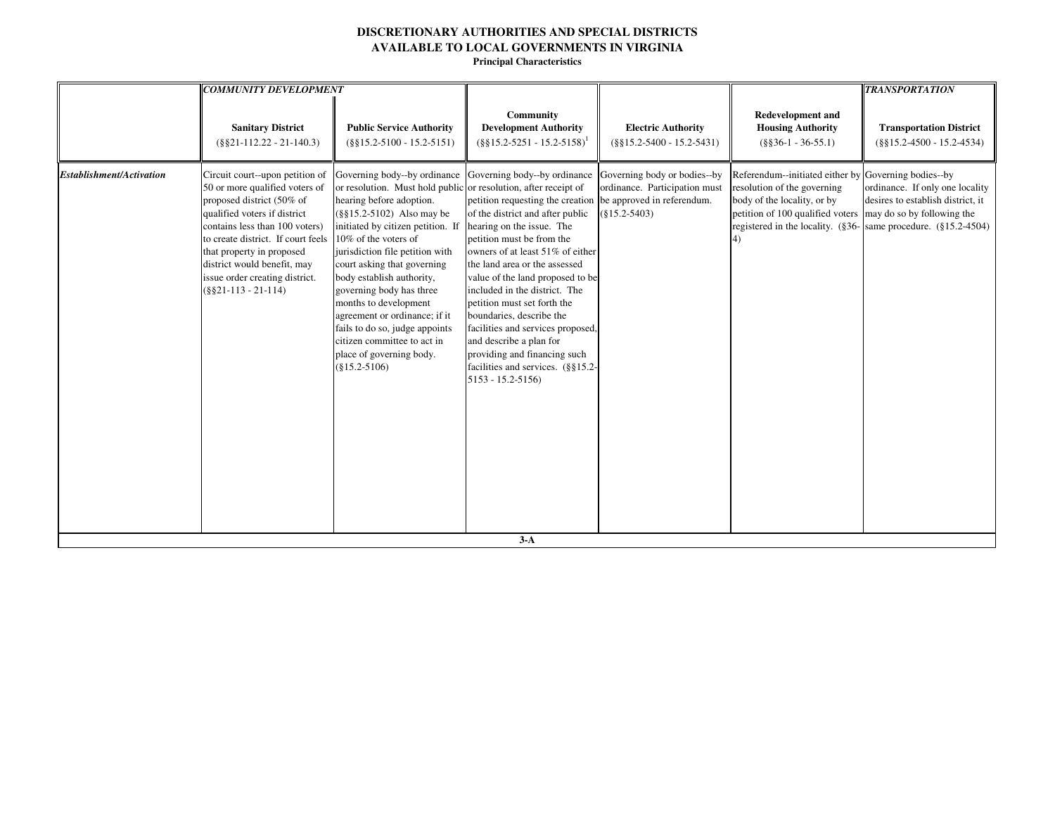**DISCRETIONARY AUTHORITIES AND SPECIAL DISTRICTS**
**AVAILABLE TO LOCAL GOVERNMENTS IN VIRGINIA**
**Principal Characteristics**

| | ***COMMUNITY DEVELOPMENT*** | | | | | ***TRANSPORTATION*** |
|---|---|---|---|---|---|---|
| | **Sanitary District** (§§21-112.22 - 21-140.3) | **Public Service Authority** (§§15.2-5100 - 15.2-5151) | **Community Development Authority** (§§15.2-5251 - 15.2-5158)[1] | **Electric Authority** (§§15.2-5400 - 15.2-5431) | **Redevelopment and Housing Authority** (§§36-1 - 36-55.1) | **Transportation District** (§§15.2-4500 - 15.2-4534) |
| ***Establishment/Activation*** | Circuit court--upon petition of 50 or more qualified voters of proposed district (50% of qualified voters if district contains less than 100 voters) to create district. If court feels that property in proposed district would benefit, may issue order creating district. (§§21-113 - 21-114) | Governing body--by ordinance or resolution. Must hold public hearing before adoption. (§§15.2-5102) Also may be initiated by citizen petition. If 10% of the voters of jurisdiction file petition with court asking that governing body establish authority, governing body has three months to development agreement or ordinance; if it fails to do so, judge appoints citizen committee to act in place of governing body. (§15.2-5106) | Governing body--by ordinance or resolution, after receipt of petition requesting the creation of the district and after public hearing on the issue. The petition must be from the owners of at least 51% of either the land area or the assessed value of the land proposed to be included in the district. The petition must set forth the boundaries, describe the facilities and services proposed, and describe a plan for providing and financing such facilities and services. (§§15.2-5153 - 15.2-5156) | Governing body or bodies--by ordinance. Participation must be approved in referendum. (§15.2-5403) | Referendum--initiated either by resolution of the governing body of the locality, or by petition of 100 qualified voters registered in the locality. (§36-4) | Governing bodies--by ordinance. If only one locality desires to establish district, it may do so by following the same procedure. (§15.2-4504) |

**3-A**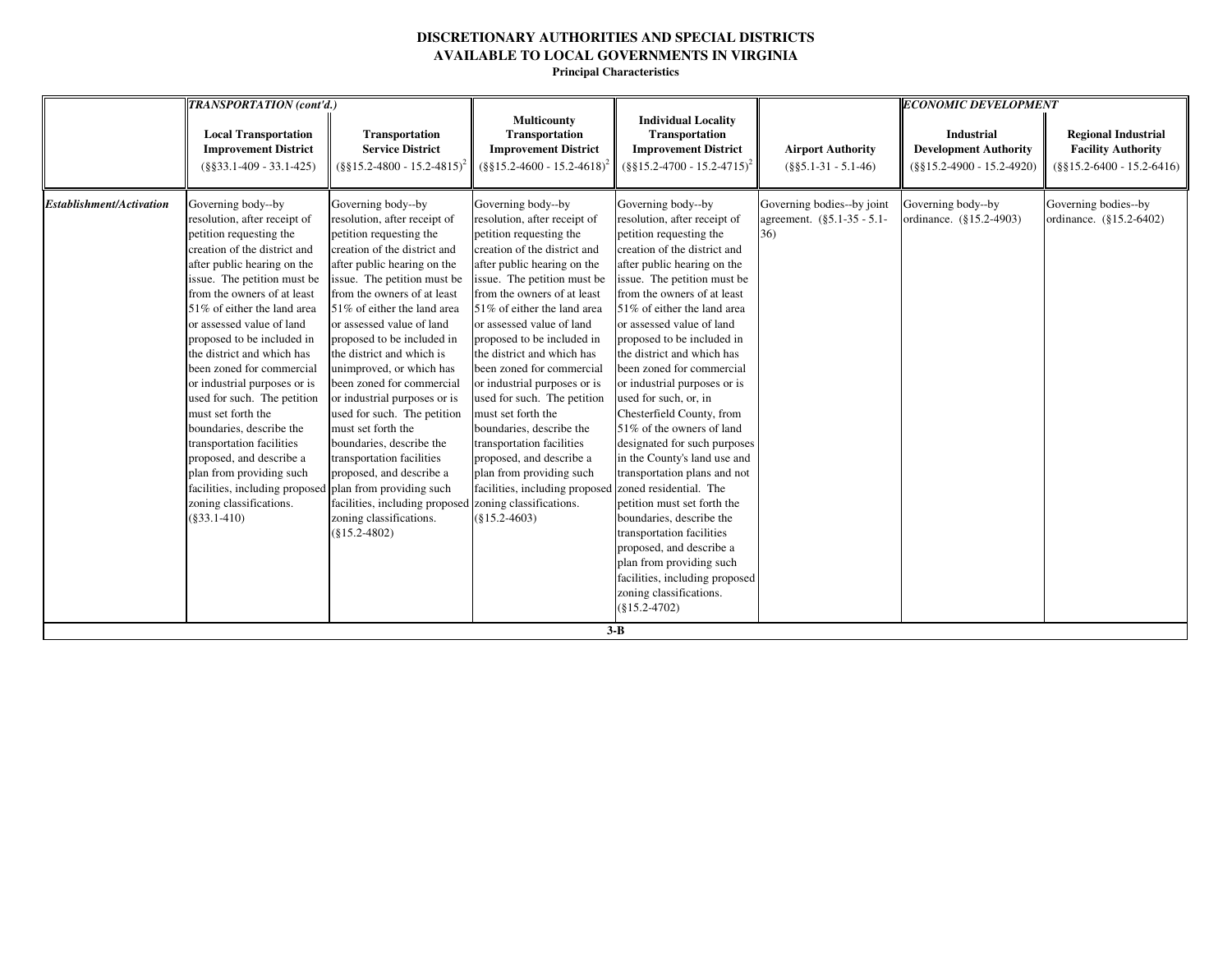# DISCRETIONARY AUTHORITIES AND SPECIAL DISTRICTS AVAILABLE TO LOCAL GOVERNMENTS IN VIRGINIA

**Principal Characteristics**

| | *TRANSPORTATION (cont'd.)* | | | | | *ECONOMIC DEVELOPMENT* | |
|---|---|---|---|---|---|---|---|
| | **Local Transportation Improvement District** (§§33.1-409 - 33.1-425) | **Transportation Service District** (§§15.2-4800 - 15.2-4815)[2] | **Multicounty Transportation Improvement District** (§§15.2-4600 - 15.2-4618)[2] | **Individual Locality Transportation Improvement District** (§§15.2-4700 - 15.2-4715)[2] | **Airport Authority** (§§5.1-31 - 5.1-46) | **Industrial Development Authority** (§§15.2-4900 - 15.2-4920) | **Regional Industrial Facility Authority** (§§15.2-6400 - 15.2-6416) |
| ***Establishment/Activation*** | Governing body--by resolution, after receipt of petition requesting the creation of the district and after public hearing on the issue. The petition must be from the owners of at least 51% of either the land area or assessed value of land proposed to be included in the district and which has been zoned for commercial or industrial purposes or is used for such. The petition must set forth the boundaries, describe the transportation facilities proposed, and describe a plan from providing such facilities, including proposed zoning classifications. (§33.1-410) | Governing body--by resolution, after receipt of petition requesting the creation of the district and after public hearing on the issue. The petition must be from the owners of at least 51% of either the land area or assessed value of land proposed to be included in the district and which is unimproved, or which has been zoned for commercial or industrial purposes or is used for such. The petition must set forth the boundaries, describe the transportation facilities proposed, and describe a plan from providing such facilities, including proposed zoning classifications. (§15.2-4802) | Governing body--by resolution, after receipt of petition requesting the creation of the district and after public hearing on the issue. The petition must be from the owners of at least 51% of either the land area or assessed value of land proposed to be included in the district and which has been zoned for commercial or industrial purposes or is used for such. The petition must set forth the boundaries, describe the transportation facilities proposed, and describe a plan from providing such facilities, including proposed zoning classifications. (§15.2-4603) | Governing body--by resolution, after receipt of petition requesting the creation of the district and after public hearing on the issue. The petition must be from the owners of at least 51% of either the land area or assessed value of land proposed to be included in the district and which has been zoned for commercial or industrial purposes or is used for such, or, in Chesterfield County, from 51% of the owners of land designated for such purposes in the County's land use and transportation plans and not zoned residential. The petition must set forth the boundaries, describe the transportation facilities proposed, and describe a plan from providing such facilities, including proposed zoning classifications. (§15.2-4702) | Governing bodies--by joint agreement. (§5.1-35 - 5.1-36) | Governing body--by ordinance. (§15.2-4903) | Governing bodies--by ordinance. (§15.2-6402) |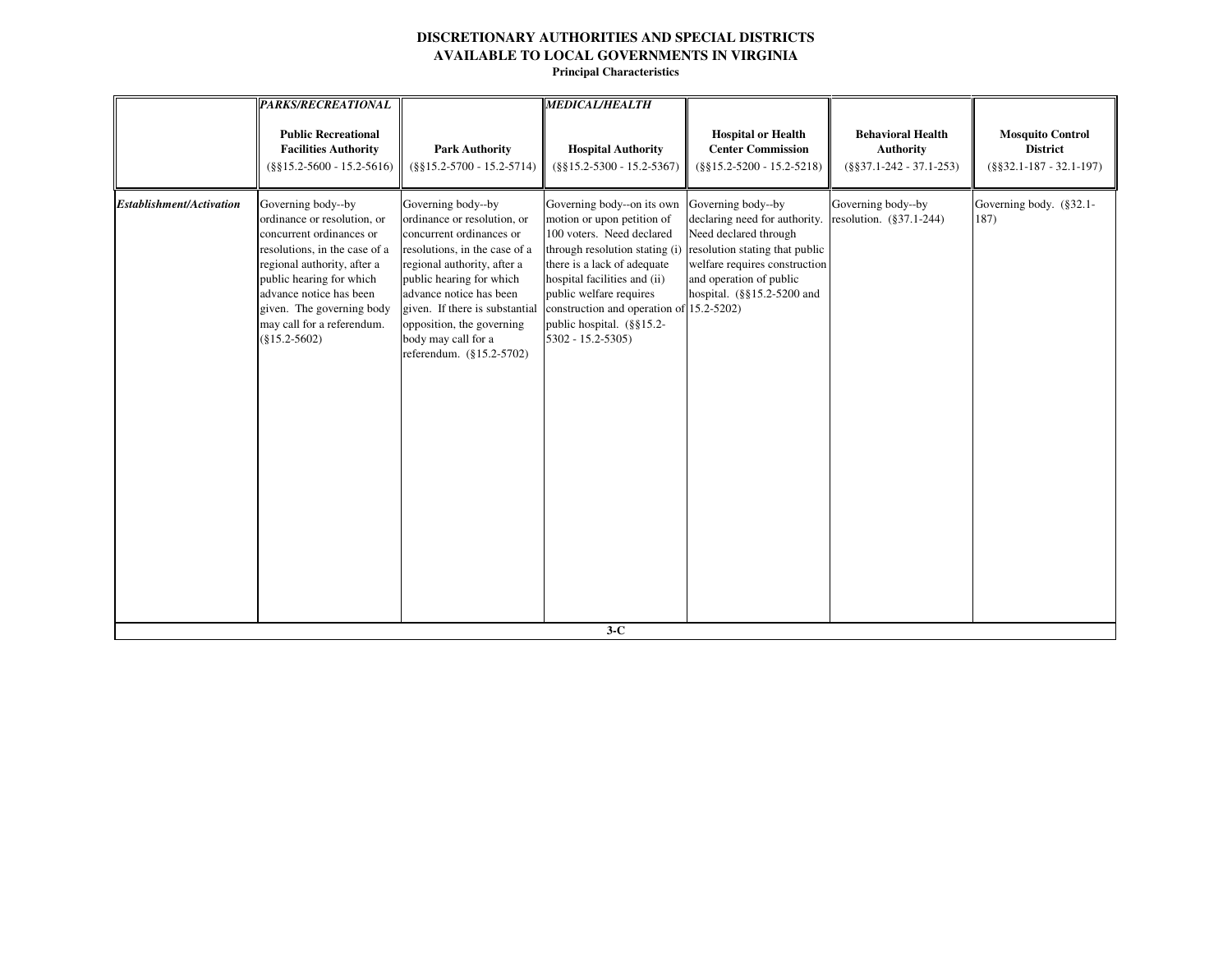**DISCRETIONARY AUTHORITIES AND SPECIAL DISTRICTS**
**AVAILABLE TO LOCAL GOVERNMENTS IN VIRGINIA**
**Principal Characteristics**

| | ***PARKS/RECREATIONAL*** **Public Recreational Facilities Authority** (§§15.2-5600 - 15.2-5616) | **Park Authority** (§§15.2-5700 - 15.2-5714) | ***MEDICAL/HEALTH*** **Hospital Authority** (§§15.2-5300 - 15.2-5367) | **Hospital or Health Center Commission** (§§15.2-5200 - 15.2-5218) | **Behavioral Health Authority** (§§37.1-242 - 37.1-253) | **Mosquito Control District** (§§32.1-187 - 32.1-197) |
|---|---|---|---|---|---|---|
| ***Establishment/Activation*** | Governing body--by ordinance or resolution, or concurrent ordinances or resolutions, in the case of a regional authority, after a public hearing for which advance notice has been given. The governing body may call for a referendum. (§15.2-5602) | Governing body--by ordinance or resolution, or concurrent ordinances or resolutions, in the case of a regional authority, after a public hearing for which advance notice has been given. If there is substantial opposition, the governing body may call for a referendum. (§15.2-5702) | Governing body--on its own motion or upon petition of 100 voters. Need declared through resolution stating (i) there is a lack of adequate hospital facilities and (ii) public welfare requires construction and operation of public hospital. (§§15.2-5302 - 15.2-5305) | Governing body--by declaring need for authority. Need declared through resolution stating that public welfare requires construction and operation of public hospital. (§§15.2-5200 and 15.2-5202) | Governing body--by resolution. (§37.1-244) | Governing body. (§32.1-187) |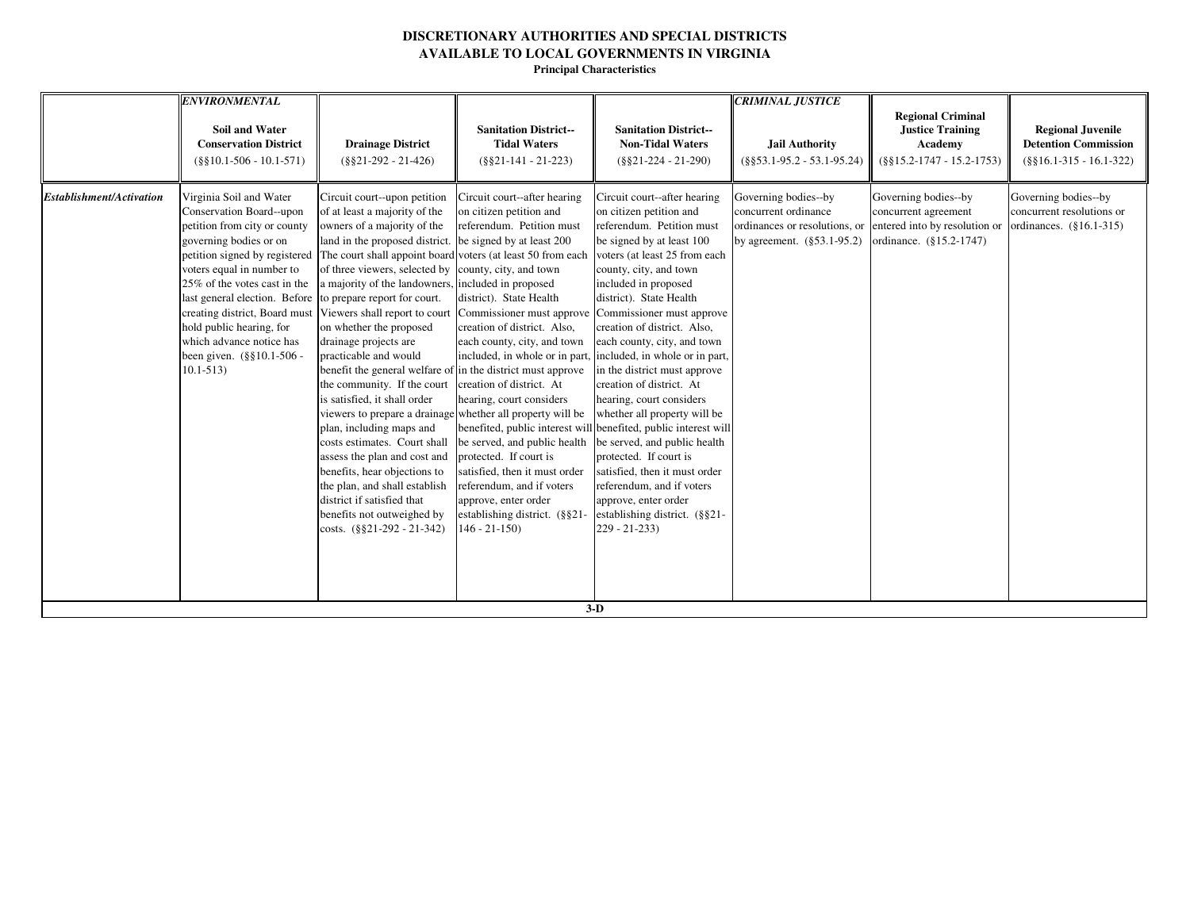**DISCRETIONARY AUTHORITIES AND SPECIAL DISTRICTS AVAILABLE TO LOCAL GOVERNMENTS IN VIRGINIA**

**Principal Characteristics**

| | *ENVIRONMENTAL* **Soil and Water Conservation District** (§§10.1-506 - 10.1-571) | **Drainage District** (§§21-292 - 21-426) | **Sanitation District--Tidal Waters** (§§21-141 - 21-223) | **Sanitation District--Non-Tidal Waters** (§§21-224 - 21-290) | *CRIMINAL JUSTICE* **Jail Authority** (§§53.1-95.2 - 53.1-95.24) | **Regional Criminal Justice Training Academy** (§§15.2-1747 - 15.2-1753) | **Regional Juvenile Detention Commission** (§§16.1-315 - 16.1-322) |
|---|---|---|---|---|---|---|---|
| ***Establishment/Activation*** | Virginia Soil and Water Conservation Board--upon petition from city or county governing bodies or on petition signed by registered voters equal in number to 25% of the votes cast in the last general election. Before creating district, Board must hold public hearing, for which advance notice has been given. (§§10.1-506 - 10.1-513) | Circuit court--upon petition of at least a majority of the owners of a majority of the land in the proposed district. The court shall appoint board of three viewers, selected by a majority of the landowners, to prepare report for court. Viewers shall report to court on whether the proposed drainage projects are practicable and would benefit the general welfare of the community. If the court is satisfied, it shall order viewers to prepare a drainage plan, including maps and costs estimates. Court shall assess the plan and cost and benefits, hear objections to the plan, and shall establish district if satisfied that benefits not outweighed by costs. (§§21-292 - 21-342) | Circuit court--after hearing on citizen petition and referendum. Petition must be signed by at least 200 voters (at least 50 from each county, city, and town included in proposed district). State Health Commissioner must approve creation of district. Also, each county, city, and town included, in whole or in part, in the district must approve creation of district. At hearing, court considers whether all property will be benefited, public interest will be served, and public health protected. If court is satisfied, then it must order referendum, and if voters approve, enter order establishing district. (§§21-146 - 21-150) | Circuit court--after hearing on citizen petition and referendum. Petition must be signed by at least 100 voters (at least 25 from each county, city, and town included in proposed district). State Health Commissioner must approve creation of district. Also, each county, city, and town included, in whole or in part, in the district must approve creation of district. At hearing, court considers whether all property will be benefited, public interest will be served, and public health protected. If court is satisfied, then it must order referendum, and if voters approve, enter order establishing district. (§§21-229 - 21-233) | Governing bodies--by concurrent ordinance ordinances or resolutions, or by agreement. (§53.1-95.2) | Governing bodies--by concurrent agreement entered into by resolution or ordinance. (§15.2-1747) | Governing bodies--by concurrent resolutions or ordinances. (§16.1-315) |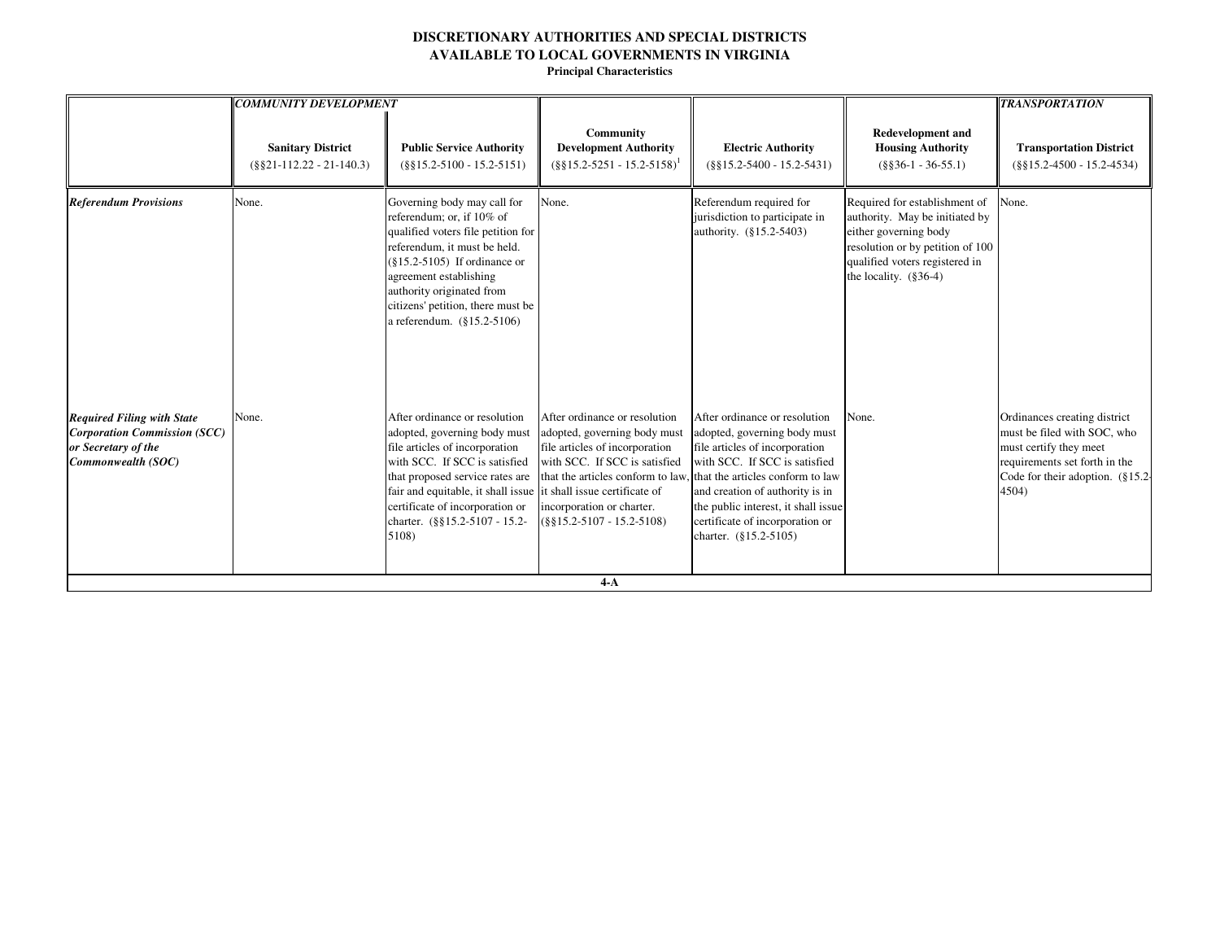**DISCRETIONARY AUTHORITIES AND SPECIAL DISTRICTS AVAILABLE TO LOCAL GOVERNMENTS IN VIRGINIA**

**Principal Characteristics**

| | *COMMUNITY DEVELOPMENT* | | | | | *TRANSPORTATION* |
|---|---|---|---|---|---|---|
| | **Sanitary District** (§§21-112.22 - 21-140.3) | **Public Service Authority** (§§15.2-5100 - 15.2-5151) | **Community Development Authority** (§§15.2-5251 - 15.2-5158)[1] | **Electric Authority** (§§15.2-5400 - 15.2-5431) | **Redevelopment and Housing Authority** (§§36-1 - 36-55.1) | **Transportation District** (§§15.2-4500 - 15.2-4534) |
| ***Referendum Provisions*** | None. | Governing body may call for referendum; or, if 10% of qualified voters file petition for referendum, it must be held. (§15.2-5105) If ordinance or agreement establishing authority originated from citizens' petition, there must be a referendum. (§15.2-5106) | None. | Referendum required for jurisdiction to participate in authority. (§15.2-5403) | Required for establishment of authority. May be initiated by either governing body resolution or by petition of 100 qualified voters registered in the locality. (§36-4) | None. |
| ***Required Filing with State Corporation Commission (SCC) or Secretary of the Commonwealth (SOC)*** | None. | After ordinance or resolution adopted, governing body must file articles of incorporation with SCC. If SCC is satisfied that proposed service rates are fair and equitable, it shall issue certificate of incorporation or charter. (§§15.2-5107 - 15.2-5108) | After ordinance or resolution adopted, governing body must file articles of incorporation with SCC. If SCC is satisfied that the articles conform to law, it shall issue certificate of incorporation or charter. (§§15.2-5107 - 15.2-5108) | After ordinance or resolution adopted, governing body must file articles of incorporation with SCC. If SCC is satisfied that the articles conform to law and creation of authority is in the public interest, it shall issue certificate of incorporation or charter. (§15.2-5105) | None. | Ordinances creating district must be filed with SOC, who must certify they meet requirements set forth in the Code for their adoption. (§15.2-4504) |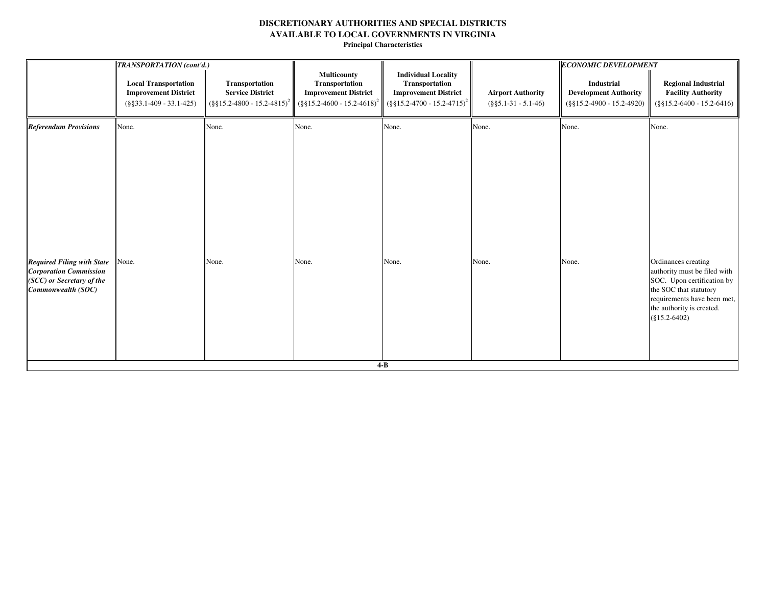# DISCRETIONARY AUTHORITIES AND SPECIAL DISTRICTS AVAILABLE TO LOCAL GOVERNMENTS IN VIRGINIA

**Principal Characteristics**

| | *TRANSPORTATION (cont'd.)* | | | | | *ECONOMIC DEVELOPMENT* | |
|---|---|---|---|---|---|---|---|
| | **Local Transportation Improvement District** (§§33.1-409 - 33.1-425) | **Transportation Service District** (§§15.2-4800 - 15.2-4815)[2] | **Multicounty Transportation Improvement District** (§§15.2-4600 - 15.2-4618)[2] | **Individual Locality Transportation Improvement District** (§§15.2-4700 - 15.2-4715)[2] | **Airport Authority** (§§5.1-31 - 5.1-46) | **Industrial Development Authority** (§§15.2-4900 - 15.2-4920) | **Regional Industrial Facility Authority** (§§15.2-6400 - 15.2-6416) |
| ***Referendum Provisions*** | None. | None. | None. | None. | None. | None. | None. |
| ***Required Filing with State Corporation Commission (SCC) or Secretary of the Commonwealth (SOC)*** | None. | None. | None. | None. | None. | None. | Ordinances creating authority must be filed with SOC. Upon certification by the SOC that statutory requirements have been met, the authority is created. (§15.2-6402) |

4-B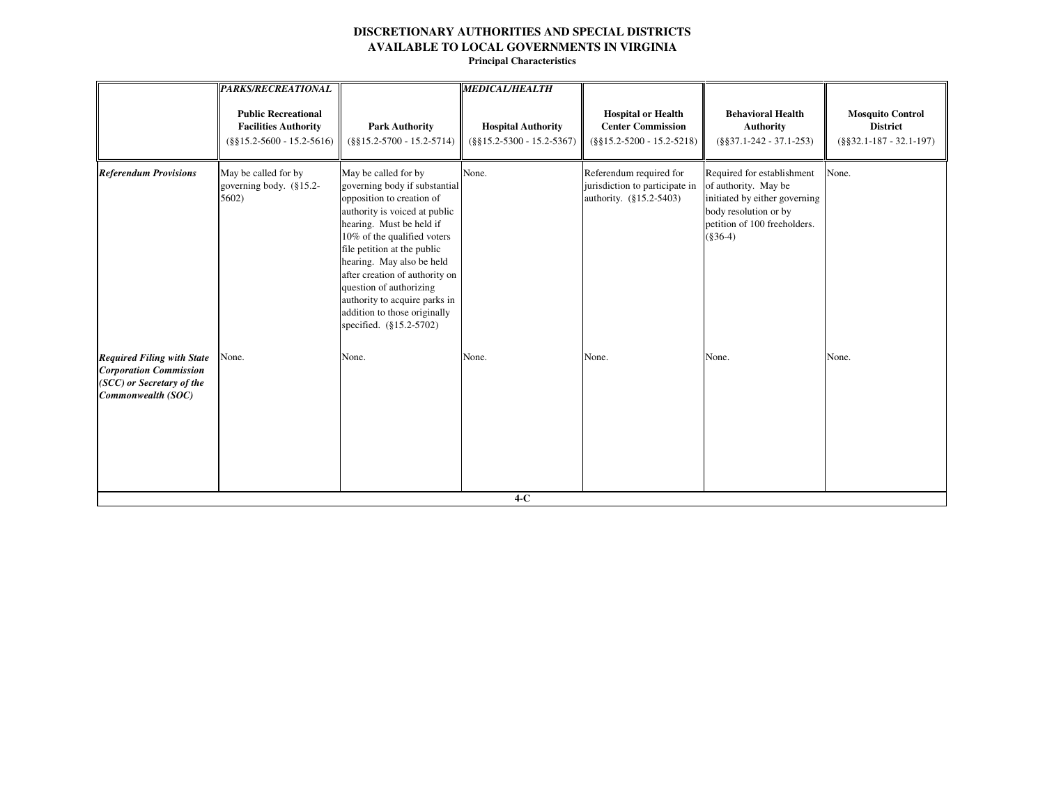**DISCRETIONARY AUTHORITIES AND SPECIAL DISTRICTS**
**AVAILABLE TO LOCAL GOVERNMENTS IN VIRGINIA**
**Principal Characteristics**

| | ***PARKS/RECREATIONAL*** **Public Recreational Facilities Authority** (§§15.2-5600 - 15.2-5616) | **Park Authority** (§§15.2-5700 - 15.2-5714) | ***MEDICAL/HEALTH*** **Hospital Authority** (§§15.2-5300 - 15.2-5367) | **Hospital or Health Center Commission** (§§15.2-5200 - 15.2-5218) | **Behavioral Health Authority** (§§37.1-242 - 37.1-253) | **Mosquito Control District** (§§32.1-187 - 32.1-197) |
|---|---|---|---|---|---|---|
| ***Referendum Provisions*** | May be called for by governing body. (§15.2-5602) | May be called for by governing body if substantial opposition to creation of authority is voiced at public hearing. Must be held if 10% of the qualified voters file petition at the public hearing. May also be held after creation of authority on question of authorizing authority to acquire parks in addition to those originally specified. (§15.2-5702) | None. | Referendum required for jurisdiction to participate in authority. (§15.2-5403) | Required for establishment of authority. May be initiated by either governing body resolution or by petition of 100 freeholders. (§36-4) | None. |
| ***Required Filing with State Corporation Commission (SCC) or Secretary of the Commonwealth (SOC)*** | None. | None. | None. | None. | None. | None. |

4-C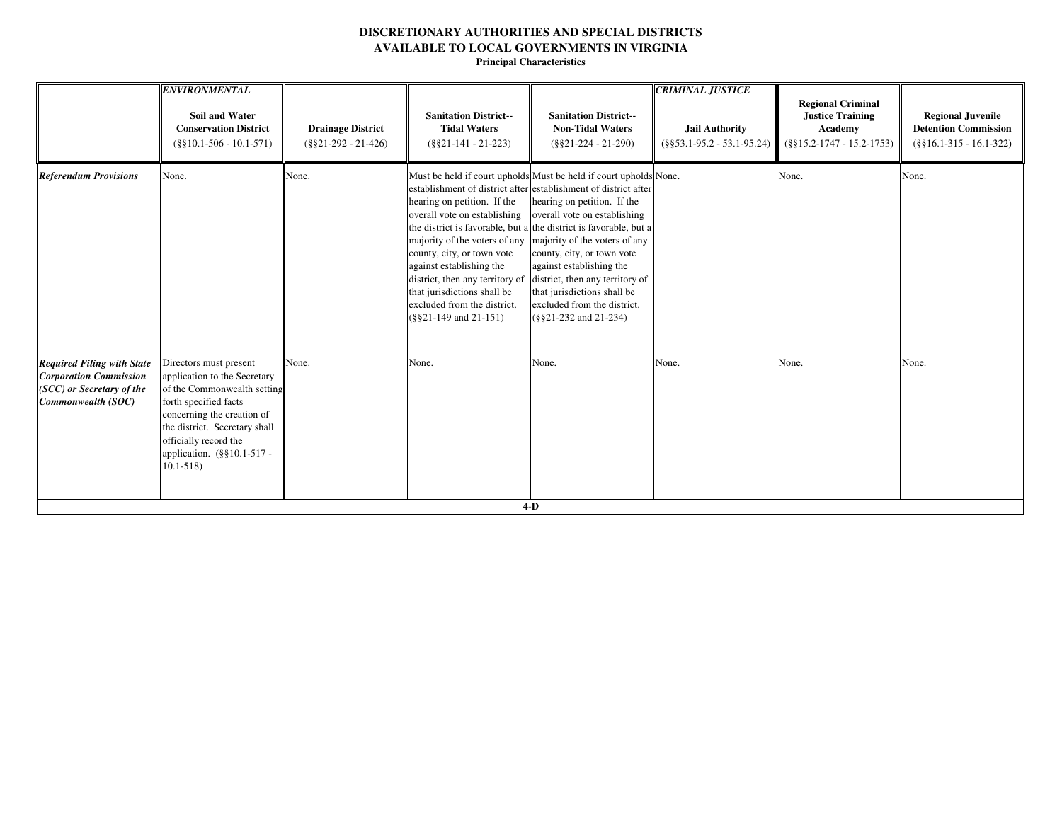# DISCRETIONARY AUTHORITIES AND SPECIAL DISTRICTS AVAILABLE TO LOCAL GOVERNMENTS IN VIRGINIA

**Principal Characteristics**

| | ***ENVIRONMENTAL*** **Soil and Water Conservation District** (§§10.1-506 - 10.1-571) | **Drainage District** (§§21-292 - 21-426) | **Sanitation District--Tidal Waters** (§§21-141 - 21-223) | **Sanitation District--Non-Tidal Waters** (§§21-224 - 21-290) | ***CRIMINAL JUSTICE*** **Jail Authority** (§§53.1-95.2 - 53.1-95.24) | **Regional Criminal Justice Training Academy** (§§15.2-1747 - 15.2-1753) | **Regional Juvenile Detention Commission** (§§16.1-315 - 16.1-322) |
|---|---|---|---|---|---|---|---|
| ***Referendum Provisions*** | None. | None. | Must be held if court upholds establishment of district after hearing on petition. If the overall vote on establishing the district is favorable, but a majority of the voters of any county, city, or town vote against establishing the district, then any territory of that jurisdictions shall be excluded from the district. (§§21-149 and 21-151) | Must be held if court upholds establishment of district after hearing on petition. If the overall vote on establishing the district is favorable, but a majority of the voters of any county, city, or town vote against establishing the district, then any territory of that jurisdictions shall be excluded from the district. (§§21-232 and 21-234) | None. | None. | None. |
| ***Required Filing with State Corporation Commission (SCC) or Secretary of the Commonwealth (SOC)*** | Directors must present application to the Secretary of the Commonwealth setting forth specified facts concerning the creation of the district. Secretary shall officially record the application. (§§10.1-517 - 10.1-518) | None. | None. | None. | None. | None. | None. |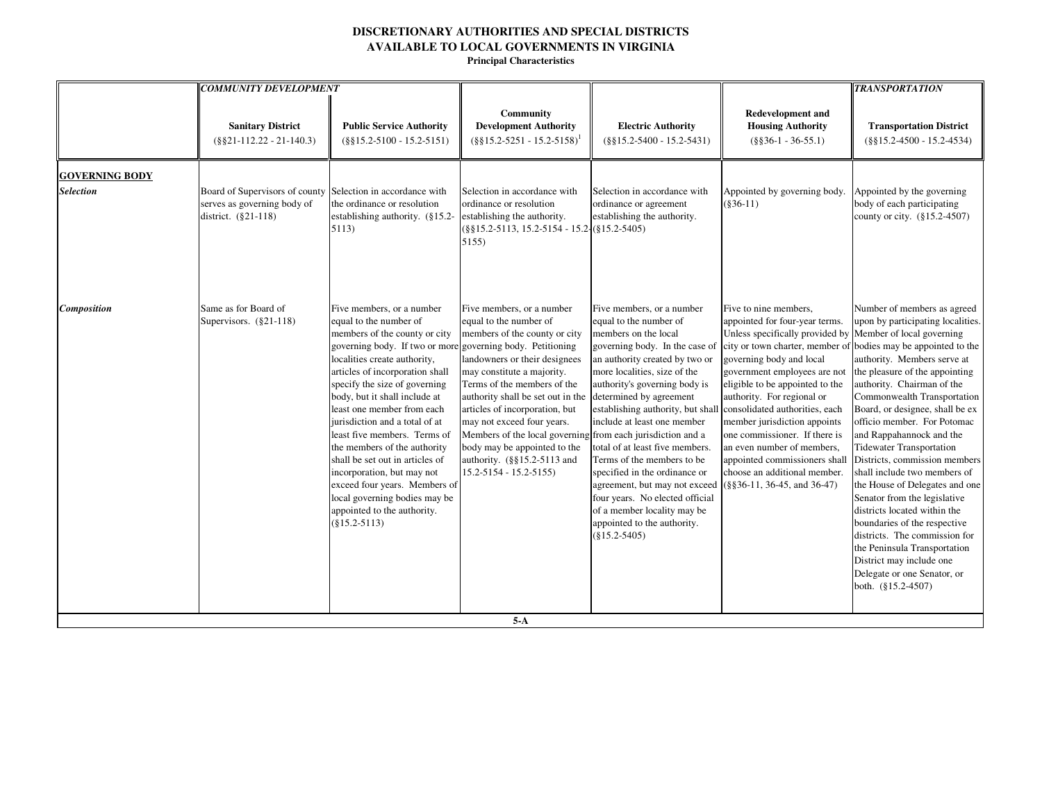# DISCRETIONARY AUTHORITIES AND SPECIAL DISTRICTS AVAILABLE TO LOCAL GOVERNMENTS IN VIRGINIA

**Principal Characteristics**

| | *COMMUNITY DEVELOPMENT* | | | | | *TRANSPORTATION* |
|---|---|---|---|---|---|---|
| | **Sanitary District** (§§21-112.22 - 21-140.3) | **Public Service Authority** (§§15.2-5100 - 15.2-5151) | **Community Development Authority** (§§15.2-5251 - 15.2-5158)[1] | **Electric Authority** (§§15.2-5400 - 15.2-5431) | **Redevelopment and Housing Authority** (§§36-1 - 36-55.1) | **Transportation District** (§§15.2-4500 - 15.2-4534) |
| **GOVERNING BODY** | | | | | | |
| ***Selection*** | Board of Supervisors of county serves as governing body of district. (§21-118) | Selection in accordance with the ordinance or resolution establishing authority. (§15.2-5113) | Selection in accordance with ordinance or resolution establishing the authority. (§§15.2-5113, 15.2-5154 - 15.2-5155) | Selection in accordance with ordinance or agreement establishing the authority. (§15.2-5405) | Appointed by governing body. (§36-11) | Appointed by the governing body of each participating county or city. (§15.2-4507) |
| ***Composition*** | Same as for Board of Supervisors. (§21-118) | Five members, or a number equal to the number of members of the county or city governing body. If two or more localities create authority, articles of incorporation shall specify the size of governing body, but it shall include at least one member from each jurisdiction and a total of at least five members. Terms of the members of the authority shall be set out in articles of incorporation, but may not exceed four years. Members of local governing bodies may be appointed to the authority. (§15.2-5113) | Five members, or a number equal to the number of members of the county or city governing body. Petitioning landowners or their designees may constitute a majority. Terms of the members of the authority shall be set out in the articles of incorporation, but may not exceed four years. Members of the local governing body may be appointed to the authority. (§§15.2-5113 and 15.2-5154 - 15.2-5155) | Five members, or a number equal to the number of members on the local governing body. In the case of an authority created by two or more localities, size of the authority's governing body is determined by agreement establishing authority, but shall include at least one member from each jurisdiction and a total of at least five members. Terms of the members to be specified in the ordinance or agreement, but may not exceed four years. No elected official of a member locality may be appointed to the authority. (§15.2-5405) | Five to nine members, appointed for four-year terms. Unless specifically provided by city or town charter, member of governing body and local government employees are not eligible to be appointed to the authority. For regional or consolidated authorities, each member jurisdiction appoints one commissioner. If there is an even number of members, appointed commissioners shall choose an additional member. (§§36-11, 36-45, and 36-47) | Number of members as agreed upon by participating localities. Member of local governing bodies may be appointed to the authority. Members serve at the pleasure of the appointing authority. Chairman of the Commonwealth Transportation Board, or designee, shall be ex officio member. For Potomac and Rappahannock and the Tidewater Transportation Districts, commission members shall include two members of the House of Delegates and one Senator from the legislative districts located within the boundaries of the respective districts. The commission for the Peninsula Transportation District may include one Delegate or one Senator, or both. (§15.2-4507) |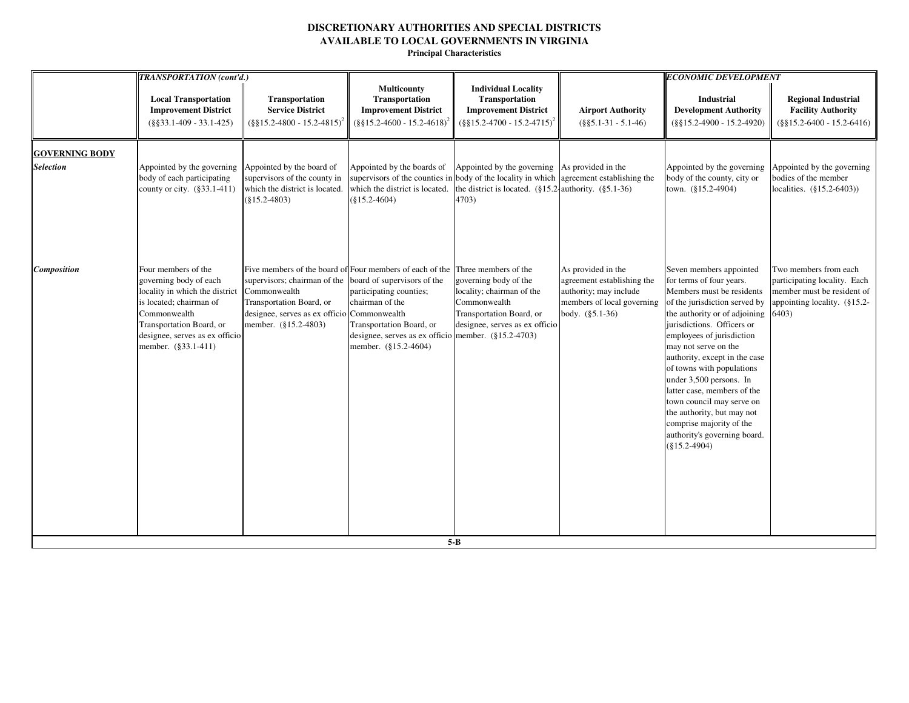**DISCRETIONARY AUTHORITIES AND SPECIAL DISTRICTS**
**AVAILABLE TO LOCAL GOVERNMENTS IN VIRGINIA**
**Principal Characteristics**

| | *TRANSPORTATION (cont'd.)* | | | | | *ECONOMIC DEVELOPMENT* | |
|---|---|---|---|---|---|---|---|
| | **Local Transportation Improvement District** (§§33.1-409 - 33.1-425) | **Transportation Service District** (§§15.2-4800 - 15.2-4815)[2] | **Multicounty Transportation Improvement District** (§§15.2-4600 - 15.2-4618)[2] | **Individual Locality Transportation Improvement District** (§§15.2-4700 - 15.2-4715)[2] | **Airport Authority** (§§5.1-31 - 5.1-46) | **Industrial Development Authority** (§§15.2-4900 - 15.2-4920) | **Regional Industrial Facility Authority** (§§15.2-6400 - 15.2-6416) |
| **GOVERNING BODY** | | | | | | | |
| ***Selection*** | Appointed by the governing body of each participating county or city. (§33.1-411) | Appointed by the board of supervisors of the county in which the district is located. (§15.2-4803) | Appointed by the boards of supervisors of the counties in which the district is located. (§15.2-4604) | Appointed by the governing body of the locality in which the district is located. (§15.2-4703) | As provided in the agreement establishing the authority. (§5.1-36) | Appointed by the governing body of the county, city or town. (§15.2-4904) | Appointed by the governing bodies of the member localities. (§15.2-6403)) |
| ***Composition*** | Four members of the governing body of each locality in which the district is located; chairman of Commonwealth Transportation Board, or designee, serves as ex officio member. (§33.1-411) | Five members of the board of supervisors; chairman of the Commonwealth Transportation Board, or designee, serves as ex officio member. (§15.2-4803) | Four members of each of the board of supervisors of the participating counties; chairman of the Commonwealth Transportation Board, or designee, serves as ex officio member. (§15.2-4604) | Three members of the governing body of the locality; chairman of the Commonwealth Transportation Board, or designee, serves as ex officio member. (§15.2-4703) | As provided in the agreement establishing the authority; may include members of local governing body. (§5.1-36) | Seven members appointed for terms of four years. Members must be residents of the jurisdiction served by the authority or of adjoining jurisdictions. Officers or employees of jurisdiction may not serve on the authority, except in the case of towns with populations under 3,500 persons. In latter case, members of the town council may serve on the authority, but may not comprise majority of the authority's governing board. (§15.2-4904) | Two members from each participating locality. Each member must be resident of appointing locality. (§15.2-6403) |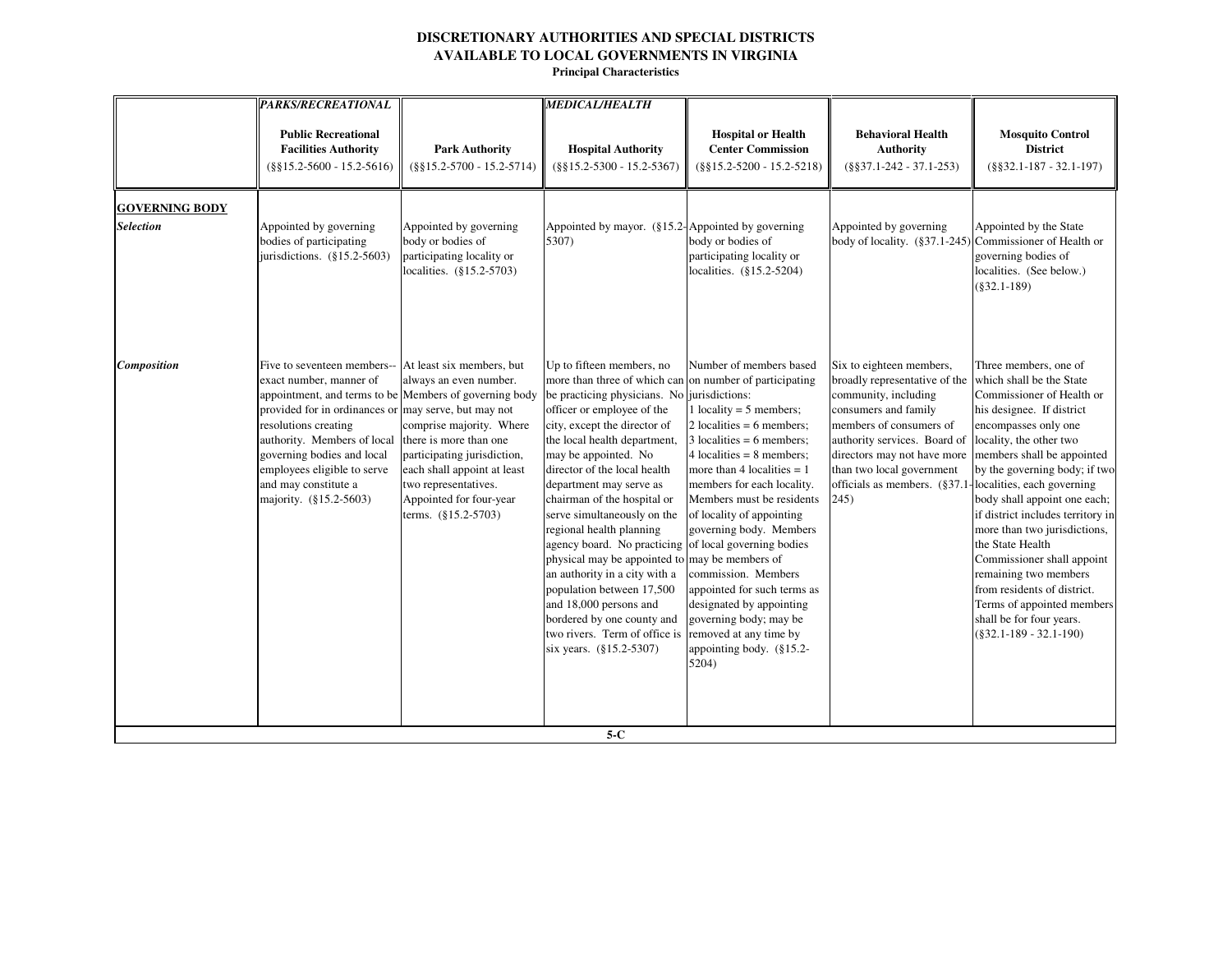# DISCRETIONARY AUTHORITIES AND SPECIAL DISTRICTS AVAILABLE TO LOCAL GOVERNMENTS IN VIRGINIA

**Principal Characteristics**

| | ***PARKS/RECREATIONAL*** | | ***MEDICAL/HEALTH*** | | | |
|---|---|---|---|---|---|---|
| | **Public Recreational Facilities Authority** (§§15.2-5600 - 15.2-5616) | **Park Authority** (§§15.2-5700 - 15.2-5714) | **Hospital Authority** (§§15.2-5300 - 15.2-5367) | **Hospital or Health Center Commission** (§§15.2-5200 - 15.2-5218) | **Behavioral Health Authority** (§§37.1-242 - 37.1-253) | **Mosquito Control District** (§§32.1-187 - 32.1-197) |
| **GOVERNING BODY** | | | | | | |
| ***Selection*** | Appointed by governing bodies of participating jurisdictions. (§15.2-5603) | Appointed by governing body or bodies of participating locality or localities. (§15.2-5703) | Appointed by mayor. (§15.2-5307) | Appointed by governing body or bodies of participating locality or localities. (§15.2-5204) | Appointed by governing body of locality. (§37.1-245) | Appointed by the State Commissioner of Health or governing bodies of localities. (See below.) (§32.1-189) |
| ***Composition*** | Five to seventeen members--exact number, manner of appointment, and terms to be provided for in ordinances or resolutions creating authority. Members of local governing bodies and local employees eligible to serve and may constitute a majority. (§15.2-5603) | At least six members, but always an even number. Members of governing body may serve, but may not comprise majority. Where there is more than one participating jurisdiction, each shall appoint at least two representatives. Appointed for four-year terms. (§15.2-5703) | Up to fifteen members, no more than three of which can be practicing physicians. No officer or employee of the city, except the director of the local health department, may be appointed. No director of the local health department may serve as chairman of the hospital or serve simultaneously on the regional health planning agency board. No practicing physical may be appointed to an authority in a city with a population between 17,500 and 18,000 persons and bordered by one county and two rivers. Term of office is six years. (§15.2-5307) | Number of members based on number of participating jurisdictions: 1 locality = 5 members; 2 localities = 6 members; 3 localities = 6 members; 4 localities = 8 members; more than 4 localities = 1 members for each locality. Members must be residents of locality of appointing governing body. Members of local governing bodies may be members of commission. Members appointed for such terms as designated by appointing governing body; may be removed at any time by appointing body. (§15.2-5204) | Six to eighteen members, broadly representative of the community, including consumers and family members of consumers of authority services. Board of directors may not have more than two local government officials as members. (§37.1-245) | Three members, one of which shall be the State Commissioner of Health or his designee. If district encompasses only one locality, the other two members shall be appointed by the governing body; if two localities, each governing body shall appoint one each; if district includes territory in more than two jurisdictions, the State Health Commissioner shall appoint remaining two members from residents of district. Terms of appointed members shall be for four years. (§32.1-189 - 32.1-190) |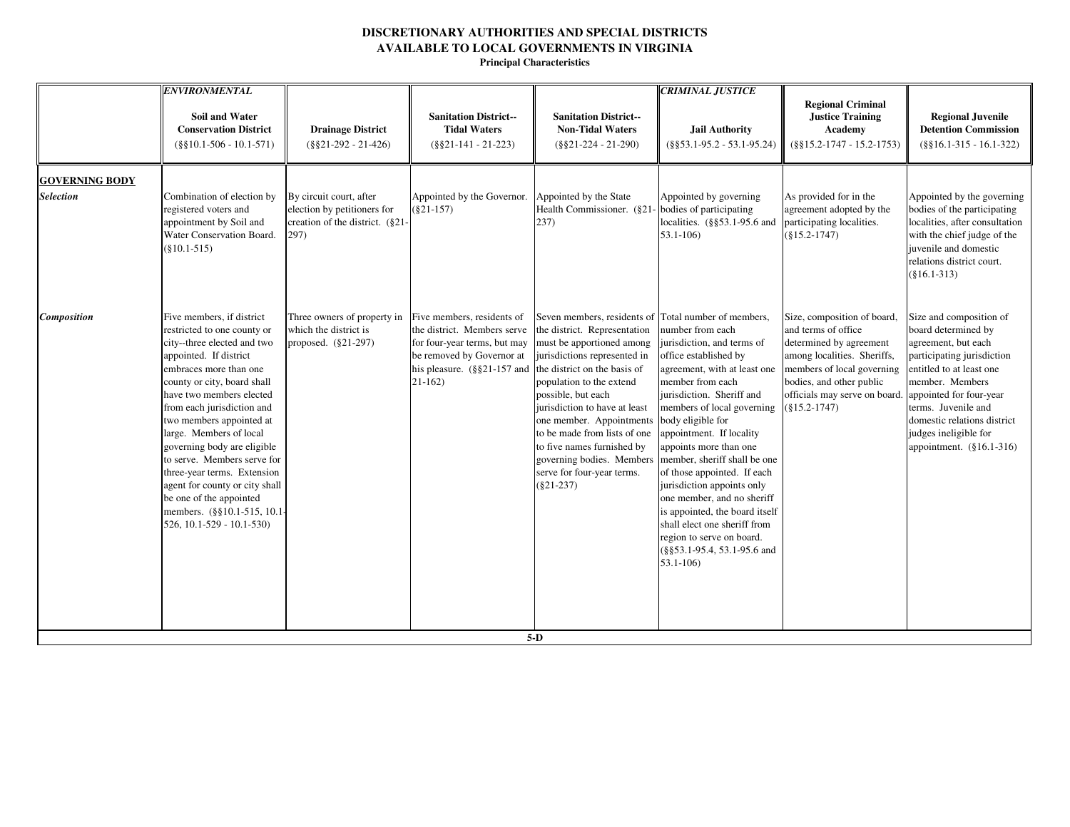# DISCRETIONARY AUTHORITIES AND SPECIAL DISTRICTS AVAILABLE TO LOCAL GOVERNMENTS IN VIRGINIA

**Principal Characteristics**

| | *ENVIRONMENTAL* **Soil and Water Conservation District** (§§10.1-506 - 10.1-571) | **Drainage District** (§§21-292 - 21-426) | **Sanitation District--Tidal Waters** (§§21-141 - 21-223) | **Sanitation District--Non-Tidal Waters** (§§21-224 - 21-290) | *CRIMINAL JUSTICE* **Jail Authority** (§§53.1-95.2 - 53.1-95.24) | **Regional Criminal Justice Training Academy** (§§15.2-1747 - 15.2-1753) | **Regional Juvenile Detention Commission** (§§16.1-315 - 16.1-322) |
|---|---|---|---|---|---|---|---|
| **GOVERNING BODY** | | | | | | | |
| ***Selection*** | Combination of election by registered voters and appointment by Soil and Water Conservation Board. (§10.1-515) | By circuit court, after election by petitioners for creation of the district. (§21-297) | Appointed by the Governor. (§21-157) | Appointed by the State Health Commissioner. (§21-237) | Appointed by governing bodies of participating localities. (§§53.1-95.6 and 53.1-106) | As provided for in the agreement adopted by the participating localities. (§15.2-1747) | Appointed by the governing bodies of the participating localities, after consultation with the chief judge of the juvenile and domestic relations district court. (§16.1-313) |
| ***Composition*** | Five members, if district restricted to one county or city--three elected and two appointed. If district embraces more than one county or city, board shall have two members elected from each jurisdiction and two members appointed at large. Members of local governing body are eligible to serve. Members serve for three-year terms. Extension agent for county or city shall be one of the appointed members. (§§10.1-515, 10.1-526, 10.1-529 - 10.1-530) | Three owners of property in which the district is proposed. (§21-297) | Five members, residents of the district. Members serve for four-year terms, but may be removed by Governor at his pleasure. (§§21-157 and 21-162) | Seven members, residents of the district. Representation must be apportioned among jurisdictions represented in the district on the basis of population to the extend possible, but each jurisdiction to have at least one member. Appointments to be made from lists of one to five names furnished by governing bodies. Members serve for four-year terms. (§21-237) | Total number of members, number from each jurisdiction, and terms of office established by agreement, with at least one member from each jurisdiction. Sheriff and members of local governing body eligible for appointment. If locality appoints more than one member, sheriff shall be one of those appointed. If each jurisdiction appoints only one member, and no sheriff is appointed, the board itself shall elect one sheriff from region to serve on board. (§§53.1-95.4, 53.1-95.6 and 53.1-106) | Size, composition of board, and terms of office determined by agreement among localities. Sheriffs, members of local governing bodies, and other public officials may serve on board. (§15.2-1747) | Size and composition of board determined by agreement, but each participating jurisdiction entitled to at least one member. Members appointed for four-year terms. Juvenile and domestic relations district judges ineligible for appointment. (§16.1-316) |

5-D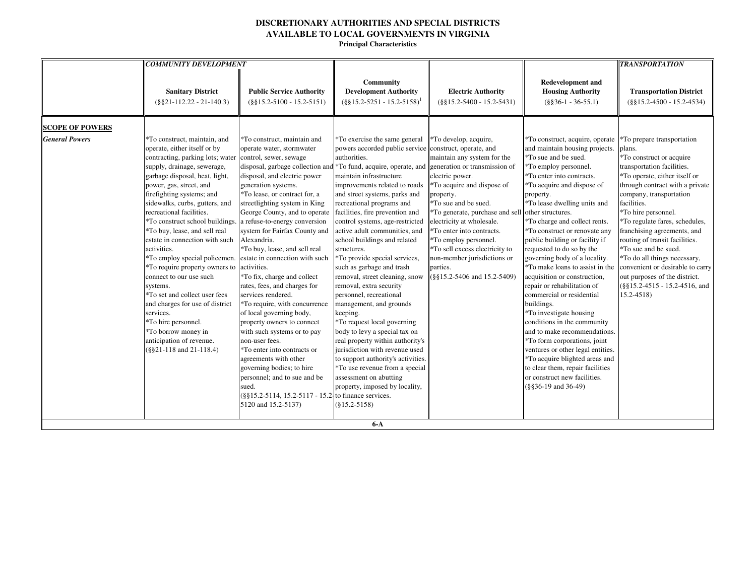# DISCRETIONARY AUTHORITIES AND SPECIAL DISTRICTS AVAILABLE TO LOCAL GOVERNMENTS IN VIRGINIA

**Principal Characteristics**

| | *COMMUNITY DEVELOPMENT* | | | | | *TRANSPORTATION* |
|---|---|---|---|---|---|---|
| | **Sanitary District** (§§21-112.22 - 21-140.3) | **Public Service Authority** (§§15.2-5100 - 15.2-5151) | **Community Development Authority** (§§15.2-5251 - 15.2-5158)[1] | **Electric Authority** (§§15.2-5400 - 15.2-5431) | **Redevelopment and Housing Authority** (§§36-1 - 36-55.1) | **Transportation District** (§§15.2-4500 - 15.2-4534) |
| **SCOPE OF POWERS** | | | | | | |
| ***General Powers*** | *To construct, maintain, and operate, either itself or by contracting, parking lots; water supply, drainage, sewerage, garbage disposal, heat, light, power, gas, street, and firefighting systems; and sidewalks, curbs, gutters, and recreational facilities.<br>*To construct school buildings.<br>*To buy, lease, and sell real estate in connection with such activities.<br>*To employ special policemen.<br>*To require property owners to connect to our use such systems.<br>*To set and collect user fees and charges for use of district services.<br>*To hire personnel.<br>*To borrow money in anticipation of revenue.<br>(§§21-118 and 21-118.4) | *To construct, maintain and operate water, stormwater control, sewer, sewage disposal, garbage collection and disposal, and electric power generation systems.<br>*To lease, or contract for, a streetlighting system in King George County, and to operate a refuse-to-energy conversion system for Fairfax County and Alexandria.<br>*To buy, lease, and sell real estate in connection with such activities.<br>*To fix, charge and collect rates, fees, and charges for services rendered.<br>*To require, with concurrence of local governing body, property owners to connect with such systems or to pay non-user fees.<br>*To enter into contracts or agreements with other governing bodies; to hire personnel; and to sue and be sued.<br>(§§15.2-5114, 15.2-5117 - 15.2-5120 and 15.2-5137) | *To exercise the same general powers accorded public service authorities.<br>*To fund, acquire, operate, and maintain infrastructure improvements related to roads and street systems, parks and recreational programs and facilities, fire prevention and control systems, age-restricted active adult communities, and school buildings and related structures.<br>*To provide special services, such as garbage and trash removal, street cleaning, snow removal, extra security personnel, recreational management, and grounds keeping.<br>*To request local governing body to levy a special tax on real property within authority's jurisdiction with revenue used to support authority's activities.<br>*To use revenue from a special assessment on abutting property, imposed by locality, to finance services.<br>(§15.2-5158) | *To develop, acquire, construct, operate, and maintain any system for the generation or transmission of electric power.<br>*To acquire and dispose of property.<br>*To sue and be sued.<br>*To generate, purchase and sell electricity at wholesale.<br>*To enter into contracts.<br>*To employ personnel.<br>*To sell excess electricity to non-member jurisdictions or parties.<br>(§§15.2-5406 and 15.2-5409) | *To construct, acquire, operate and maintain housing projects.<br>*To sue and be sued.<br>*To employ personnel.<br>*To enter into contracts.<br>*To acquire and dispose of property.<br>*To lease dwelling units and other structures.<br>*To charge and collect rents.<br>*To construct or renovate any public building or facility if requested to do so by the governing body of a locality.<br>*To make loans to assist in the acquisition or construction, repair or rehabilitation of commercial or residential buildings.<br>*To investigate housing conditions in the community and to make recommendations.<br>*To form corporations, joint ventures or other legal entities.<br>*To acquire blighted areas and to clear them, repair facilities or construct new facilities.<br>(§§36-19 and 36-49) | *To prepare transportation plans.<br>*To construct or acquire transportation facilities.<br>*To operate, either itself or through contract with a private company, transportation facilities.<br>*To hire personnel.<br>*To regulate fares, schedules, franchising agreements, and routing of transit facilities.<br>*To sue and be sued.<br>*To do all things necessary, convenient or desirable to carry out purposes of the district.<br>(§§15.2-4515 - 15.2-4516, and 15.2-4518) |

6-A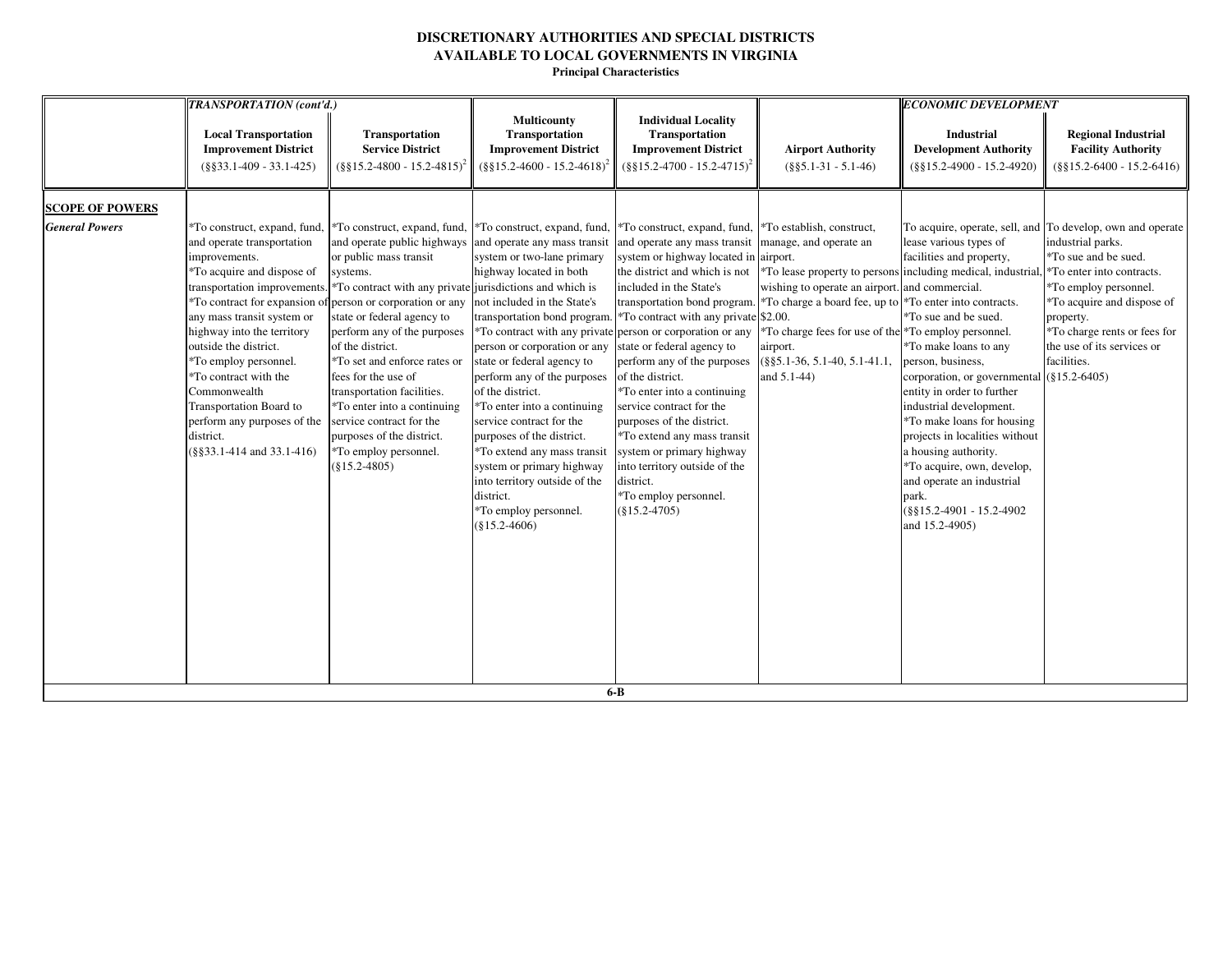# DISCRETIONARY AUTHORITIES AND SPECIAL DISTRICTS AVAILABLE TO LOCAL GOVERNMENTS IN VIRGINIA

**Principal Characteristics**

| | *TRANSPORTATION (cont'd.)* | | | | | *ECONOMIC DEVELOPMENT* | |
|---|---|---|---|---|---|---|---|
| | **Local Transportation Improvement District** (§§33.1-409 - 33.1-425) | **Transportation Service District** (§§15.2-4800 - 15.2-4815)[2] | **Multicounty Transportation Improvement District** (§§15.2-4600 - 15.2-4618)[2] | **Individual Locality Transportation Improvement District** (§§15.2-4700 - 15.2-4715)[2] | **Airport Authority** (§§5.1-31 - 5.1-46) | **Industrial Development Authority** (§§15.2-4900 - 15.2-4920) | **Regional Industrial Facility Authority** (§§15.2-6400 - 15.2-6416) |
| **SCOPE OF POWERS** | | | | | | | |
| ***General Powers*** | *To construct, expand, fund, and operate transportation improvements.<br>*To acquire and dispose of transportation improvements.<br>*To contract for expansion of any mass transit system or highway into the territory outside the district.<br>*To employ personnel.<br>*To contract with the Commonwealth Transportation Board to perform any purposes of the district.<br>(§§33.1-414 and 33.1-416) | *To construct, expand, fund, and operate public highways or public mass transit systems.<br>*To contract with any private person or corporation or any state or federal agency to perform any of the purposes of the district.<br>*To set and enforce rates or fees for the use of transportation facilities.<br>*To enter into a continuing service contract for the purposes of the district.<br>*To employ personnel.<br>(§15.2-4805) | *To construct, expand, fund, and operate any mass transit system or two-lane primary highway located in both jurisdictions and which is not included in the State's transportation bond program.<br>*To contract with any private person or corporation or any state or federal agency to perform any of the purposes of the district.<br>*To enter into a continuing service contract for the purposes of the district.<br>*To extend any mass transit system or primary highway into territory outside of the district.<br>*To employ personnel.<br>(§15.2-4606) | *To construct, expand, fund, and operate any mass transit system or highway located in the district and which is not included in the State's transportation bond program.<br>*To contract with any private person or corporation or any state or federal agency to perform any of the purposes of the district.<br>*To enter into a continuing service contract for the purposes of the district.<br>*To extend any mass transit system or primary highway into territory outside of the district.<br>*To employ personnel.<br>(§15.2-4705) | *To establish, construct, manage, and operate an airport.<br>*To lease property to persons wishing to operate an airport.<br>*To charge a board fee, up to $2.00.<br>*To charge fees for use of the airport.<br>(§§5.1-36, 5.1-40, 5.1-41.1, and 5.1-44) | To acquire, operate, sell, and lease various types of facilities and property, including medical, industrial, and commercial.<br>*To enter into contracts.<br>*To sue and be sued.<br>*To employ personnel.<br>*To make loans to any person, business, corporation, or governmental entity in order to further industrial development.<br>*To make loans for housing projects in localities without a housing authority.<br>*To acquire, own, develop, and operate an industrial park.<br>(§§15.2-4901 - 15.2-4902 and 15.2-4905) | To develop, own and operate industrial parks.<br>*To sue and be sued.<br>*To enter into contracts.<br>*To employ personnel.<br>*To acquire and dispose of property.<br>*To charge rents or fees for the use of its services or facilities.<br>(§15.2-6405) |

6-B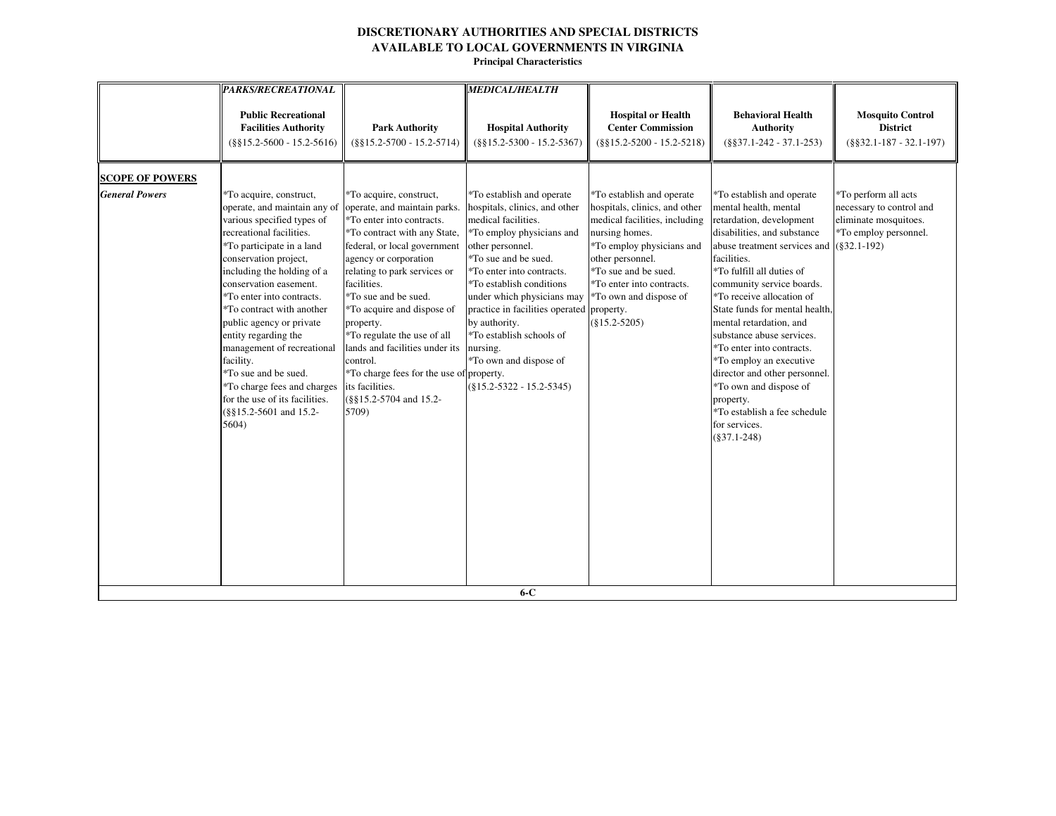# DISCRETIONARY AUTHORITIES AND SPECIAL DISTRICTS AVAILABLE TO LOCAL GOVERNMENTS IN VIRGINIA

**Principal Characteristics**

| | *PARKS/RECREATIONAL* | | *MEDICAL/HEALTH* | | | |
|---|---|---|---|---|---|---|
| | **Public Recreational Facilities Authority** (§§15.2-5600 - 15.2-5616) | **Park Authority** (§§15.2-5700 - 15.2-5714) | **Hospital Authority** (§§15.2-5300 - 15.2-5367) | **Hospital or Health Center Commission** (§§15.2-5200 - 15.2-5218) | **Behavioral Health Authority** (§§37.1-242 - 37.1-253) | **Mosquito Control District** (§§32.1-187 - 32.1-197) |
| **SCOPE OF POWERS** | | | | | | |
| ***General Powers*** | *To acquire, construct, operate, and maintain any of various specified types of recreational facilities.<br>*To participate in a land conservation project, including the holding of a conservation easement.<br>*To enter into contracts.<br>*To contract with another public agency or private entity regarding the management of recreational facility.<br>*To sue and be sued.<br>*To charge fees and charges for the use of its facilities.<br>(§§15.2-5601 and 15.2-5604) | *To acquire, construct, operate, and maintain parks.<br>*To enter into contracts.<br>*To contract with any State, federal, or local government agency or corporation relating to park services or facilities.<br>*To sue and be sued.<br>*To acquire and dispose of property.<br>*To regulate the use of all lands and facilities under its control.<br>*To charge fees for the use of its facilities.<br>(§§15.2-5704 and 15.2-5709) | *To establish and operate hospitals, clinics, and other medical facilities.<br>*To employ physicians and other personnel.<br>*To sue and be sued.<br>*To enter into contracts.<br>*To establish conditions under which physicians may practice in facilities operated by authority.<br>*To establish schools of nursing.<br>*To own and dispose of property.<br>(§15.2-5322 - 15.2-5345) | *To establish and operate hospitals, clinics, and other medical facilities, including nursing homes.<br>*To employ physicians and other personnel.<br>*To sue and be sued.<br>*To enter into contracts.<br>*To own and dispose of property.<br>(§15.2-5205) | *To establish and operate mental health, mental retardation, development disabilities, and substance abuse treatment services and facilities.<br>*To fulfill all duties of community service boards.<br>*To receive allocation of State funds for mental health, mental retardation, and substance abuse services.<br>*To enter into contracts.<br>*To employ an executive director and other personnel.<br>*To own and dispose of property.<br>*To establish a fee schedule for services.<br>(§37.1-248) | *To perform all acts necessary to control and eliminate mosquitoes.<br>*To employ personnel.<br>(§32.1-192) |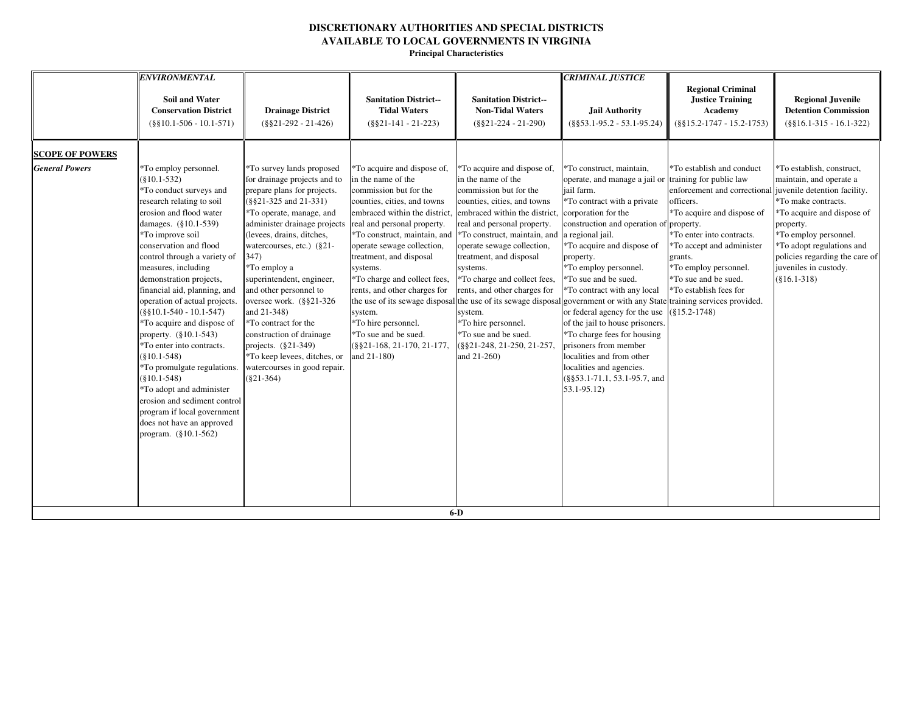# DISCRETIONARY AUTHORITIES AND SPECIAL DISTRICTS AVAILABLE TO LOCAL GOVERNMENTS IN VIRGINIA

**Principal Characteristics**

| | *ENVIRONMENTAL* | | | | *CRIMINAL JUSTICE* | | |
|---|---|---|---|---|---|---|---|
| | **Soil and Water Conservation District** (§§10.1-506 - 10.1-571) | **Drainage District** (§§21-292 - 21-426) | **Sanitation District--Tidal Waters** (§§21-141 - 21-223) | **Sanitation District--Non-Tidal Waters** (§§21-224 - 21-290) | **Jail Authority** (§§53.1-95.2 - 53.1-95.24) | **Regional Criminal Justice Training Academy** (§§15.2-1747 - 15.2-1753) | **Regional Juvenile Detention Commission** (§§16.1-315 - 16.1-322) |
| **SCOPE OF POWERS** | | | | | | | |
| ***General Powers*** | *To employ personnel. (§10.1-532)<br>*To conduct surveys and research relating to soil erosion and flood water damages. (§10.1-539)<br>*To improve soil conservation and flood control through a variety of measures, including demonstration projects, financial aid, planning, and operation of actual projects. (§§10.1-540 - 10.1-547)<br>*To acquire and dispose of property. (§10.1-543)<br>*To enter into contracts. (§10.1-548)<br>*To promulgate regulations. (§10.1-548)<br>*To adopt and administer erosion and sediment control program if local government does not have an approved program. (§10.1-562) | *To survey lands proposed for drainage projects and to prepare plans for projects. (§§21-325 and 21-331)<br>*To operate, manage, and administer drainage projects (levees, drains, ditches, watercourses, etc.) (§21-347)<br>*To employ a superintendent, engineer, and other personnel to oversee work. (§§21-326 and 21-348)<br>*To contract for the construction of drainage projects. (§21-349)<br>*To keep levees, ditches, or watercourses in good repair. (§21-364) | *To acquire and dispose of, in the name of the commission but for the counties, cities, and towns embraced within the district, real and personal property.<br>*To construct, maintain, and operate sewage collection, treatment, and disposal systems.<br>*To charge and collect fees, rents, and other charges for the use of its sewage disposal system.<br>*To hire personnel.<br>*To sue and be sued. (§§21-168, 21-170, 21-177, and 21-180) | *To acquire and dispose of, in the name of the commission but for the counties, cities, and towns embraced within the district, real and personal property.<br>*To construct, maintain, and operate sewage collection, treatment, and disposal systems.<br>*To charge and collect fees, rents, and other charges for the use of its sewage disposal system.<br>*To hire personnel.<br>*To sue and be sued. (§§21-248, 21-250, 21-257, and 21-260) | *To construct, maintain, operate, and manage a jail or jail farm.<br>*To contract with a private corporation for the construction and operation of a regional jail.<br>*To acquire and dispose of property.<br>*To employ personnel.<br>*To sue and be sued.<br>*To contract with any local government or with any State or federal agency for the use of the jail to house prisoners.<br>*To charge fees for housing prisoners from member localities and from other localities and agencies. (§§53.1-71.1, 53.1-95.7, and 53.1-95.12) | *To establish and conduct training for public law enforcement and correctional officers.<br>*To acquire and dispose of property.<br>*To enter into contracts.<br>*To accept and administer grants.<br>*To employ personnel.<br>*To sue and be sued.<br>*To establish fees for training services provided. (§15.2-1748) | *To establish, construct, maintain, and operate a juvenile detention facility.<br>*To make contracts.<br>*To acquire and dispose of property.<br>*To employ personnel.<br>*To adopt regulations and policies regarding the care of juveniles in custody. (§16.1-318) |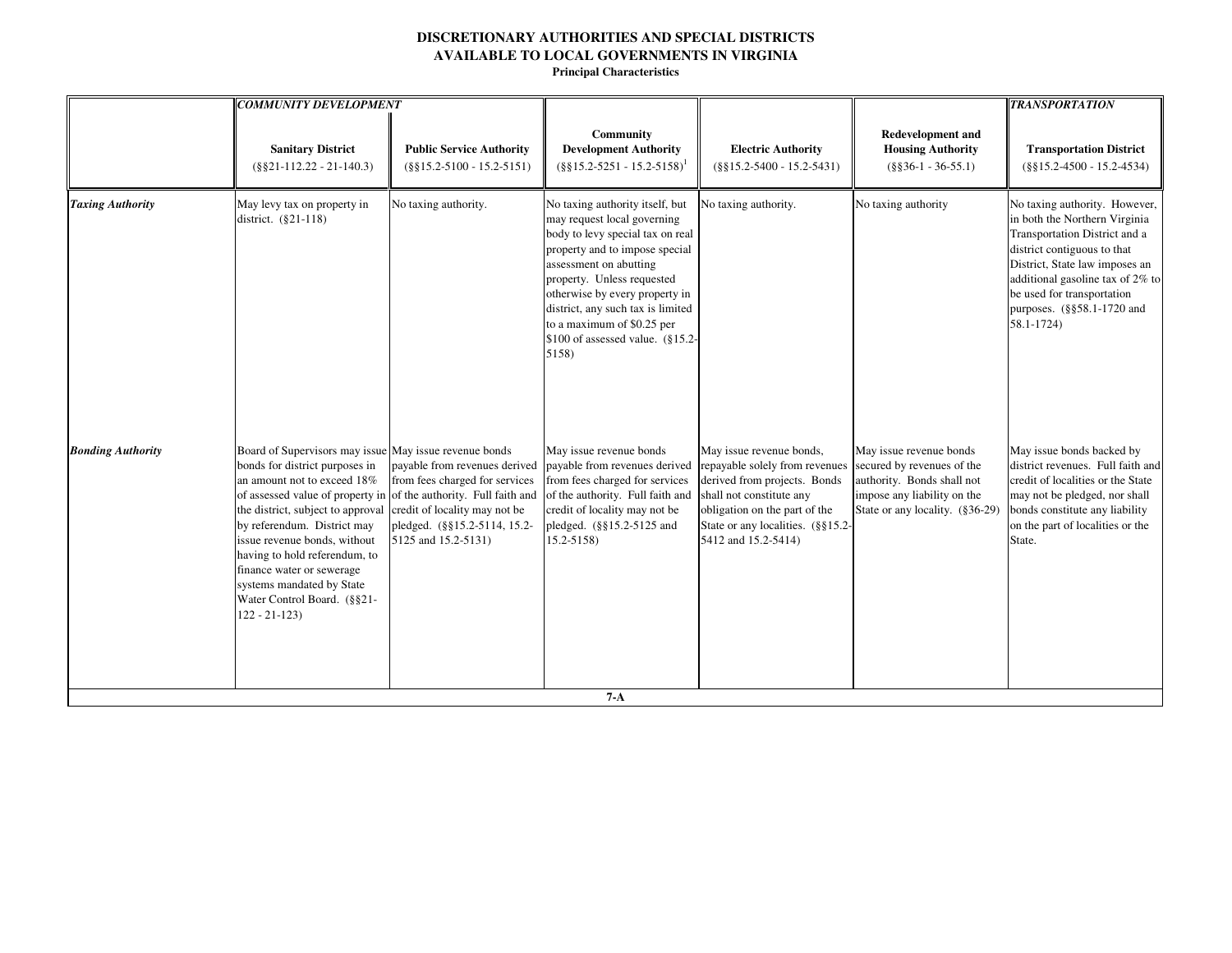# DISCRETIONARY AUTHORITIES AND SPECIAL DISTRICTS AVAILABLE TO LOCAL GOVERNMENTS IN VIRGINIA

**Principal Characteristics**

| | *COMMUNITY DEVELOPMENT* | | | | | *TRANSPORTATION* |
|---|---|---|---|---|---|---|
| | **Sanitary District** (§§21-112.22 - 21-140.3) | **Public Service Authority** (§§15.2-5100 - 15.2-5151) | **Community Development Authority** (§§15.2-5251 - 15.2-5158)[1] | **Electric Authority** (§§15.2-5400 - 15.2-5431) | **Redevelopment and Housing Authority** (§§36-1 - 36-55.1) | **Transportation District** (§§15.2-4500 - 15.2-4534) |
| ***Taxing Authority*** | May levy tax on property in district. (§21-118) | No taxing authority. | No taxing authority itself, but may request local governing body to levy special tax on real property and to impose special assessment on abutting property. Unless requested otherwise by every property in district, any such tax is limited to a maximum of $0.25 per $100 of assessed value. (§15.2-5158) | No taxing authority. | No taxing authority | No taxing authority. However, in both the Northern Virginia Transportation District and a district contiguous to that District, State law imposes an additional gasoline tax of 2% to be used for transportation purposes. (§§58.1-1720 and 58.1-1724) |
| ***Bonding Authority*** | Board of Supervisors may issue bonds for district purposes in an amount not to exceed 18% of assessed value of property in the district, subject to approval by referendum. District may issue revenue bonds, without having to hold referendum, to finance water or sewerage systems mandated by State Water Control Board. (§§21-122 - 21-123) | May issue revenue bonds payable from revenues derived from fees charged for services of the authority. Full faith and credit of locality may not be pledged. (§§15.2-5114, 15.2-5125 and 15.2-5131) | May issue revenue bonds payable from revenues derived from fees charged for services of the authority. Full faith and credit of locality may not be pledged. (§§15.2-5125 and 15.2-5158) | May issue revenue bonds, repayable solely from revenues derived from projects. Bonds shall not constitute any obligation on the part of the State or any localities. (§§15.2-5412 and 15.2-5414) | May issue revenue bonds secured by revenues of the authority. Bonds shall not impose any liability on the State or any locality. (§36-29) | May issue bonds backed by district revenues. Full faith and credit of localities or the State may not be pledged, nor shall bonds constitute any liability on the part of localities or the State. |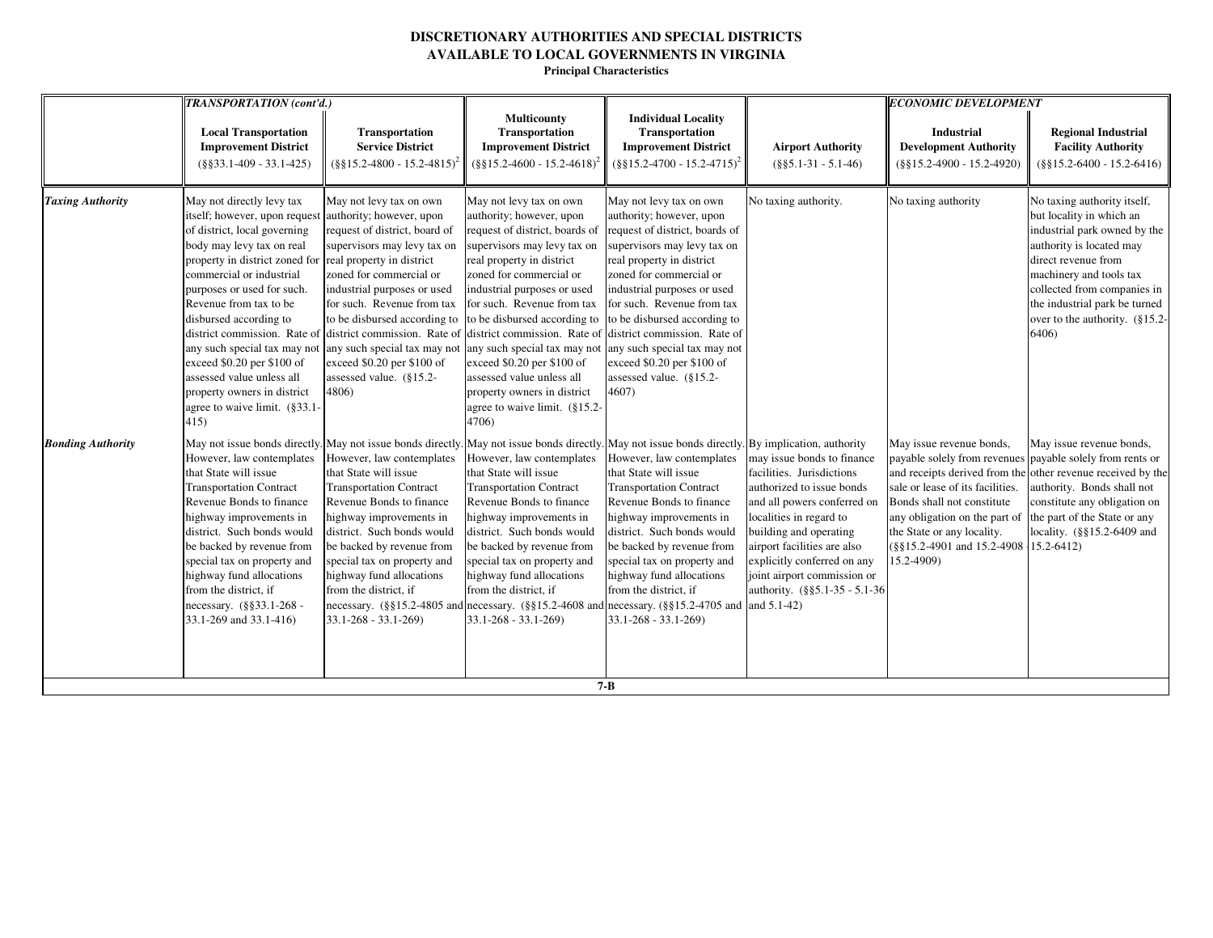# DISCRETIONARY AUTHORITIES AND SPECIAL DISTRICTS AVAILABLE TO LOCAL GOVERNMENTS IN VIRGINIA

**Principal Characteristics**

| | *TRANSPORTATION (cont'd.)* | | | | | *ECONOMIC DEVELOPMENT* | |
|---|---|---|---|---|---|---|---|
| | **Local Transportation Improvement District** (§§33.1-409 - 33.1-425) | **Transportation Service District** (§§15.2-4800 - 15.2-4815)[2] | **Multicounty Transportation Improvement District** (§§15.2-4600 - 15.2-4618)[2] | **Individual Locality Transportation Improvement District** (§§15.2-4700 - 15.2-4715)[2] | **Airport Authority** (§§5.1-31 - 5.1-46) | **Industrial Development Authority** (§§15.2-4900 - 15.2-4920) | **Regional Industrial Facility Authority** (§§15.2-6400 - 15.2-6416) |
| ***Taxing Authority*** | May not directly levy tax itself; however, upon request of district, local governing body may levy tax on real property in district zoned for commercial or industrial purposes or used for such. Revenue from tax to be disbursed according to district commission. Rate of any such special tax may not exceed $0.20 per $100 of assessed value unless all property owners in district agree to waive limit. (§33.1-415) | May not levy tax on own authority; however, upon request of district, board of supervisors may levy tax on real property in district zoned for commercial or industrial purposes or used for such. Revenue from tax to be disbursed according to district commission. Rate of any such special tax may not exceed $0.20 per $100 of assessed value. (§15.2-4806) | May not levy tax on own authority; however, upon request of district, boards of supervisors may levy tax on real property in district zoned for commercial or industrial purposes or used for such. Revenue from tax to be disbursed according to district commission. Rate of any such special tax may not exceed $0.20 per $100 of assessed value unless all property owners in district agree to waive limit. (§15.2-4706) | May not levy tax on own authority; however, upon request of district, boards of supervisors may levy tax on real property in district zoned for commercial or industrial purposes or used for such. Revenue from tax to be disbursed according to district commission. Rate of any such special tax may not exceed $0.20 per $100 of assessed value. (§15.2-4607) | No taxing authority. | No taxing authority | No taxing authority itself, but locality in which an industrial park owned by the authority is located may direct revenue from machinery and tools tax collected from companies in the industrial park be turned over to the authority. (§15.2-6406) |
| ***Bonding Authority*** | May not issue bonds directly. However, law contemplates that State will issue Transportation Contract Revenue Bonds to finance highway improvements in district. Such bonds would be backed by revenue from special tax on property and highway fund allocations from the district, if necessary. (§§33.1-268 - 33.1-269 and 33.1-416) | May not issue bonds directly. However, law contemplates that State will issue Transportation Contract Revenue Bonds to finance highway improvements in district. Such bonds would be backed by revenue from special tax on property and highway fund allocations from the district, if necessary. (§§15.2-4805 and 33.1-268 - 33.1-269) | May not issue bonds directly. However, law contemplates that State will issue Transportation Contract Revenue Bonds to finance highway improvements in district. Such bonds would be backed by revenue from special tax on property and highway fund allocations from the district, if necessary. (§§15.2-4608 and 33.1-268 - 33.1-269) | May not issue bonds directly. However, law contemplates that State will issue Transportation Contract Revenue Bonds to finance highway improvements in district. Such bonds would be backed by revenue from special tax on property and highway fund allocations from the district, if necessary. (§§15.2-4705 and 33.1-268 - 33.1-269) | By implication, authority may issue bonds to finance facilities. Jurisdictions authorized to issue bonds and all powers conferred on localities in regard to building and operating airport facilities are also explicitly conferred on any joint airport commission or authority. (§§5.1-35 - 5.1-36 and 5.1-42) | May issue revenue bonds, payable solely from revenues and receipts derived from the sale or lease of its facilities. Bonds shall not constitute any obligation on the part of the State or any locality. (§§15.2-4901 and 15.2-4908 - 15.2-4909) | May issue revenue bonds, payable solely from rents or other revenue received by the authority. Bonds shall not constitute any obligation on the part of the State or any locality. (§§15.2-6409 and 15.2-6412) |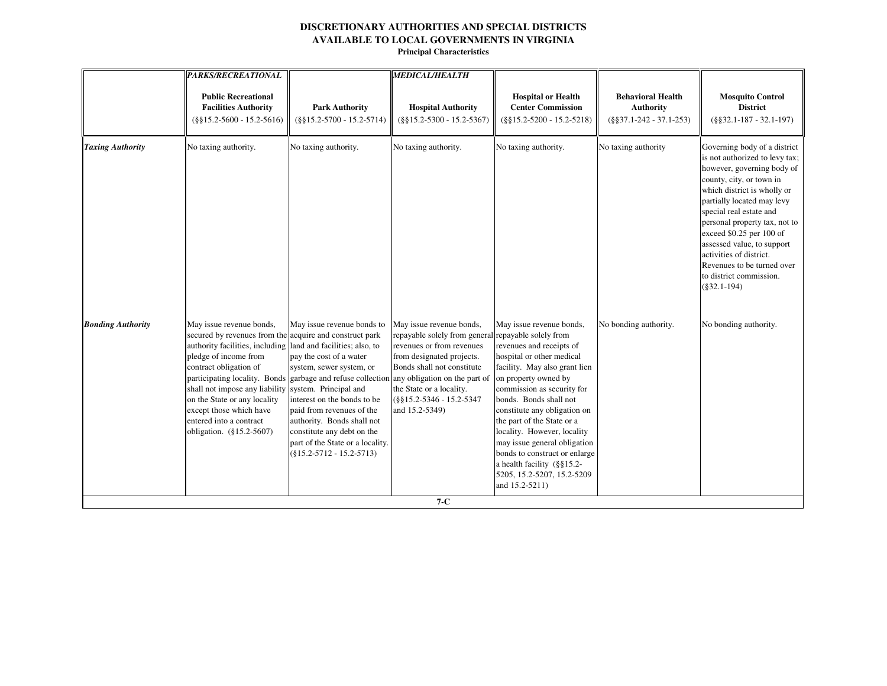# DISCRETIONARY AUTHORITIES AND SPECIAL DISTRICTS AVAILABLE TO LOCAL GOVERNMENTS IN VIRGINIA

**Principal Characteristics**

| | *PARKS/RECREATIONAL* **Public Recreational Facilities Authority** (§§15.2-5600 - 15.2-5616) | **Park Authority** (§§15.2-5700 - 15.2-5714) | *MEDICAL/HEALTH* **Hospital Authority** (§§15.2-5300 - 15.2-5367) | **Hospital or Health Center Commission** (§§15.2-5200 - 15.2-5218) | **Behavioral Health Authority** (§§37.1-242 - 37.1-253) | **Mosquito Control District** (§§32.1-187 - 32.1-197) |
|---|---|---|---|---|---|---|
| ***Taxing Authority*** | No taxing authority. | No taxing authority. | No taxing authority. | No taxing authority. | No taxing authority | Governing body of a district is not authorized to levy tax; however, governing body of county, city, or town in which district is wholly or partially located may levy special real estate and personal property tax, not to exceed $0.25 per 100 of assessed value, to support activities of district. Revenues to be turned over to district commission. (§32.1-194) |
| ***Bonding Authority*** | May issue revenue bonds, secured by revenues from the authority facilities, including pledge of income from contract obligation of participating locality. Bonds shall not impose any liability on the State or any locality except those which have entered into a contract obligation. (§15.2-5607) | May issue revenue bonds to acquire and construct park land and facilities; also, to pay the cost of a water system, sewer system, or garbage and refuse collection system. Principal and interest on the bonds to be paid from revenues of the authority. Bonds shall not constitute any debt on the part of the State or a locality. (§15.2-5712 - 15.2-5713) | May issue revenue bonds, repayable solely from general revenues or from revenues from designated projects. Bonds shall not constitute any obligation on the part of the State or a locality. (§§15.2-5346 - 15.2-5347 and 15.2-5349) | May issue revenue bonds, repayable solely from revenues and receipts of hospital or other medical facility. May also grant lien on property owned by commission as security for bonds. Bonds shall not constitute any obligation on the part of the State or a locality. However, locality may issue general obligation bonds to construct or enlarge a health facility (§§15.2-5205, 15.2-5207, 15.2-5209 and 15.2-5211) | No bonding authority. | No bonding authority. |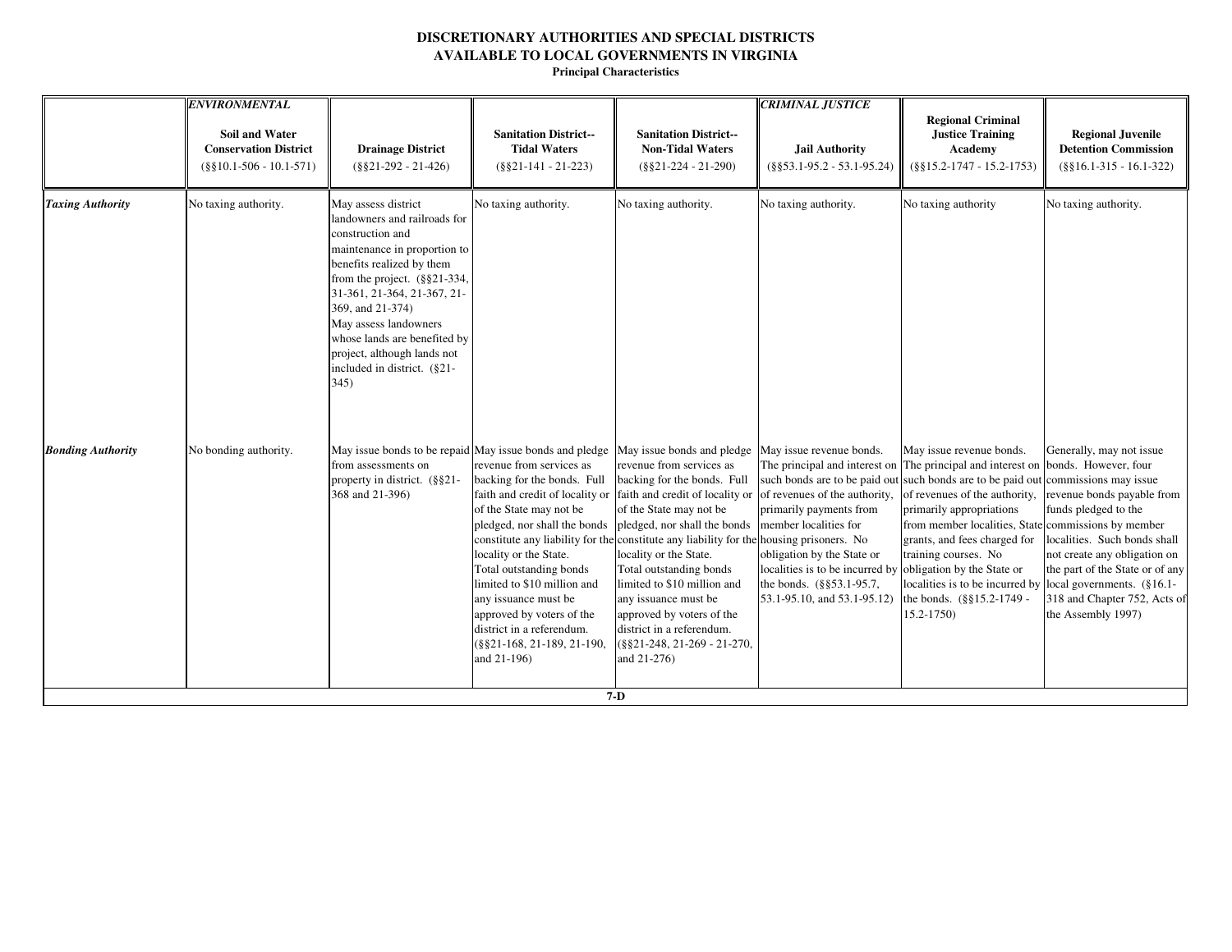**DISCRETIONARY AUTHORITIES AND SPECIAL DISTRICTS**
**AVAILABLE TO LOCAL GOVERNMENTS IN VIRGINIA**
**Principal Characteristics**

| | *ENVIRONMENTAL* **Soil and Water Conservation District** (§§10.1-506 - 10.1-571) | **Drainage District** (§§21-292 - 21-426) | **Sanitation District--Tidal Waters** (§§21-141 - 21-223) | **Sanitation District--Non-Tidal Waters** (§§21-224 - 21-290) | *CRIMINAL JUSTICE* **Jail Authority** (§§53.1-95.2 - 53.1-95.24) | **Regional Criminal Justice Training Academy** (§§15.2-1747 - 15.2-1753) | **Regional Juvenile Detention Commission** (§§16.1-315 - 16.1-322) |
|---|---|---|---|---|---|---|---|
| ***Taxing Authority*** | No taxing authority. | May assess district landowners and railroads for construction and maintenance in proportion to benefits realized by them from the project. (§§21-334, 31-361, 21-364, 21-367, 21-369, and 21-374) May assess landowners whose lands are benefited by project, although lands not included in district. (§21-345) | No taxing authority. | No taxing authority. | No taxing authority. | No taxing authority | No taxing authority. |
| ***Bonding Authority*** | No bonding authority. | May issue bonds to be repaid from assessments on property in district. (§§21-368 and 21-396) | May issue bonds and pledge revenue from services as backing for the bonds. Full faith and credit of locality or of the State may not be pledged, nor shall the bonds constitute any liability for the locality or the State. Total outstanding bonds limited to $10 million and any issuance must be approved by voters of the district in a referendum. (§§21-168, 21-189, 21-190, and 21-196) | May issue bonds and pledge revenue from services as backing for the bonds. Full faith and credit of locality or of the State may not be pledged, nor shall the bonds constitute any liability for the locality or the State. Total outstanding bonds limited to $10 million and any issuance must be approved by voters of the district in a referendum. (§§21-248, 21-269 - 21-270, and 21-276) | May issue revenue bonds. The principal and interest on such bonds are to be paid out of revenues of the authority, primarily payments from member localities for housing prisoners. No obligation by the State or localities is to be incurred by the bonds. (§§53.1-95.7, 53.1-95.10, and 53.1-95.12) | May issue revenue bonds. The principal and interest on such bonds are to be paid out of revenues of the authority, primarily appropriations from member localities, State grants, and fees charged for training courses. No obligation by the State or localities is to be incurred by the bonds. (§§15.2-1749 - 15.2-1750) | Generally, may not issue bonds. However, four commissions may issue revenue bonds payable from funds pledged to the commissions by member localities. Such bonds shall not create any obligation on the part of the State or of any local governments. (§16.1-318 and Chapter 752, Acts of the Assembly 1997) |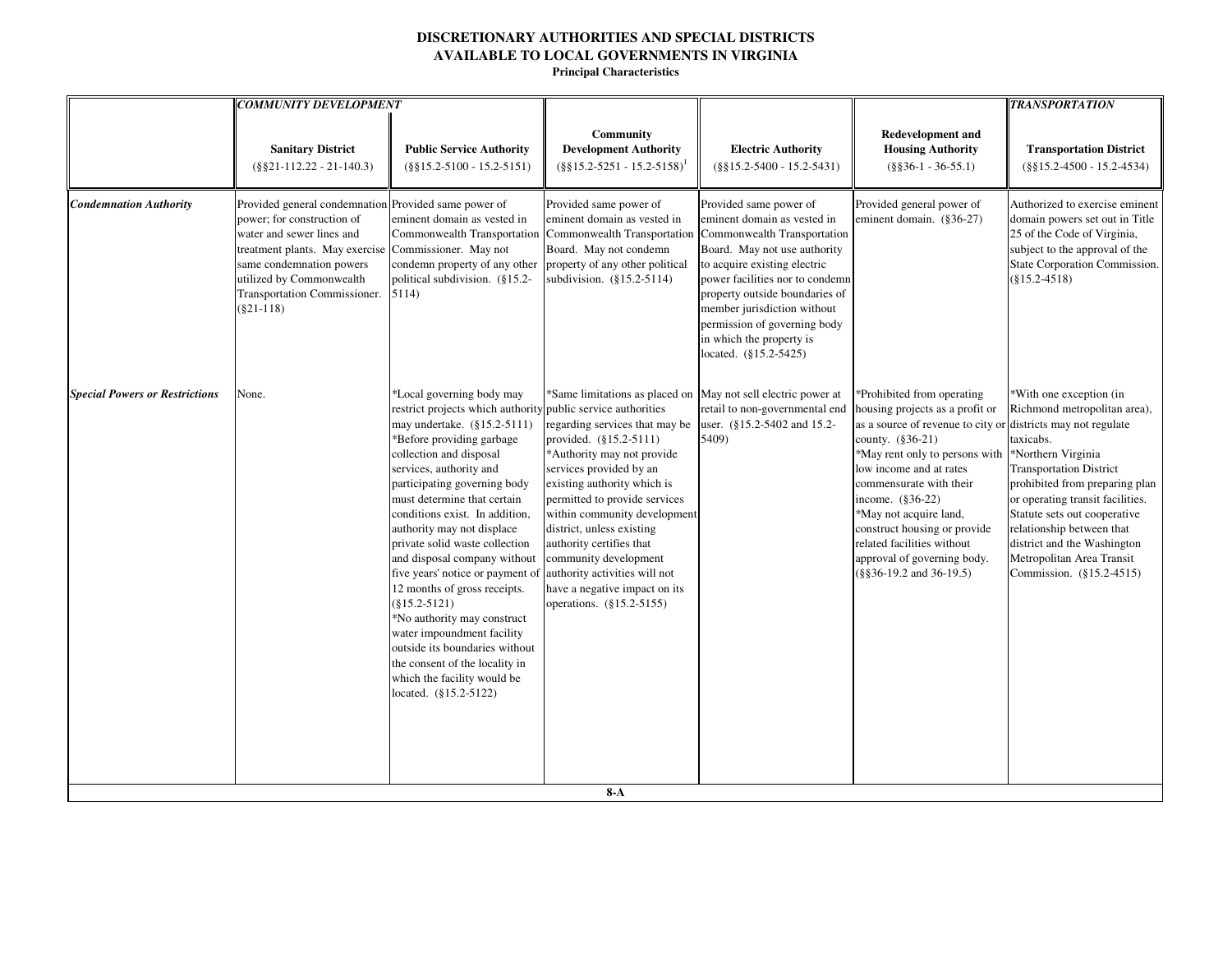# DISCRETIONARY AUTHORITIES AND SPECIAL DISTRICTS AVAILABLE TO LOCAL GOVERNMENTS IN VIRGINIA

**Principal Characteristics**

| | *COMMUNITY DEVELOPMENT* | | | | | *TRANSPORTATION* |
|---|---|---|---|---|---|---|
| | **Sanitary District** (§§21-112.22 - 21-140.3) | **Public Service Authority** (§§15.2-5100 - 15.2-5151) | **Community Development Authority** (§§15.2-5251 - 15.2-5158)[1] | **Electric Authority** (§§15.2-5400 - 15.2-5431) | **Redevelopment and Housing Authority** (§§36-1 - 36-55.1) | **Transportation District** (§§15.2-4500 - 15.2-4534) |
| ***Condemnation Authority*** | Provided general condemnation power; for construction of water and sewer lines and treatment plants. May exercise same condemnation powers utilized by Commonwealth Transportation Commissioner. (§21-118) | Provided same power of eminent domain as vested in Commonwealth Transportation Commissioner. May not condemn property of any other political subdivision. (§15.2-5114) | Provided same power of eminent domain as vested in Commonwealth Transportation Board. May not condemn property of any other political subdivision. (§15.2-5114) | Provided same power of eminent domain as vested in Commonwealth Transportation Board. May not use authority to acquire existing electric power facilities nor to condemn property outside boundaries of member jurisdiction without permission of governing body in which the property is located. (§15.2-5425) | Provided general power of eminent domain. (§36-27) | Authorized to exercise eminent domain powers set out in Title 25 of the Code of Virginia, subject to the approval of the State Corporation Commission. (§15.2-4518) |
| ***Special Powers or Restrictions*** | None. | *Local governing body may restrict projects which authority may undertake. (§15.2-5111)<br>*Before providing garbage collection and disposal services, authority and participating governing body must determine that certain conditions exist. In addition, authority may not displace private solid waste collection and disposal company without five years' notice or payment of 12 months of gross receipts. (§15.2-5121)<br>*No authority may construct water impoundment facility outside its boundaries without the consent of the locality in which the facility would be located. (§15.2-5122) | *Same limitations as placed on public service authorities regarding services that may be provided. (§15.2-5111)<br>*Authority may not provide services provided by an existing authority which is permitted to provide services within community development district, unless existing authority certifies that community development authority activities will not have a negative impact on its operations. (§15.2-5155) | May not sell electric power at retail to non-governmental end user. (§15.2-5402 and 15.2-5409) | *Prohibited from operating housing projects as a profit or as a source of revenue to city or county. (§36-21)<br>*May rent only to persons with low income and at rates commensurate with their income. (§36-22)<br>*May not acquire land, construct housing or provide related facilities without approval of governing body. (§§36-19.2 and 36-19.5) | *With one exception (in Richmond metropolitan area), districts may not regulate taxicabs.<br>*Northern Virginia Transportation District prohibited from preparing plan or operating transit facilities. Statute sets out cooperative relationship between that district and the Washington Metropolitan Area Transit Commission. (§15.2-4515) |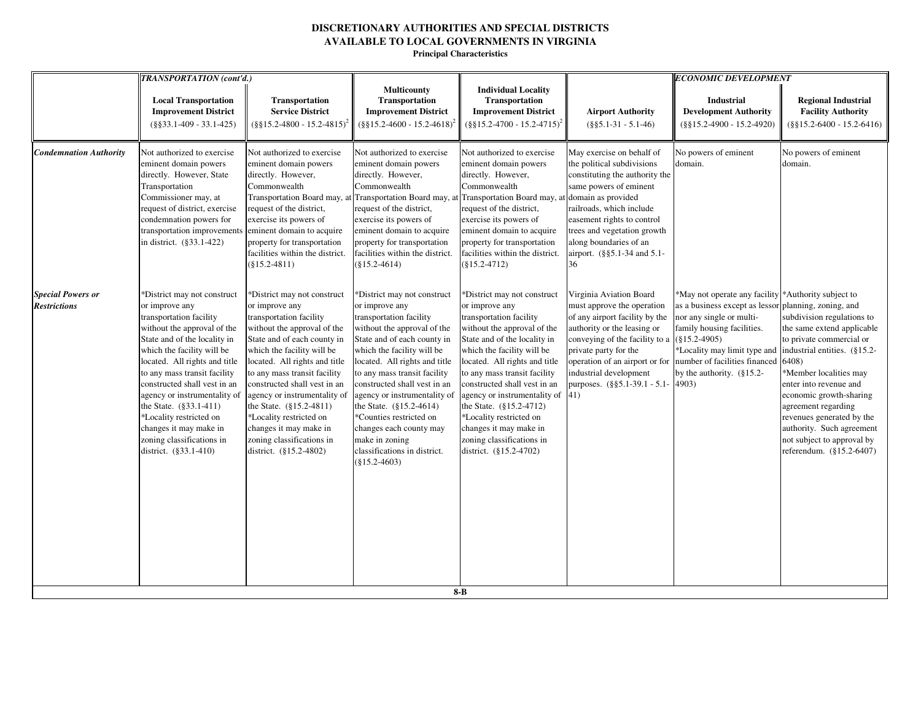# DISCRETIONARY AUTHORITIES AND SPECIAL DISTRICTS AVAILABLE TO LOCAL GOVERNMENTS IN VIRGINIA

**Principal Characteristics**

| | *TRANSPORTATION (cont'd.)* | | | | | *ECONOMIC DEVELOPMENT* | |
|---|---|---|---|---|---|---|---|
| | **Local Transportation Improvement District** (§§33.1-409 - 33.1-425) | **Transportation Service District** (§§15.2-4800 - 15.2-4815)[2] | **Multicounty Transportation Improvement District** (§§15.2-4600 - 15.2-4618)[2] | **Individual Locality Transportation Improvement District** (§§15.2-4700 - 15.2-4715)[2] | **Airport Authority** (§§5.1-31 - 5.1-46) | **Industrial Development Authority** (§§15.2-4900 - 15.2-4920) | **Regional Industrial Facility Authority** (§§15.2-6400 - 15.2-6416) |
| ***Condemnation Authority*** | Not authorized to exercise eminent domain powers directly. However, State Transportation Commissioner may, at request of district, exercise condemnation powers for transportation improvements in district. (§33.1-422) | Not authorized to exercise eminent domain powers directly. However, Commonwealth Transportation Board may, at request of the district, exercise its powers of eminent domain to acquire property for transportation facilities within the district. (§15.2-4811) | Not authorized to exercise eminent domain powers directly. However, Commonwealth Transportation Board may, at request of the district, exercise its powers of eminent domain to acquire property for transportation facilities within the district. (§15.2-4614) | Not authorized to exercise eminent domain powers directly. However, Commonwealth Transportation Board may, at request of the district, exercise its powers of eminent domain to acquire property for transportation facilities within the district. (§15.2-4712) | May exercise on behalf of the political subdivisions constituting the authority the same powers of eminent domain as provided railroads, which include easement rights to control trees and vegetation growth along boundaries of an airport. (§§5.1-34 and 5.1-36 | No powers of eminent domain. | No powers of eminent domain. |
| ***Special Powers or Restrictions*** | *District may not construct or improve any transportation facility without the approval of the State and of the locality in which the facility will be located. All rights and title to any mass transit facility constructed shall vest in an agency or instrumentality of the State. (§33.1-411)<br>*Locality restricted on changes it may make in zoning classifications in district. (§33.1-410) | *District may not construct or improve any transportation facility without the approval of the State and of each county in which the facility will be located. All rights and title to any mass transit facility constructed shall vest in an agency or instrumentality of the State. (§15.2-4811)<br>*Locality restricted on changes it may make in zoning classifications in district. (§15.2-4802) | *District may not construct or improve any transportation facility without the approval of the State and of each county in which the facility will be located. All rights and title to any mass transit facility constructed shall vest in an agency or instrumentality of the State. (§15.2-4614)<br>*Counties restricted on changes each county may make in zoning classifications in district. (§15.2-4603) | *District may not construct or improve any transportation facility without the approval of the State and of the locality in which the facility will be located. All rights and title to any mass transit facility constructed shall vest in an agency or instrumentality of the State. (§15.2-4712)<br>*Locality restricted on changes it may make in zoning classifications in district. (§15.2-4702) | Virginia Aviation Board must approve the operation of any airport facility by the authority or the leasing or conveying of the facility to a private party for the operation of an airport or for industrial development purposes. (§§5.1-39.1 - 5.1-41) | *May not operate any facility as a business except as lessor nor any single or multi-family housing facilities. (§15.2-4905)<br>*Locality may limit type and number of facilities financed by the authority. (§15.2-4903) | *Authority subject to planning, zoning, and subdivision regulations to the same extend applicable to private commercial or industrial entities. (§15.2-6408)<br>*Member localities may enter into revenue and economic growth-sharing agreement regarding revenues generated by the authority. Such agreement not subject to approval by referendum. (§15.2-6407) |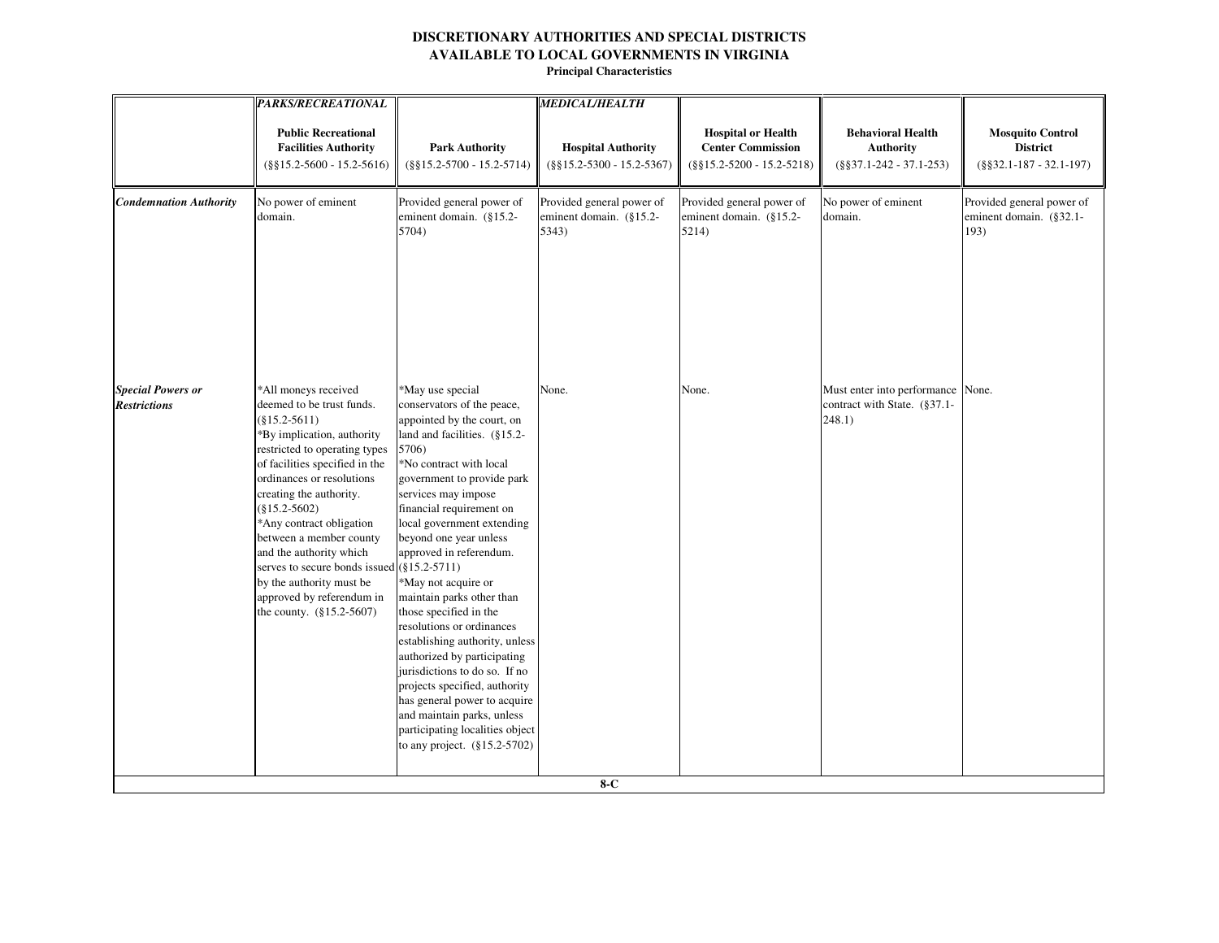# DISCRETIONARY AUTHORITIES AND SPECIAL DISTRICTS AVAILABLE TO LOCAL GOVERNMENTS IN VIRGINIA

**Principal Characteristics**

| | *PARKS/RECREATIONAL* | | *MEDICAL/HEALTH* | | | |
|---|---|---|---|---|---|---|
| | **Public Recreational Facilities Authority** (§§15.2-5600 - 15.2-5616) | **Park Authority** (§§15.2-5700 - 15.2-5714) | **Hospital Authority** (§§15.2-5300 - 15.2-5367) | **Hospital or Health Center Commission** (§§15.2-5200 - 15.2-5218) | **Behavioral Health Authority** (§§37.1-242 - 37.1-253) | **Mosquito Control District** (§§32.1-187 - 32.1-197) |
| ***Condemnation Authority*** | No power of eminent domain. | Provided general power of eminent domain. (§15.2-5704) | Provided general power of eminent domain. (§15.2-5343) | Provided general power of eminent domain. (§15.2-5214) | No power of eminent domain. | Provided general power of eminent domain. (§32.1-193) |
| ***Special Powers or Restrictions*** | *All moneys received deemed to be trust funds. (§15.2-5611)<br>*By implication, authority restricted to operating types of facilities specified in the ordinances or resolutions creating the authority. (§15.2-5602)<br>*Any contract obligation between a member county and the authority which serves to secure bonds issued by the authority must be approved by referendum in the county. (§15.2-5607) | *May use special conservators of the peace, appointed by the court, on land and facilities. (§15.2-5706)<br>*No contract with local government to provide park services may impose financial requirement on local government extending beyond one year unless approved in referendum. (§15.2-5711)<br>*May not acquire or maintain parks other than those specified in the resolutions or ordinances establishing authority, unless authorized by participating jurisdictions to do so. If no projects specified, authority has general power to acquire and maintain parks, unless participating localities object to any project. (§15.2-5702) | None. | None. | Must enter into performance contract with State. (§37.1-248.1) | None. |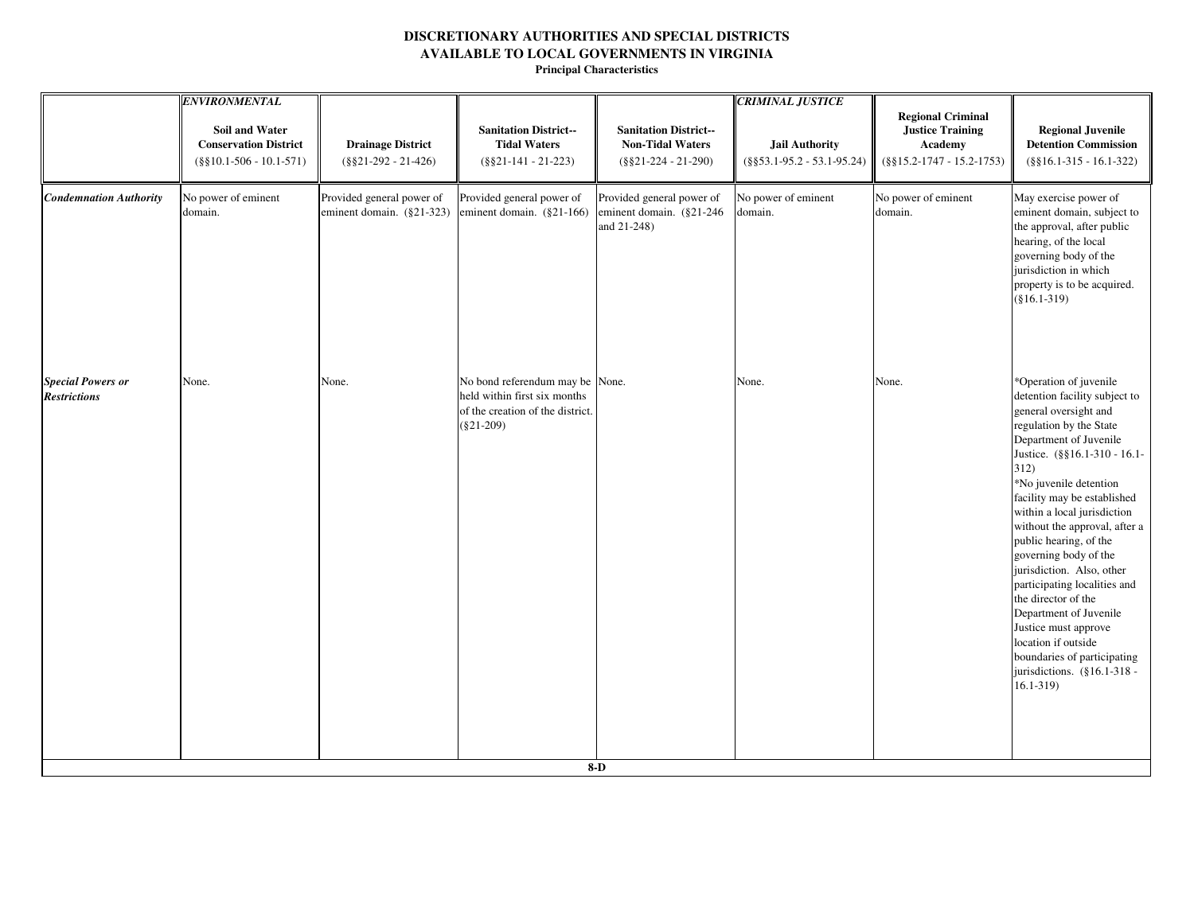**DISCRETIONARY AUTHORITIES AND SPECIAL DISTRICTS AVAILABLE TO LOCAL GOVERNMENTS IN VIRGINIA**

**Principal Characteristics**

| | *ENVIRONMENTAL* | | | | *CRIMINAL JUSTICE* | | |
|---|---|---|---|---|---|---|---|
| | **Soil and Water Conservation District** (§§10.1-506 - 10.1-571) | **Drainage District** (§§21-292 - 21-426) | **Sanitation District--Tidal Waters** (§§21-141 - 21-223) | **Sanitation District--Non-Tidal Waters** (§§21-224 - 21-290) | **Jail Authority** (§§53.1-95.2 - 53.1-95.24) | **Regional Criminal Justice Training Academy** (§§15.2-1747 - 15.2-1753) | **Regional Juvenile Detention Commission** (§§16.1-315 - 16.1-322) |
| ***Condemnation Authority*** | No power of eminent domain. | Provided general power of eminent domain. (§21-323) | Provided general power of eminent domain. (§21-166) | Provided general power of eminent domain. (§21-246 and 21-248) | No power of eminent domain. | No power of eminent domain. | May exercise power of eminent domain, subject to the approval, after public hearing, of the local governing body of the jurisdiction in which property is to be acquired. (§16.1-319) |
| ***Special Powers or Restrictions*** | None. | None. | No bond referendum may be held within first six months of the creation of the district. (§21-209) | None. | None. | None. | *Operation of juvenile detention facility subject to general oversight and regulation by the State Department of Juvenile Justice. (§§16.1-310 - 16.1-312)<br>*No juvenile detention facility may be established within a local jurisdiction without the approval, after a public hearing, of the governing body of the jurisdiction. Also, other participating localities and the director of the Department of Juvenile Justice must approve location if outside boundaries of participating jurisdictions. (§16.1-318 - 16.1-319) |

8-D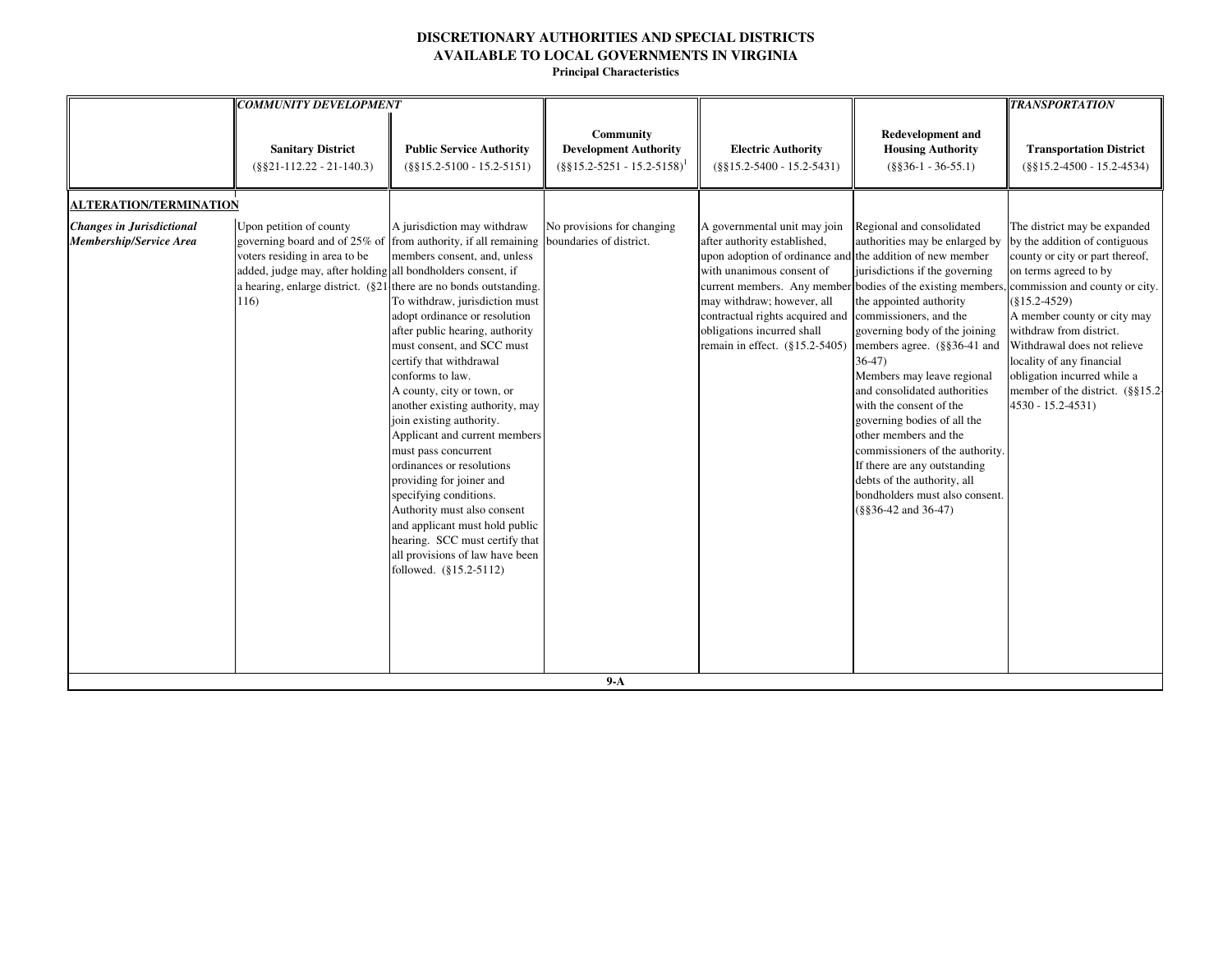# DISCRETIONARY AUTHORITIES AND SPECIAL DISTRICTS AVAILABLE TO LOCAL GOVERNMENTS IN VIRGINIA

**Principal Characteristics**

| | *COMMUNITY DEVELOPMENT* | | | | | *TRANSPORTATION* |
|---|---|---|---|---|---|---|
| | **Sanitary District** (§§21-112.22 - 21-140.3) | **Public Service Authority** (§§15.2-5100 - 15.2-5151) | **Community Development Authority** (§§15.2-5251 - 15.2-5158)[1] | **Electric Authority** (§§15.2-5400 - 15.2-5431) | **Redevelopment and Housing Authority** (§§36-1 - 36-55.1) | **Transportation District** (§§15.2-4500 - 15.2-4534) |
| **ALTERATION/TERMINATION** | | | | | | |
| ***Changes in Jurisdictional Membership/Service Area*** | Upon petition of county governing board and of 25% of voters residing in area to be added, judge may, after holding a hearing, enlarge district. (§21-116) | A jurisdiction may withdraw from authority, if all remaining members consent, and, unless all bondholders consent, if there are no bonds outstanding. To withdraw, jurisdiction must adopt ordinance or resolution after public hearing, authority must consent, and SCC must certify that withdrawal conforms to law. A county, city or town, or another existing authority, may join existing authority. Applicant and current members must pass concurrent ordinances or resolutions providing for joinder and specifying conditions. Authority must also consent and applicant must hold public hearing. SCC must certify that all provisions of law have been followed. (§15.2-5112) | No provisions for changing boundaries of district. | A governmental unit may join after authority established, upon adoption of ordinance and with unanimous consent of current members. Any member may withdraw; however, all contractual rights acquired and obligations incurred shall remain in effect. (§15.2-5405) | Regional and consolidated authorities may be enlarged by the addition of new member jurisdictions if the governing bodies of the existing members, the appointed authority commissioners, and the governing body of the joining members agree. (§§36-41 and 36-47) Members may leave regional and consolidated authorities with the consent of the governing bodies of all the other members and the commissioners of the authority. If there are any outstanding debts of the authority, all bondholders must also consent. (§§36-42 and 36-47) | The district may be expanded by the addition of contiguous county or city or part thereof, on terms agreed to by commission and county or city. (§15.2-4529) A member county or city may withdraw from district. Withdrawal does not relieve locality of any financial obligation incurred while a member of the district. (§§15.2-4530 - 15.2-4531) |

9-A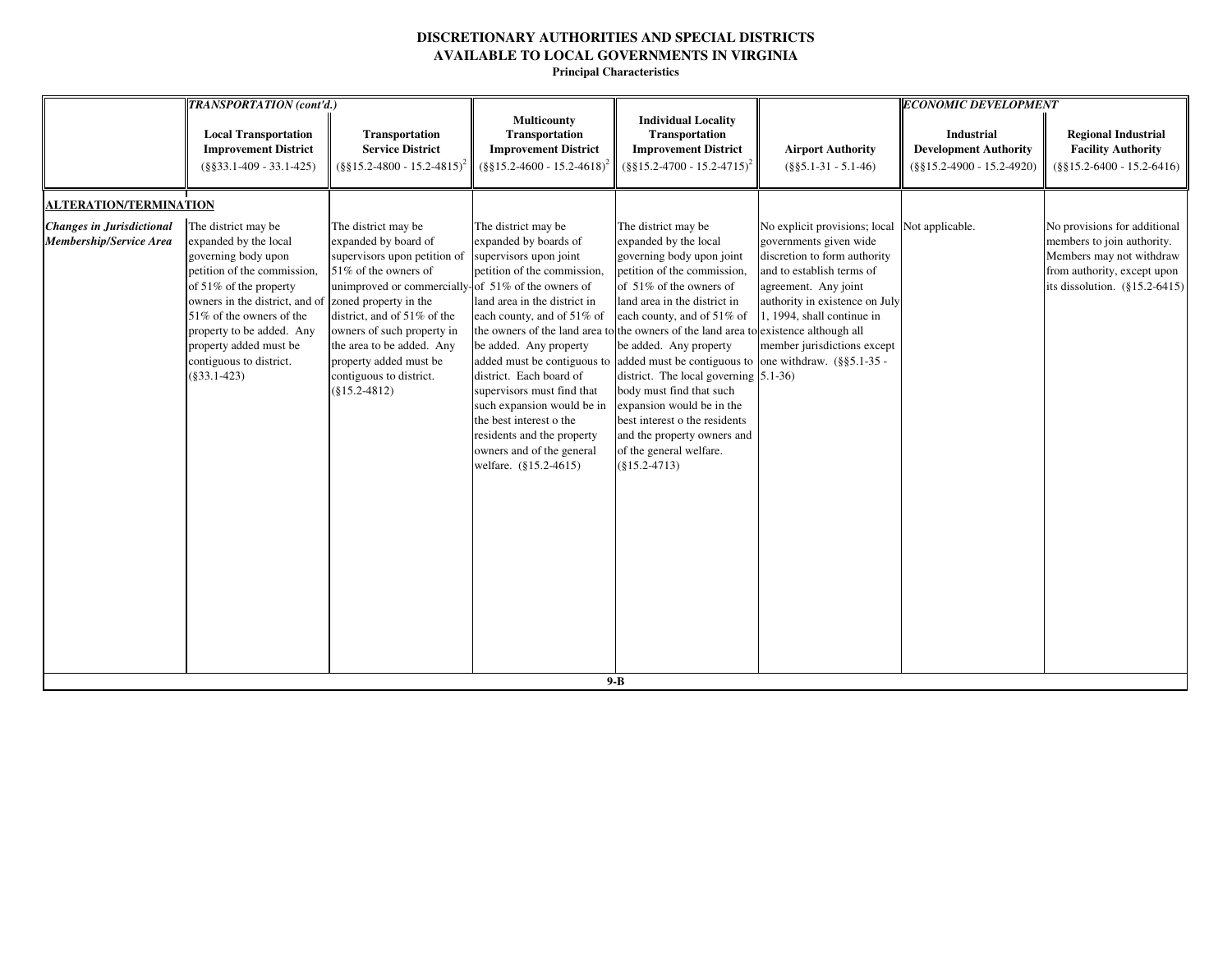**DISCRETIONARY AUTHORITIES AND SPECIAL DISTRICTS**
**AVAILABLE TO LOCAL GOVERNMENTS IN VIRGINIA**
**Principal Characteristics**

| | *TRANSPORTATION (cont'd.)* | | | | | *ECONOMIC DEVELOPMENT* | |
|---|---|---|---|---|---|---|---|
| | **Local Transportation Improvement District** (§§33.1-409 - 33.1-425) | **Transportation Service District** (§§15.2-4800 - 15.2-4815)[2] | **Multicounty Transportation Improvement District** (§§15.2-4600 - 15.2-4618)[2] | **Individual Locality Transportation Improvement District** (§§15.2-4700 - 15.2-4715)[2] | **Airport Authority** (§§5.1-31 - 5.1-46) | **Industrial Development Authority** (§§15.2-4900 - 15.2-4920) | **Regional Industrial Facility Authority** (§§15.2-6400 - 15.2-6416) |
| **ALTERATION/TERMINATION** | | | | | | | |
| ***Changes in Jurisdictional Membership/Service Area*** | The district may be expanded by the local governing body upon petition of the commission, of 51% of the property owners in the district, and of 51% of the owners of the property to be added. Any property added must be contiguous to district. (§33.1-423) | The district may be expanded by board of supervisors upon petition of 51% of the owners of unimproved or commercially-zoned property in the district, and of 51% of the owners of such property in the area to be added. Any property added must be contiguous to district. (§15.2-4812) | The district may be expanded by boards of supervisors upon joint petition of the commission, of 51% of the owners of land area in the district in each county, and of 51% of the owners of the land area to be added. Any property added must be contiguous to district. Each board of supervisors must find that such expansion would be in the best interest o the residents and the property owners and of the general welfare. (§15.2-4615) | The district may be expanded by the local governing body upon joint petition of the commission, of 51% of the owners of land area in the district in each county, and of 51% of the owners of the land area to be added. Any property added must be contiguous to district. The local governing body must find that such expansion would be in the best interest o the residents and the property owners and of the general welfare. (§15.2-4713) | No explicit provisions; local governments given wide discretion to form authority and to establish terms of agreement. Any joint authority in existence on July 1, 1994, shall continue in existence although all member jurisdictions except one withdraw. (§§5.1-35 - 5.1-36) | Not applicable. | No provisions for additional members to join authority. Members may not withdraw from authority, except upon its dissolution. (§15.2-6415) |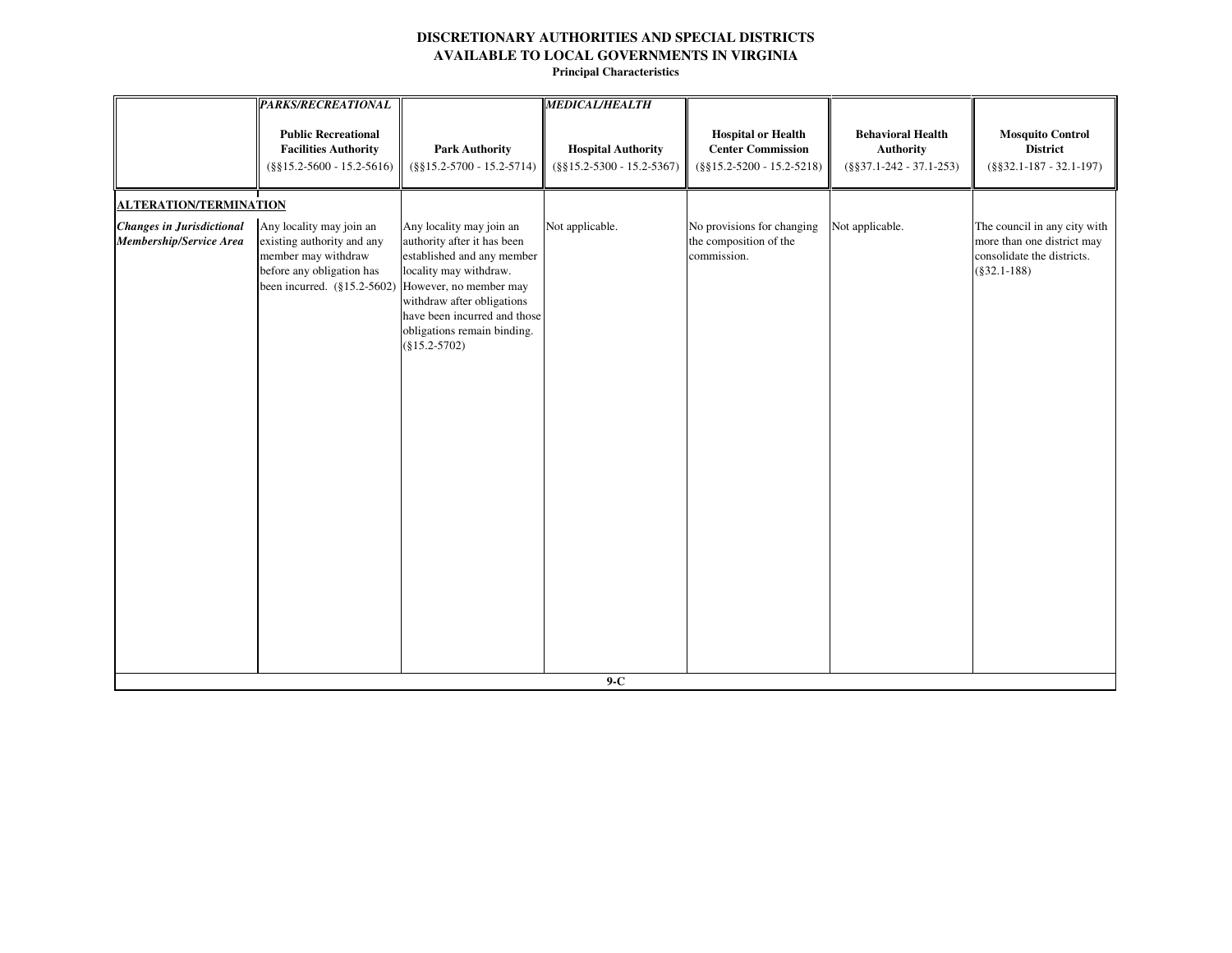**DISCRETIONARY AUTHORITIES AND SPECIAL DISTRICTS**
**AVAILABLE TO LOCAL GOVERNMENTS IN VIRGINIA**
**Principal Characteristics**

| | ***PARKS/RECREATIONAL*** **Public Recreational Facilities Authority** (§§15.2-5600 - 15.2-5616) | **Park Authority** (§§15.2-5700 - 15.2-5714) | ***MEDICAL/HEALTH*** **Hospital Authority** (§§15.2-5300 - 15.2-5367) | **Hospital or Health Center Commission** (§§15.2-5200 - 15.2-5218) | **Behavioral Health Authority** (§§37.1-242 - 37.1-253) | **Mosquito Control District** (§§32.1-187 - 32.1-197) |
|---|---|---|---|---|---|---|
| **ALTERATION/TERMINATION** | | | | | | |
| ***Changes in Jurisdictional Membership/Service Area*** | Any locality may join an existing authority and any member may withdraw before any obligation has been incurred. (§15.2-5602) | Any locality may join an authority after it has been established and any member locality may withdraw. However, no member may withdraw after obligations have been incurred and those obligations remain binding. (§15.2-5702) | Not applicable. | No provisions for changing the composition of the commission. | Not applicable. | The council in any city with more than one district may consolidate the districts. (§32.1-188) |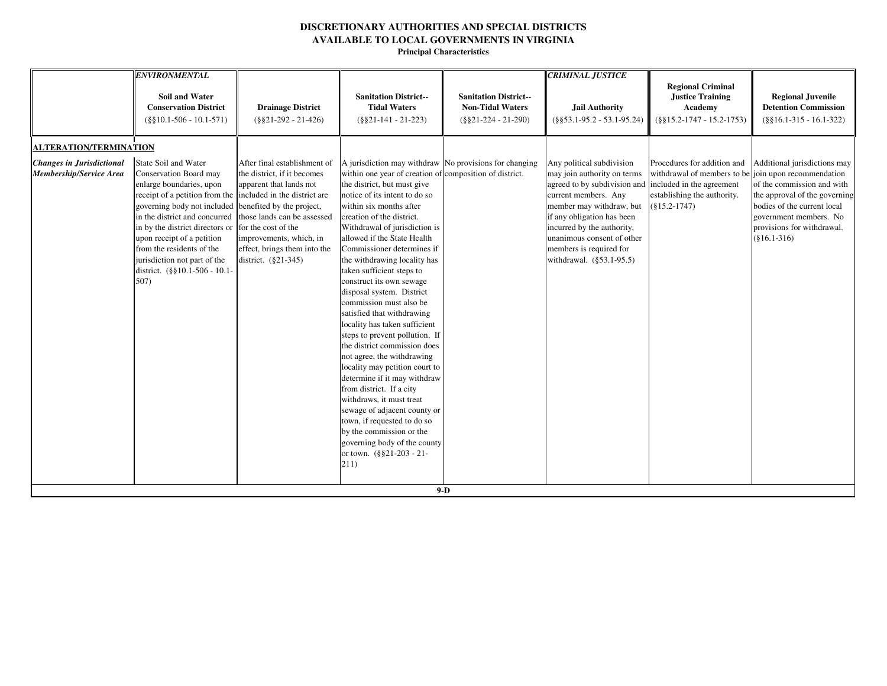# DISCRETIONARY AUTHORITIES AND SPECIAL DISTRICTS AVAILABLE TO LOCAL GOVERNMENTS IN VIRGINIA

**Principal Characteristics**

| | *ENVIRONMENTAL* | | | | *CRIMINAL JUSTICE* | | |
|---|---|---|---|---|---|---|---|
| | **Soil and Water Conservation District** (§§10.1-506 - 10.1-571) | **Drainage District** (§§21-292 - 21-426) | **Sanitation District--Tidal Waters** (§§21-141 - 21-223) | **Sanitation District--Non-Tidal Waters** (§§21-224 - 21-290) | **Jail Authority** (§§53.1-95.2 - 53.1-95.24) | **Regional Criminal Justice Training Academy** (§§15.2-1747 - 15.2-1753) | **Regional Juvenile Detention Commission** (§§16.1-315 - 16.1-322) |
| **ALTERATION/TERMINATION** | | | | | | | |
| ***Changes in Jurisdictional Membership/Service Area*** | State Soil and Water Conservation Board may enlarge boundaries, upon receipt of a petition from the governing body not included in the district and concurred in by the district directors or upon receipt of a petition from the residents of the jurisdiction not part of the district. (§§10.1-506 - 10.1-507) | After final establishment of the district, if it becomes apparent that lands not included in the district are benefited by the project, those lands can be assessed for the cost of the improvements, which, in effect, brings them into the district. (§21-345) | A jurisdiction may withdraw within one year of creation of the district, but must give notice of its intent to do so within six months after creation of the district. Withdrawal of jurisdiction is allowed if the State Health Commissioner determines if the withdrawing locality has taken sufficient steps to construct its own sewage disposal system. District commission must also be satisfied that withdrawing locality has taken sufficient steps to prevent pollution. If the district commission does not agree, the withdrawing locality may petition court to determine if it may withdraw from district. If a city withdraws, it must treat sewage of adjacent county or town, if requested to do so by the commission or the governing body of the county or town. (§§21-203 - 21-211) | No provisions for changing composition of district. | Any political subdivision may join authority on terms agreed to by subdivision and current members. Any member may withdraw, but if any obligation has been incurred by the authority, unanimous consent of other members is required for withdrawal. (§53.1-95.5) | Procedures for addition and withdrawal of members to be included in the agreement establishing the authority. (§15.2-1747) | Additional jurisdictions may join upon recommendation of the commission and with the approval of the governing bodies of the current local government members. No provisions for withdrawal. (§16.1-316) |

9-D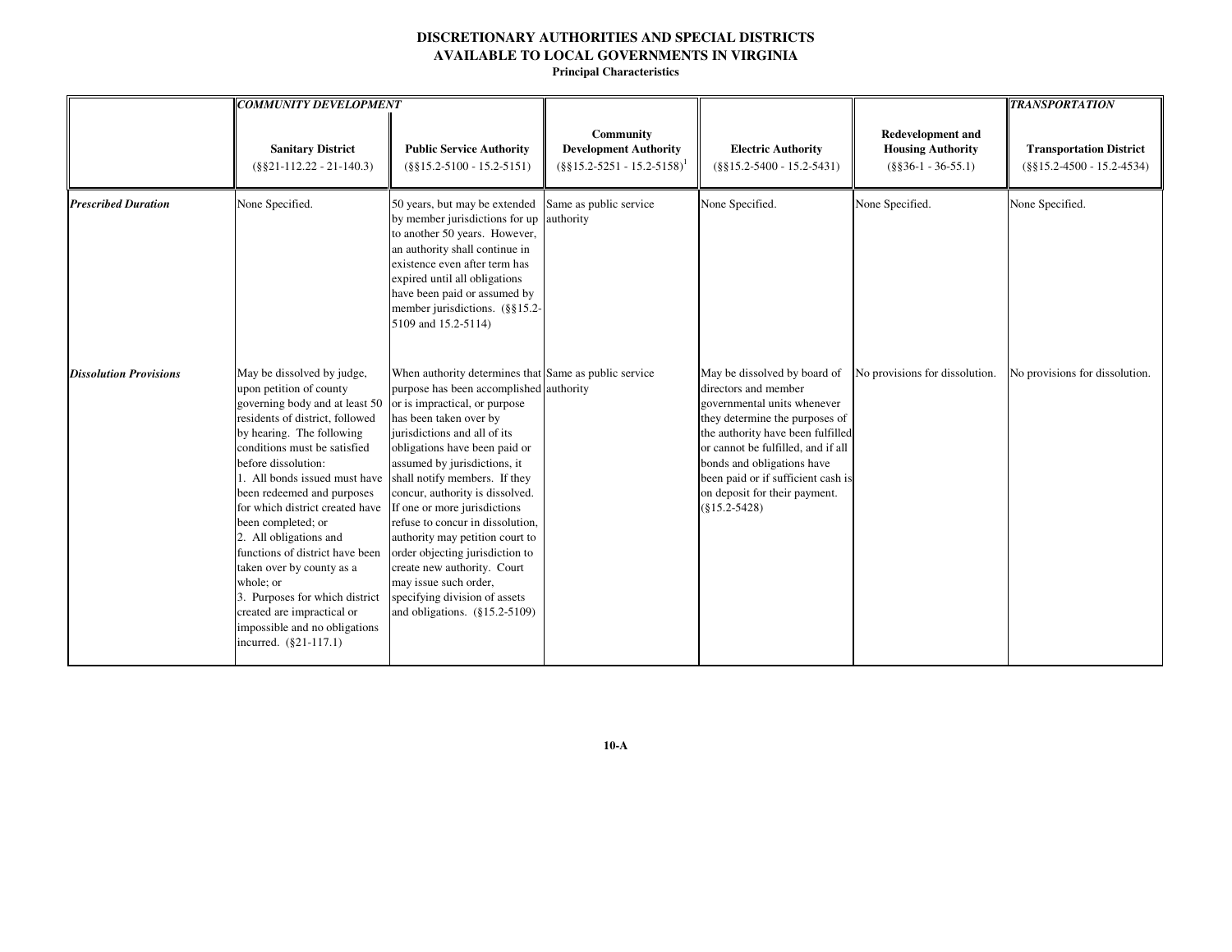# DISCRETIONARY AUTHORITIES AND SPECIAL DISTRICTS AVAILABLE TO LOCAL GOVERNMENTS IN VIRGINIA

**Principal Characteristics**

| | *COMMUNITY DEVELOPMENT* | | | | | *TRANSPORTATION* |
|---|---|---|---|---|---|---|
| | **Sanitary District** (§§21-112.22 - 21-140.3) | **Public Service Authority** (§§15.2-5100 - 15.2-5151) | **Community Development Authority** (§§15.2-5251 - 15.2-5158)[1] | **Electric Authority** (§§15.2-5400 - 15.2-5431) | **Redevelopment and Housing Authority** (§§36-1 - 36-55.1) | **Transportation District** (§§15.2-4500 - 15.2-4534) |
| ***Prescribed Duration*** | None Specified. | 50 years, but may be extended by member jurisdictions for up to another 50 years. However, an authority shall continue in existence even after term has expired until all obligations have been paid or assumed by member jurisdictions. (§§15.2-5109 and 15.2-5114) | Same as public service authority | None Specified. | None Specified. | None Specified. |
| ***Dissolution Provisions*** | May be dissolved by judge, upon petition of county governing body and at least 50 residents of district, followed by hearing. The following conditions must be satisfied before dissolution:<br>1. All bonds issued must have been redeemed and purposes for which district created have been completed; or<br>2. All obligations and functions of district have been taken over by county as a whole; or<br>3. Purposes for which district created are impractical or impossible and no obligations incurred. (§21-117.1) | When authority determines that purpose has been accomplished or is impractical, or purpose has been taken over by jurisdictions and all of its obligations have been paid or assumed by jurisdictions, it shall notify members. If they concur, authority is dissolved. If one or more jurisdictions refuse to concur in dissolution, authority may petition court to order objecting jurisdiction to create new authority. Court may issue such order, specifying division of assets and obligations. (§15.2-5109) | Same as public service authority | May be dissolved by board of directors and member governmental units whenever they determine the purposes of the authority have been fulfilled or cannot be fulfilled, and if all bonds and obligations have been paid or if sufficient cash is on deposit for their payment. (§15.2-5428) | No provisions for dissolution. | No provisions for dissolution. |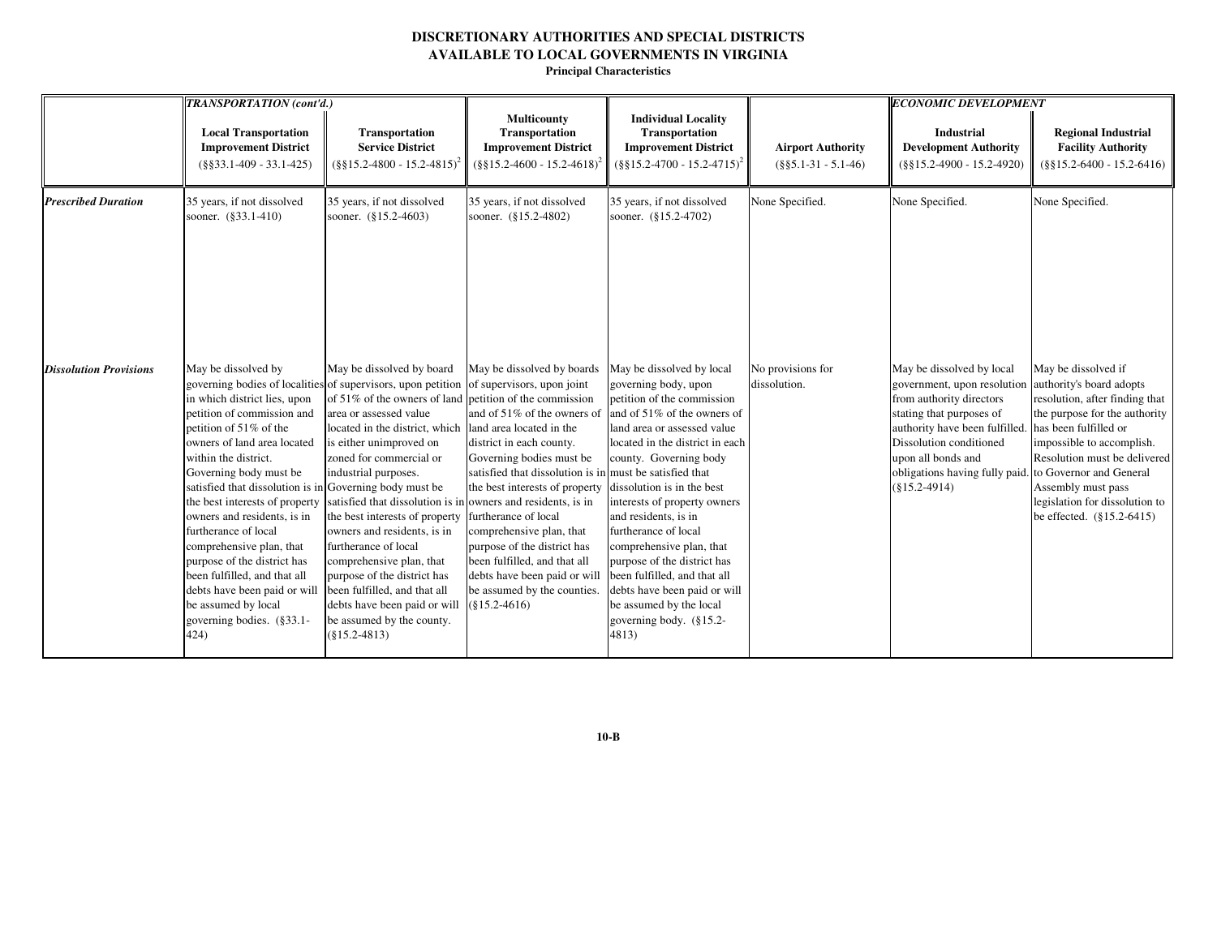# DISCRETIONARY AUTHORITIES AND SPECIAL DISTRICTS AVAILABLE TO LOCAL GOVERNMENTS IN VIRGINIA

**Principal Characteristics**

| | *TRANSPORTATION (cont'd.)* | | | | | *ECONOMIC DEVELOPMENT* | |
|---|---|---|---|---|---|---|---|
| | **Local Transportation Improvement District** (§§33.1-409 - 33.1-425) | **Transportation Service District** (§§15.2-4800 - 15.2-4815)[2] | **Multicounty Transportation Improvement District** (§§15.2-4600 - 15.2-4618)[2] | **Individual Locality Transportation Improvement District** (§§15.2-4700 - 15.2-4715)[2] | **Airport Authority** (§§5.1-31 - 5.1-46) | **Industrial Development Authority** (§§15.2-4900 - 15.2-4920) | **Regional Industrial Facility Authority** (§§15.2-6400 - 15.2-6416) |
| ***Prescribed Duration*** | 35 years, if not dissolved sooner. (§33.1-410) | 35 years, if not dissolved sooner. (§15.2-4603) | 35 years, if not dissolved sooner. (§15.2-4802) | 35 years, if not dissolved sooner. (§15.2-4702) | None Specified. | None Specified. | None Specified. |
| ***Dissolution Provisions*** | May be dissolved by governing bodies of localities in which district lies, upon petition of commission and petition of 51% of the owners of land area located within the district. Governing body must be satisfied that dissolution is in the best interests of property owners and residents, is in furtherance of local comprehensive plan, that purpose of the district has been fulfilled, and that all debts have been paid or will be assumed by local governing bodies. (§33.1-424) | May be dissolved by board of supervisors, upon petition of 51% of the owners of land area or assessed value located in the district, which is either unimproved on zoned for commercial or industrial purposes. Governing body must be satisfied that dissolution is in the best interests of property owners and residents, is in furtherance of local comprehensive plan, that purpose of the district has been fulfilled, and that all debts have been paid or will be assumed by the county. (§15.2-4813) | May be dissolved by boards of supervisors, upon joint petition of the commission and of 51% of the owners of land area located in the district in each county. Governing bodies must be satisfied that dissolution is in the best interests of property owners and residents, is in furtherance of local comprehensive plan, that purpose of the district has been fulfilled, and that all debts have been paid or will be assumed by the counties. (§15.2-4616) | May be dissolved by local governing body, upon petition of the commission and of 51% of the owners of land area or assessed value located in the district in each county. Governing body must be satisfied that dissolution is in the best interests of property owners and residents, is in furtherance of local comprehensive plan, that purpose of the district has been fulfilled, and that all debts have been paid or will be assumed by the local governing body. (§15.2-4813) | No provisions for dissolution. | May be dissolved by local government, upon resolution from authority directors stating that purposes of authority have been fulfilled. Dissolution conditioned upon all bonds and obligations having fully paid. (§15.2-4914) | May be dissolved if authority's board adopts resolution, after finding that the purpose for the authority has been fulfilled or impossible to accomplish. Resolution must be delivered to Governor and General Assembly must pass legislation for dissolution to be effected. (§15.2-6415) |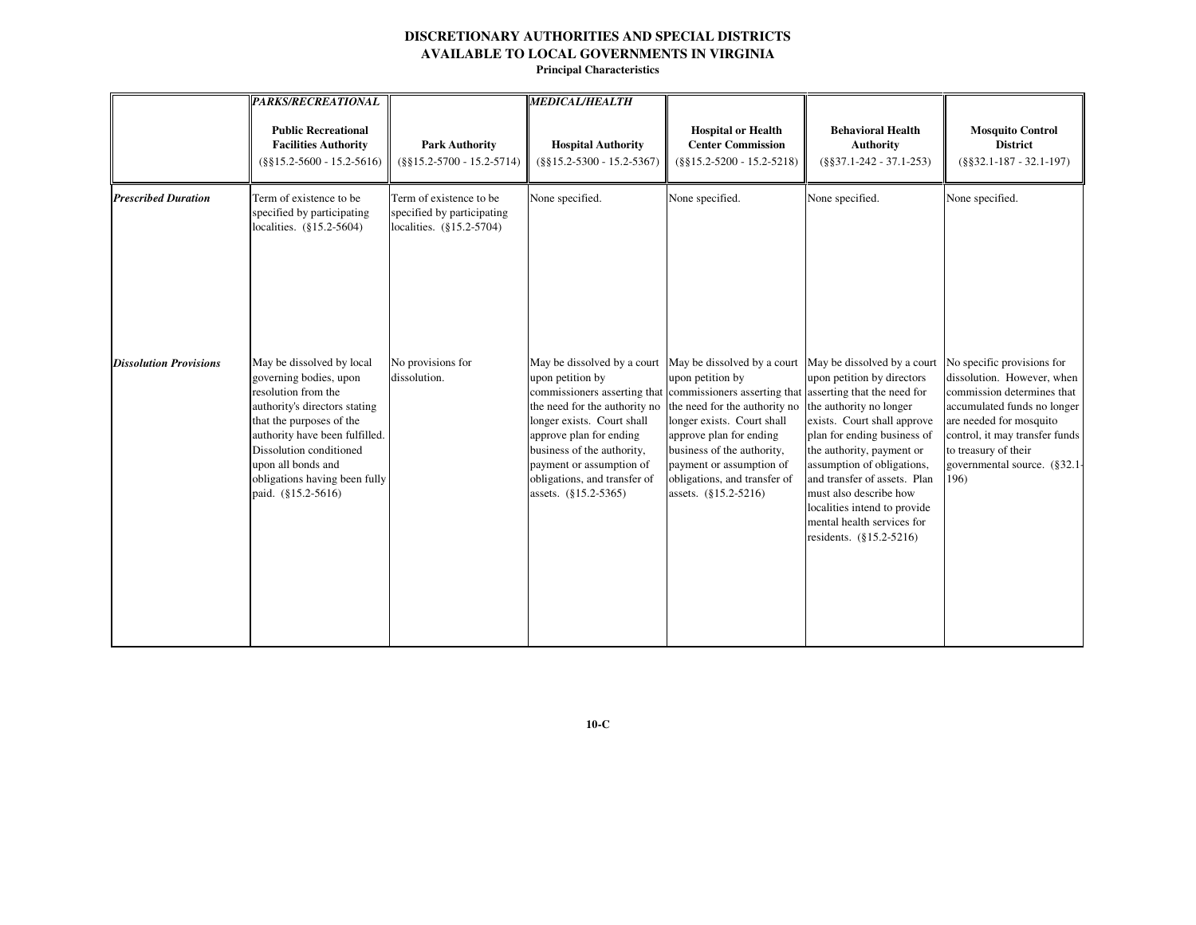# DISCRETIONARY AUTHORITIES AND SPECIAL DISTRICTS AVAILABLE TO LOCAL GOVERNMENTS IN VIRGINIA

**Principal Characteristics**

| | *PARKS/RECREATIONAL* | | *MEDICAL/HEALTH* | | | |
|---|---|---|---|---|---|---|
| | **Public Recreational Facilities Authority** (§§15.2-5600 - 15.2-5616) | **Park Authority** (§§15.2-5700 - 15.2-5714) | **Hospital Authority** (§§15.2-5300 - 15.2-5367) | **Hospital or Health Center Commission** (§§15.2-5200 - 15.2-5218) | **Behavioral Health Authority** (§§37.1-242 - 37.1-253) | **Mosquito Control District** (§§32.1-187 - 32.1-197) |
| ***Prescribed Duration*** | Term of existence to be specified by participating localities. (§15.2-5604) | Term of existence to be specified by participating localities. (§15.2-5704) | None specified. | None specified. | None specified. | None specified. |
| ***Dissolution Provisions*** | May be dissolved by local governing bodies, upon resolution from the authority's directors stating that the purposes of the authority have been fulfilled. Dissolution conditioned upon all bonds and obligations having been fully paid. (§15.2-5616) | No provisions for dissolution. | May be dissolved by a court upon petition by commissioners asserting that the need for the authority no longer exists. Court shall approve plan for ending business of the authority, payment or assumption of obligations, and transfer of assets. (§15.2-5365) | May be dissolved by a court upon petition by commissioners asserting that the need for the authority no longer exists. Court shall approve plan for ending business of the authority, payment or assumption of obligations, and transfer of assets. (§15.2-5216) | May be dissolved by a court upon petition by directors asserting that the need for the authority no longer exists. Court shall approve plan for ending business of the authority, payment or assumption of obligations, and transfer of assets. Plan must also describe how localities intend to provide mental health services for residents. (§15.2-5216) | No specific provisions for dissolution. However, when commission determines that accumulated funds no longer are needed for mosquito control, it may transfer funds to treasury of their governmental source. (§32.1-196) |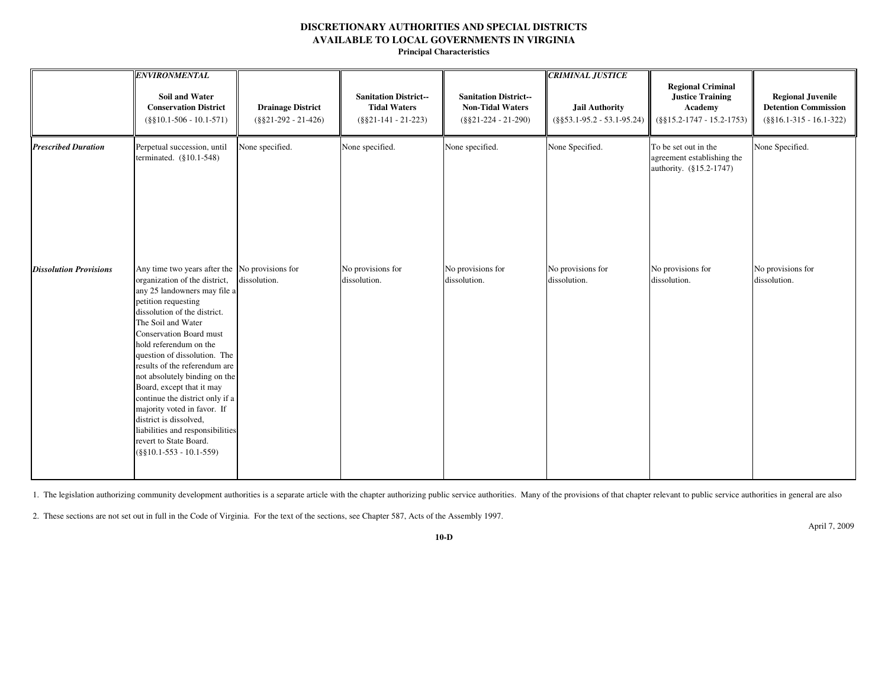**DISCRETIONARY AUTHORITIES AND SPECIAL DISTRICTS AVAILABLE TO LOCAL GOVERNMENTS IN VIRGINIA**

**Principal Characteristics**

| | *ENVIRONMENTAL* | | | | *CRIMINAL JUSTICE* | | |
|---|---|---|---|---|---|---|---|
| | **Soil and Water Conservation District** (§§10.1-506 - 10.1-571) | **Drainage District** (§§21-292 - 21-426) | **Sanitation District--Tidal Waters** (§§21-141 - 21-223) | **Sanitation District--Non-Tidal Waters** (§§21-224 - 21-290) | **Jail Authority** (§§53.1-95.2 - 53.1-95.24) | **Regional Criminal Justice Training Academy** (§§15.2-1747 - 15.2-1753) | **Regional Juvenile Detention Commission** (§§16.1-315 - 16.1-322) |
| ***Prescribed Duration*** | Perpetual succession, until terminated. (§10.1-548) | None specified. | None specified. | None specified. | None Specified. | To be set out in the agreement establishing the authority. (§15.2-1747) | None Specified. |
| ***Dissolution Provisions*** | Any time two years after the organization of the district, any 25 landowners may file a petition requesting dissolution of the district. The Soil and Water Conservation Board must hold referendum on the question of dissolution. The results of the referendum are not absolutely binding on the Board, except that it may continue the district only if a majority voted in favor. If district is dissolved, liabilities and responsibilities revert to State Board. (§§10.1-553 - 10.1-559) | No provisions for dissolution. | No provisions for dissolution. | No provisions for dissolution. | No provisions for dissolution. | No provisions for dissolution. | No provisions for dissolution. |

1. The legislation authorizing community development authorities is a separate article with the chapter authorizing public service authorities. Many of the provisions of that chapter relevant to public service authorities in general are also

2. These sections are not set out in full in the Code of Virginia. For the text of the sections, see Chapter 587, Acts of the Assembly 1997.

April 7, 2009